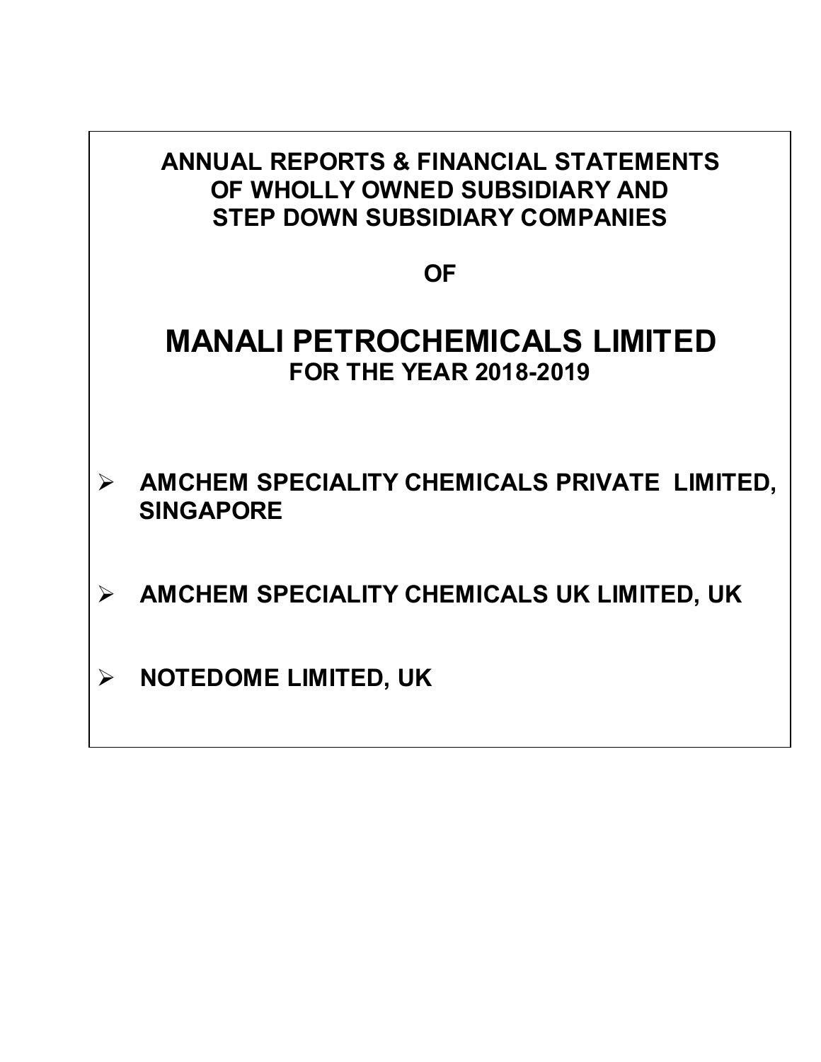**ANNUAL REPORTS & FINANCIAL STATEMENTS OF WHOLLY OWNED SUBSIDIARY AND STEP DOWN SUBSIDIARY COMPANIES**

**OF**

# MANALI PETROCHEMICALS LIMITED

**FOR THE YEAR 2018-2019**

- **AMCHEM SPECIALITY CHEMICALS PRIVATE LIMITED, SINGAPORE**
- **AMCHEM SPECIALITY CHEMICALS UK LIMITED, UK**
- **NOTEDOME LIMITED, UK**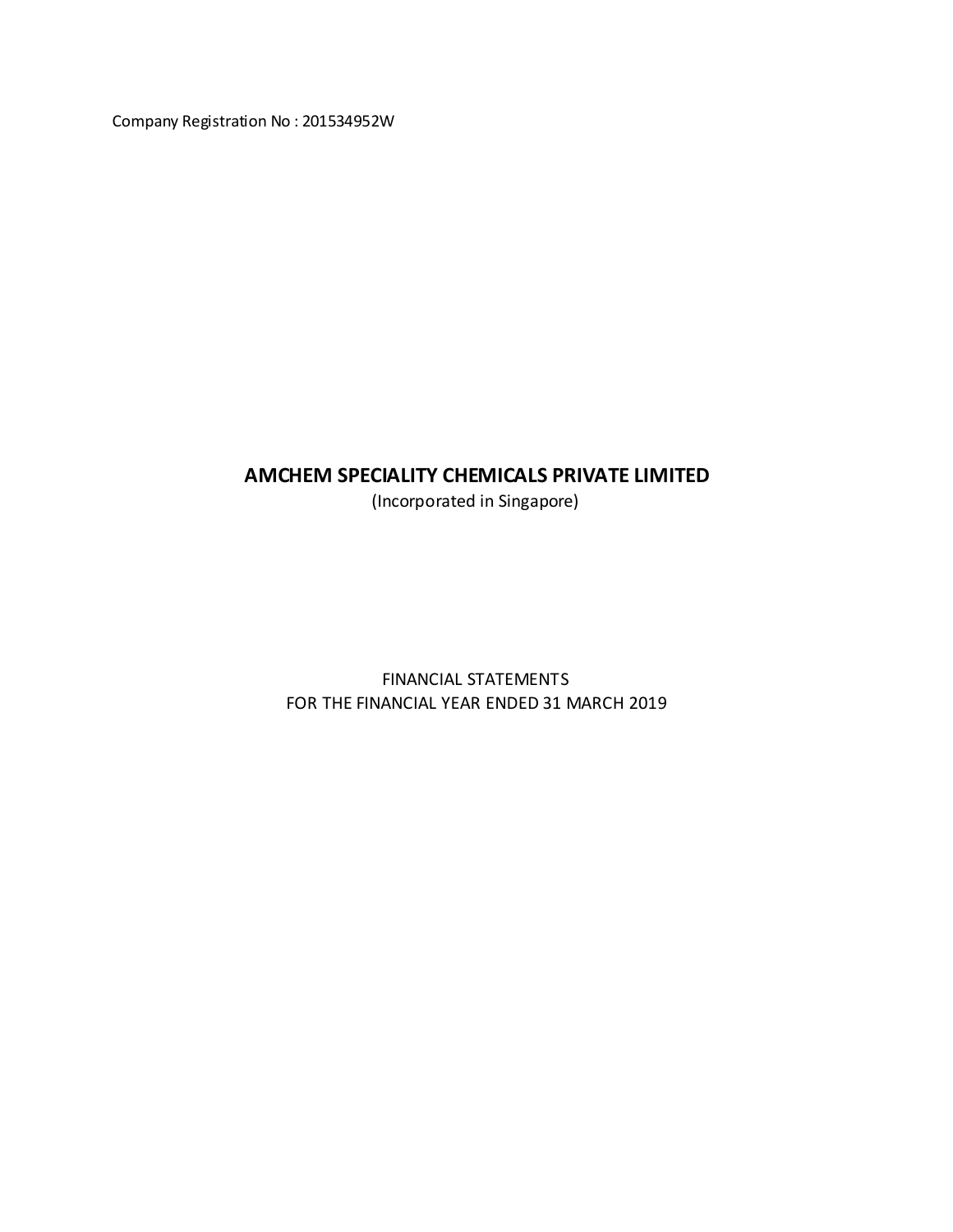Company Registration No : 201534952W

# AMCHEM SPECIALITY CHEMICALS PRIVATE LIMITED

(Incorporated in Singapore)

FINANCIAL STATEMENTS
FOR THE FINANCIAL YEAR ENDED 31 MARCH 2019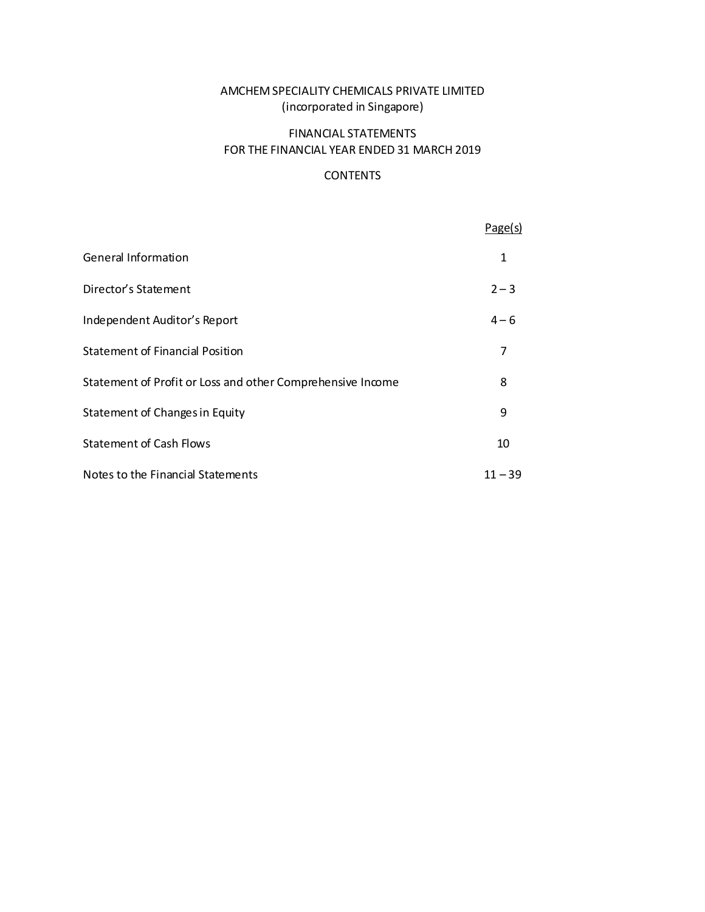AMCHEM SPECIALITY CHEMICALS PRIVATE LIMITED
(incorporated in Singapore)

FINANCIAL STATEMENTS
FOR THE FINANCIAL YEAR ENDED 31 MARCH 2019

CONTENTS

| | Page(s) |
|---|---|
| General Information | 1 |
| Director's Statement | 2 – 3 |
| Independent Auditor's Report | 4 – 6 |
| Statement of Financial Position | 7 |
| Statement of Profit or Loss and other Comprehensive Income | 8 |
| Statement of Changes in Equity | 9 |
| Statement of Cash Flows | 10 |
| Notes to the Financial Statements | 11 – 39 |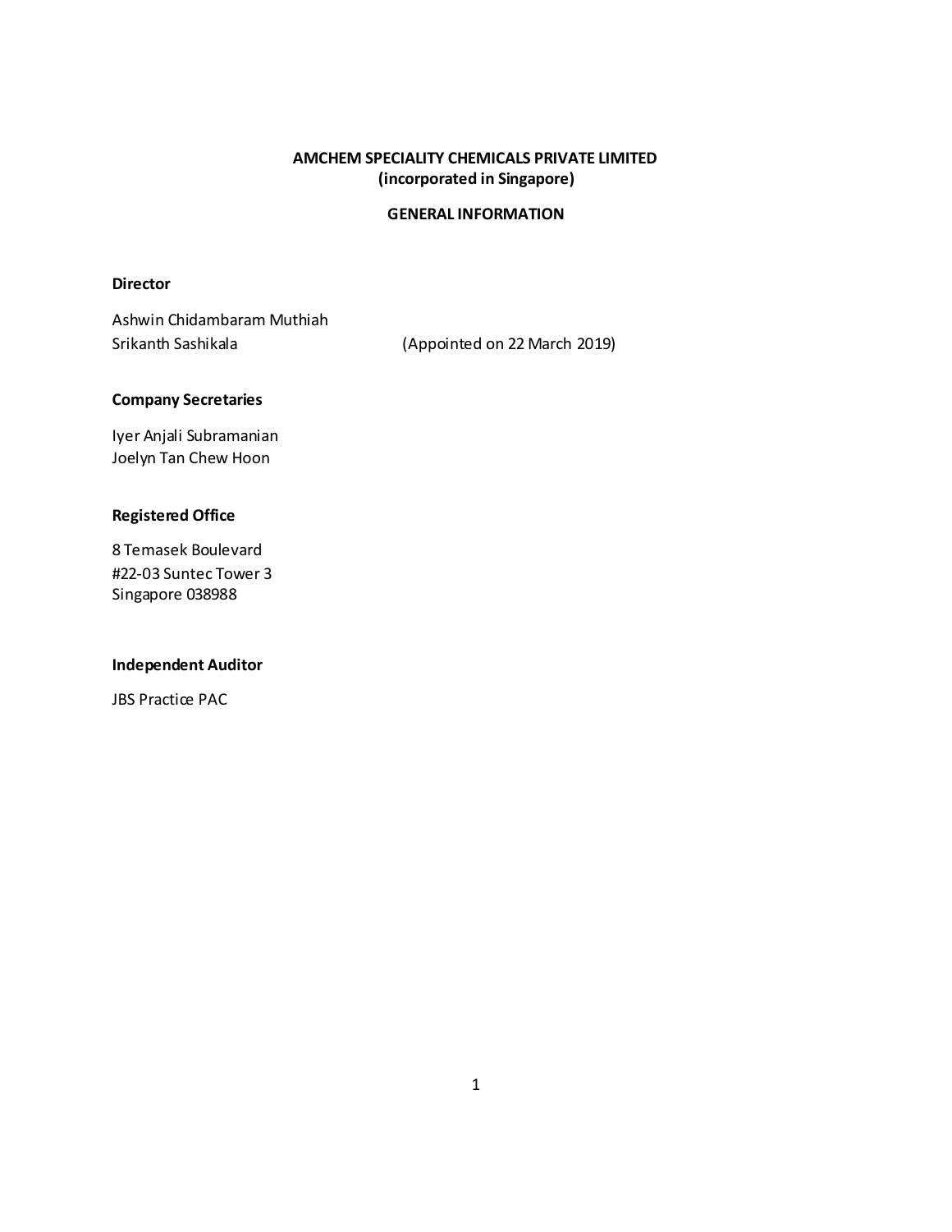**AMCHEM SPECIALITY CHEMICALS PRIVATE LIMITED**
**(incorporated in Singapore)**

**GENERAL INFORMATION**

**Director**

Ashwin Chidambaram Muthiah
Srikanth Sashikala (Appointed on 22 March 2019)

**Company Secretaries**

Iyer Anjali Subramanian
Joelyn Tan Chew Hoon

**Registered Office**

8 Temasek Boulevard
#22-03 Suntec Tower 3
Singapore 038988

**Independent Auditor**

JBS Practice PAC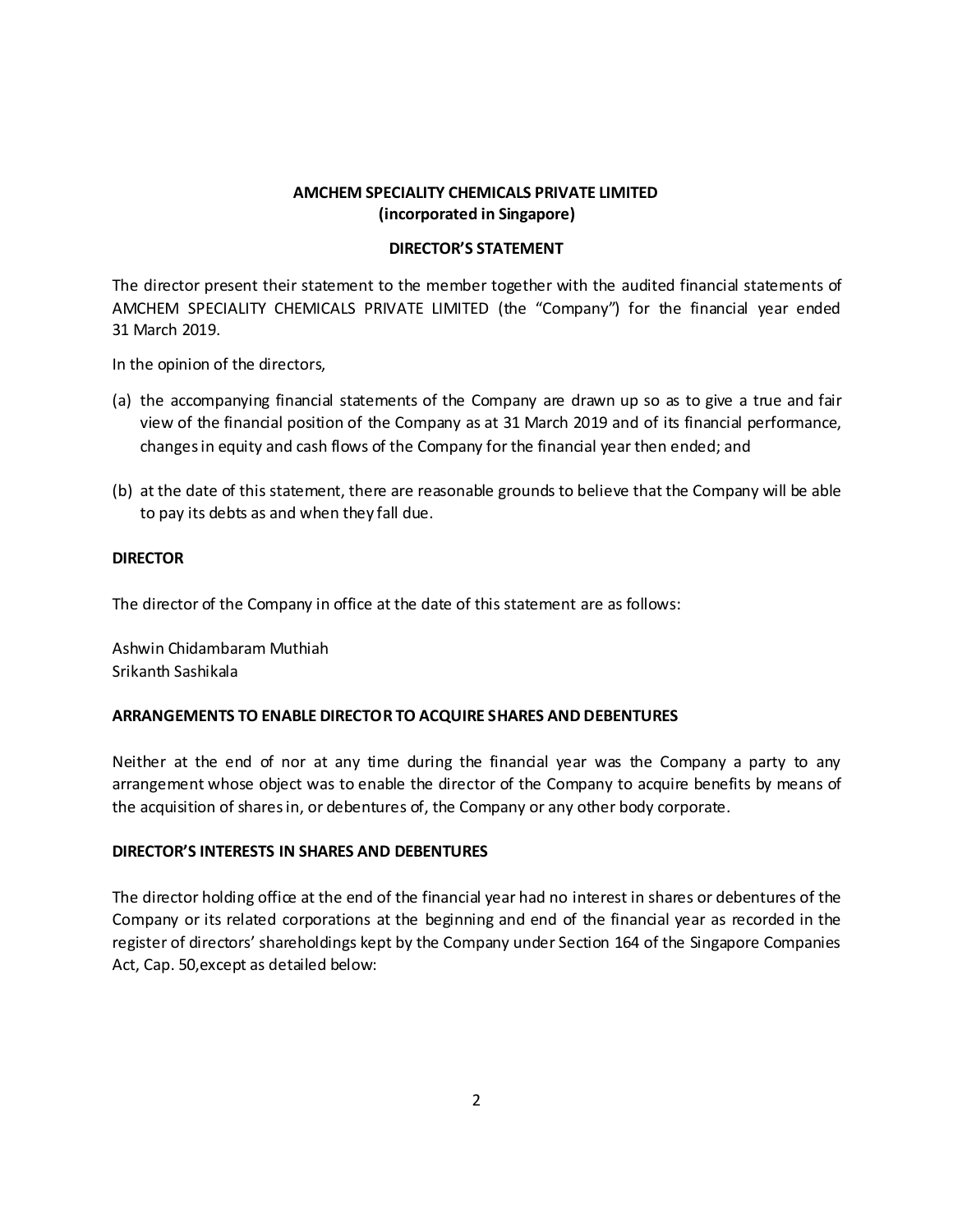**AMCHEM SPECIALITY CHEMICALS PRIVATE LIMITED**
**(incorporated in Singapore)**

**DIRECTOR'S STATEMENT**

The director present their statement to the member together with the audited financial statements of AMCHEM SPECIALITY CHEMICALS PRIVATE LIMITED (the "Company") for the financial year ended 31 March 2019.

In the opinion of the directors,

(a) the accompanying financial statements of the Company are drawn up so as to give a true and fair view of the financial position of the Company as at 31 March 2019 and of its financial performance, changes in equity and cash flows of the Company for the financial year then ended; and

(b) at the date of this statement, there are reasonable grounds to believe that the Company will be able to pay its debts as and when they fall due.

**DIRECTOR**

The director of the Company in office at the date of this statement are as follows:

Ashwin Chidambaram Muthiah
Srikanth Sashikala

**ARRANGEMENTS TO ENABLE DIRECTOR TO ACQUIRE SHARES AND DEBENTURES**

Neither at the end of nor at any time during the financial year was the Company a party to any arrangement whose object was to enable the director of the Company to acquire benefits by means of the acquisition of shares in, or debentures of, the Company or any other body corporate.

**DIRECTOR'S INTERESTS IN SHARES AND DEBENTURES**

The director holding office at the end of the financial year had no interest in shares or debentures of the Company or its related corporations at the beginning and end of the financial year as recorded in the register of directors' shareholdings kept by the Company under Section 164 of the Singapore Companies Act, Cap. 50,except as detailed below: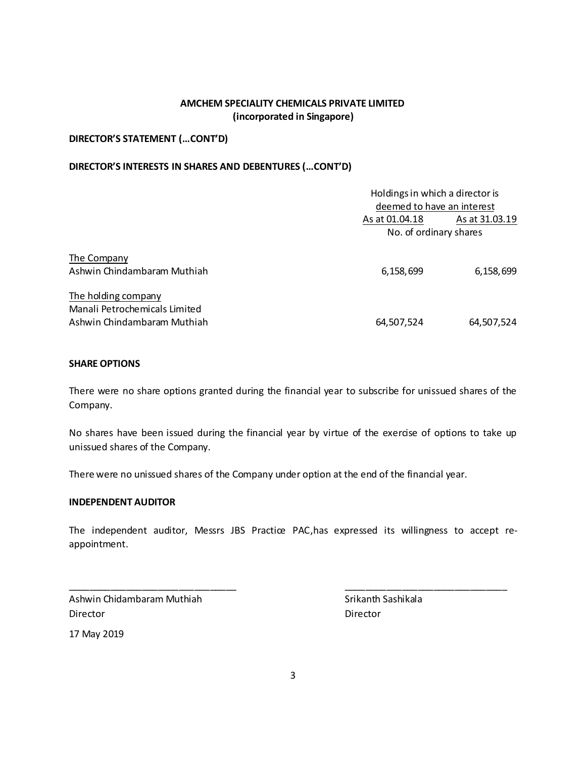**AMCHEM SPECIALITY CHEMICALS PRIVATE LIMITED**
**(incorporated in Singapore)**

**DIRECTOR'S STATEMENT (…CONT'D)**

**DIRECTOR'S INTERESTS IN SHARES AND DEBENTURES (…CONT'D)**

| | Holdings in which a director is deemed to have an interest | |
|---|---|---|
| | As at 01.04.18 | As at 31.03.19 |
| | No. of ordinary shares | |
| The Company | | |
| Ashwin Chindambaram Muthiah | 6,158,699 | 6,158,699 |
| The holding company | | |
| Manali Petrochemicals Limited | | |
| Ashwin Chindambaram Muthiah | 64,507,524 | 64,507,524 |

**SHARE OPTIONS**

There were no share options granted during the financial year to subscribe for unissued shares of the Company.

No shares have been issued during the financial year by virtue of the exercise of options to take up unissued shares of the Company.

There were no unissued shares of the Company under option at the end of the financial year.

**INDEPENDENT AUDITOR**

The independent auditor, Messrs JBS Practice PAC,has expressed its willingness to accept re-appointment.

\_\_\_\_\_\_\_\_\_\_\_\_\_\_\_\_\_\_\_\_\_\_\_\_\_\_\_\_\_\_
Ashwin Chidambaram Muthiah
Director

\_\_\_\_\_\_\_\_\_\_\_\_\_\_\_\_\_\_\_\_\_\_\_\_\_\_\_\_\_\_
Srikanth Sashikala
Director

17 May 2019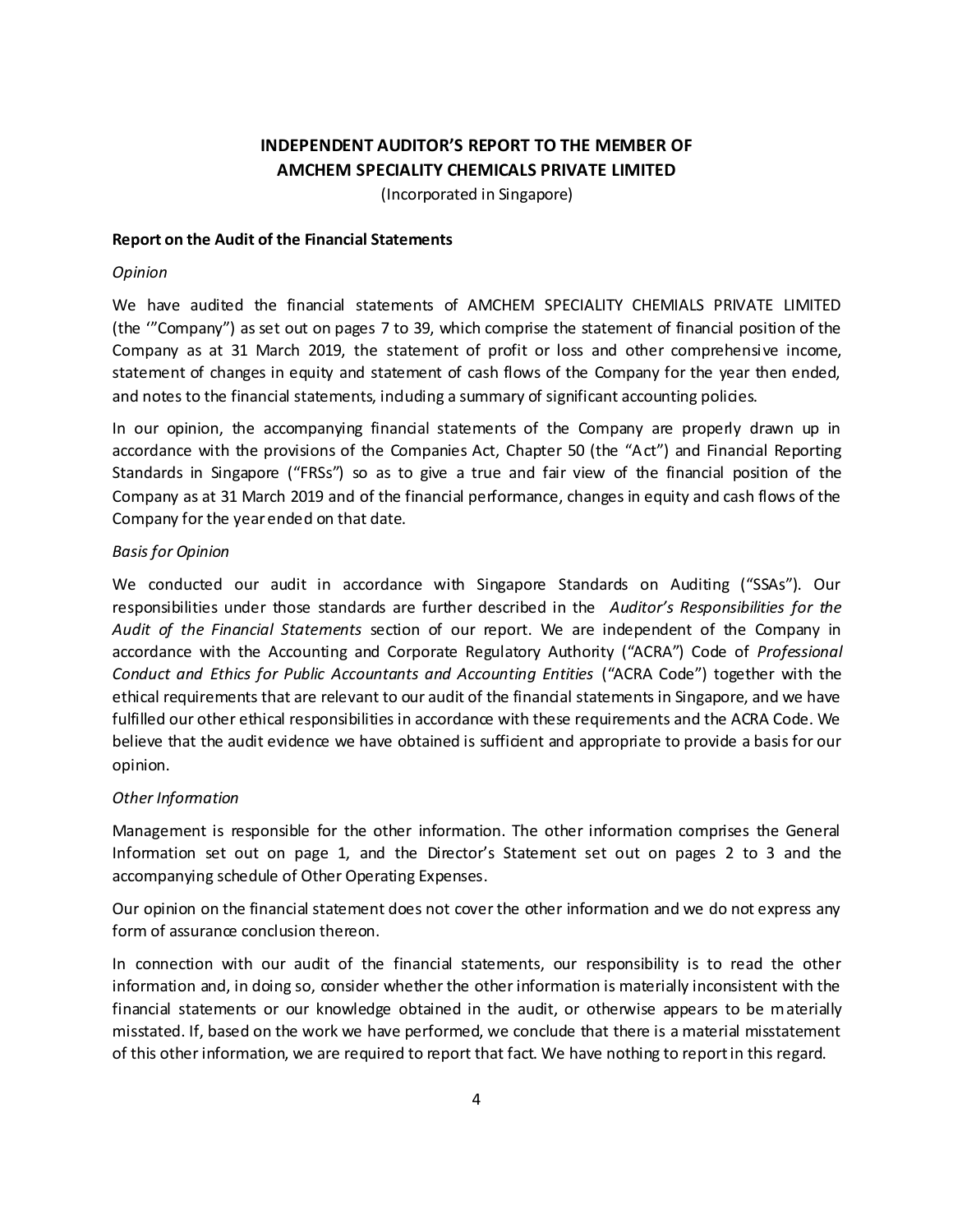# INDEPENDENT AUDITOR'S REPORT TO THE MEMBER OF AMCHEM SPECIALITY CHEMICALS PRIVATE LIMITED

(Incorporated in Singapore)

**Report on the Audit of the Financial Statements**

*Opinion*

We have audited the financial statements of AMCHEM SPECIALITY CHEMIALS PRIVATE LIMITED (the '"Company") as set out on pages 7 to 39, which comprise the statement of financial position of the Company as at 31 March 2019, the statement of profit or loss and other comprehensive income, statement of changes in equity and statement of cash flows of the Company for the year then ended, and notes to the financial statements, including a summary of significant accounting policies.

In our opinion, the accompanying financial statements of the Company are properly drawn up in accordance with the provisions of the Companies Act, Chapter 50 (the "Act") and Financial Reporting Standards in Singapore ("FRSs") so as to give a true and fair view of the financial position of the Company as at 31 March 2019 and of the financial performance, changes in equity and cash flows of the Company for the year ended on that date.

*Basis for Opinion*

We conducted our audit in accordance with Singapore Standards on Auditing ("SSAs"). Our responsibilities under those standards are further described in the *Auditor's Responsibilities for the Audit of the Financial Statements* section of our report. We are independent of the Company in accordance with the Accounting and Corporate Regulatory Authority ("ACRA") Code of *Professional Conduct and Ethics for Public Accountants and Accounting Entities* ("ACRA Code") together with the ethical requirements that are relevant to our audit of the financial statements in Singapore, and we have fulfilled our other ethical responsibilities in accordance with these requirements and the ACRA Code. We believe that the audit evidence we have obtained is sufficient and appropriate to provide a basis for our opinion.

*Other Information*

Management is responsible for the other information. The other information comprises the General Information set out on page 1, and the Director's Statement set out on pages 2 to 3 and the accompanying schedule of Other Operating Expenses.

Our opinion on the financial statement does not cover the other information and we do not express any form of assurance conclusion thereon.

In connection with our audit of the financial statements, our responsibility is to read the other information and, in doing so, consider whether the other information is materially inconsistent with the financial statements or our knowledge obtained in the audit, or otherwise appears to be materially misstated. If, based on the work we have performed, we conclude that there is a material misstatement of this other information, we are required to report that fact. We have nothing to report in this regard.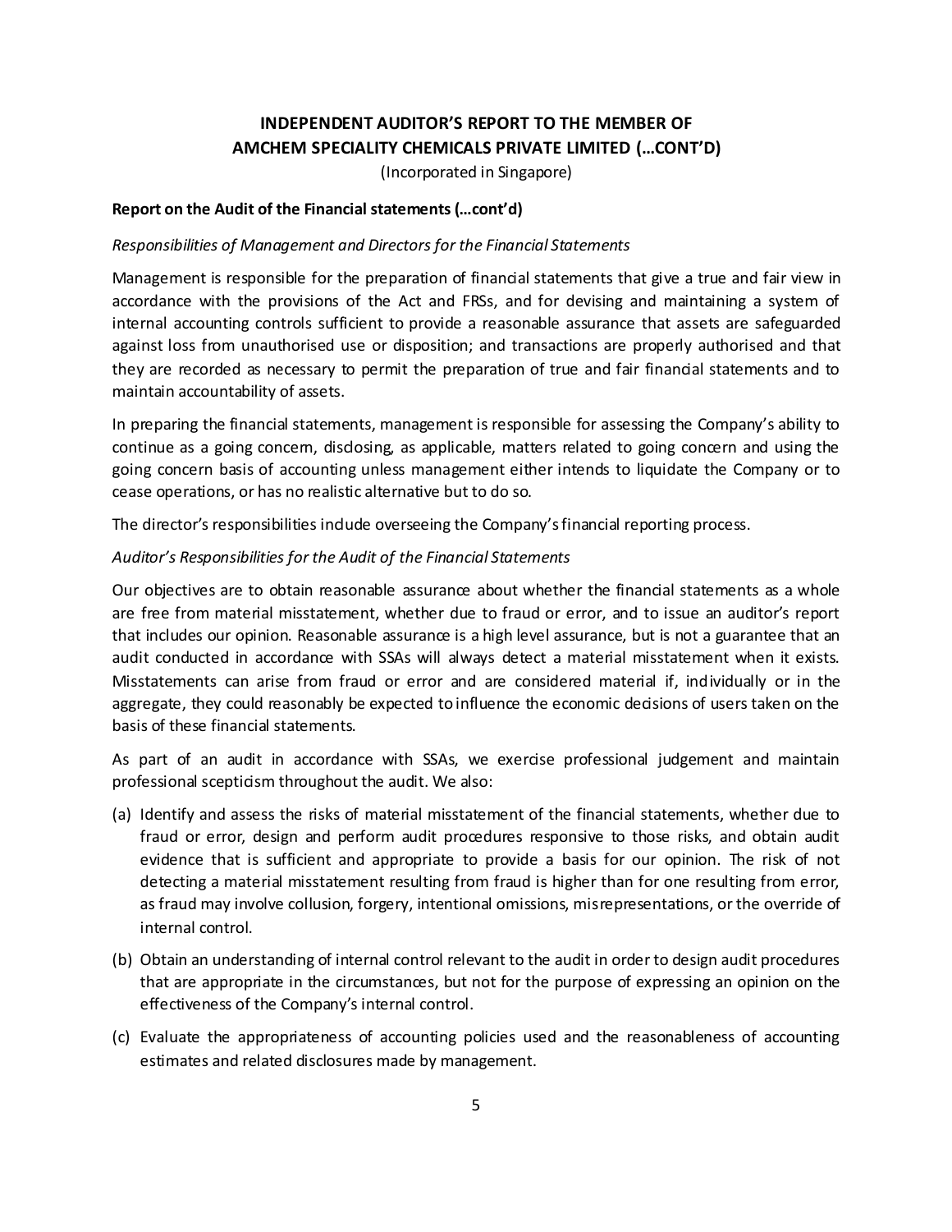# INDEPENDENT AUDITOR'S REPORT TO THE MEMBER OF AMCHEM SPECIALITY CHEMICALS PRIVATE LIMITED (…CONT'D)

(Incorporated in Singapore)

**Report on the Audit of the Financial statements (…cont'd)**

*Responsibilities of Management and Directors for the Financial Statements*

Management is responsible for the preparation of financial statements that give a true and fair view in accordance with the provisions of the Act and FRSs, and for devising and maintaining a system of internal accounting controls sufficient to provide a reasonable assurance that assets are safeguarded against loss from unauthorised use or disposition; and transactions are properly authorised and that they are recorded as necessary to permit the preparation of true and fair financial statements and to maintain accountability of assets.

In preparing the financial statements, management is responsible for assessing the Company's ability to continue as a going concern, disclosing, as applicable, matters related to going concern and using the going concern basis of accounting unless management either intends to liquidate the Company or to cease operations, or has no realistic alternative but to do so.

The director's responsibilities include overseeing the Company's financial reporting process.

*Auditor's Responsibilities for the Audit of the Financial Statements*

Our objectives are to obtain reasonable assurance about whether the financial statements as a whole are free from material misstatement, whether due to fraud or error, and to issue an auditor's report that includes our opinion. Reasonable assurance is a high level assurance, but is not a guarantee that an audit conducted in accordance with SSAs will always detect a material misstatement when it exists. Misstatements can arise from fraud or error and are considered material if, individually or in the aggregate, they could reasonably be expected to influence the economic decisions of users taken on the basis of these financial statements.

As part of an audit in accordance with SSAs, we exercise professional judgement and maintain professional scepticism throughout the audit. We also:

(a) Identify and assess the risks of material misstatement of the financial statements, whether due to fraud or error, design and perform audit procedures responsive to those risks, and obtain audit evidence that is sufficient and appropriate to provide a basis for our opinion. The risk of not detecting a material misstatement resulting from fraud is higher than for one resulting from error, as fraud may involve collusion, forgery, intentional omissions, misrepresentations, or the override of internal control.

(b) Obtain an understanding of internal control relevant to the audit in order to design audit procedures that are appropriate in the circumstances, but not for the purpose of expressing an opinion on the effectiveness of the Company's internal control.

(c) Evaluate the appropriateness of accounting policies used and the reasonableness of accounting estimates and related disclosures made by management.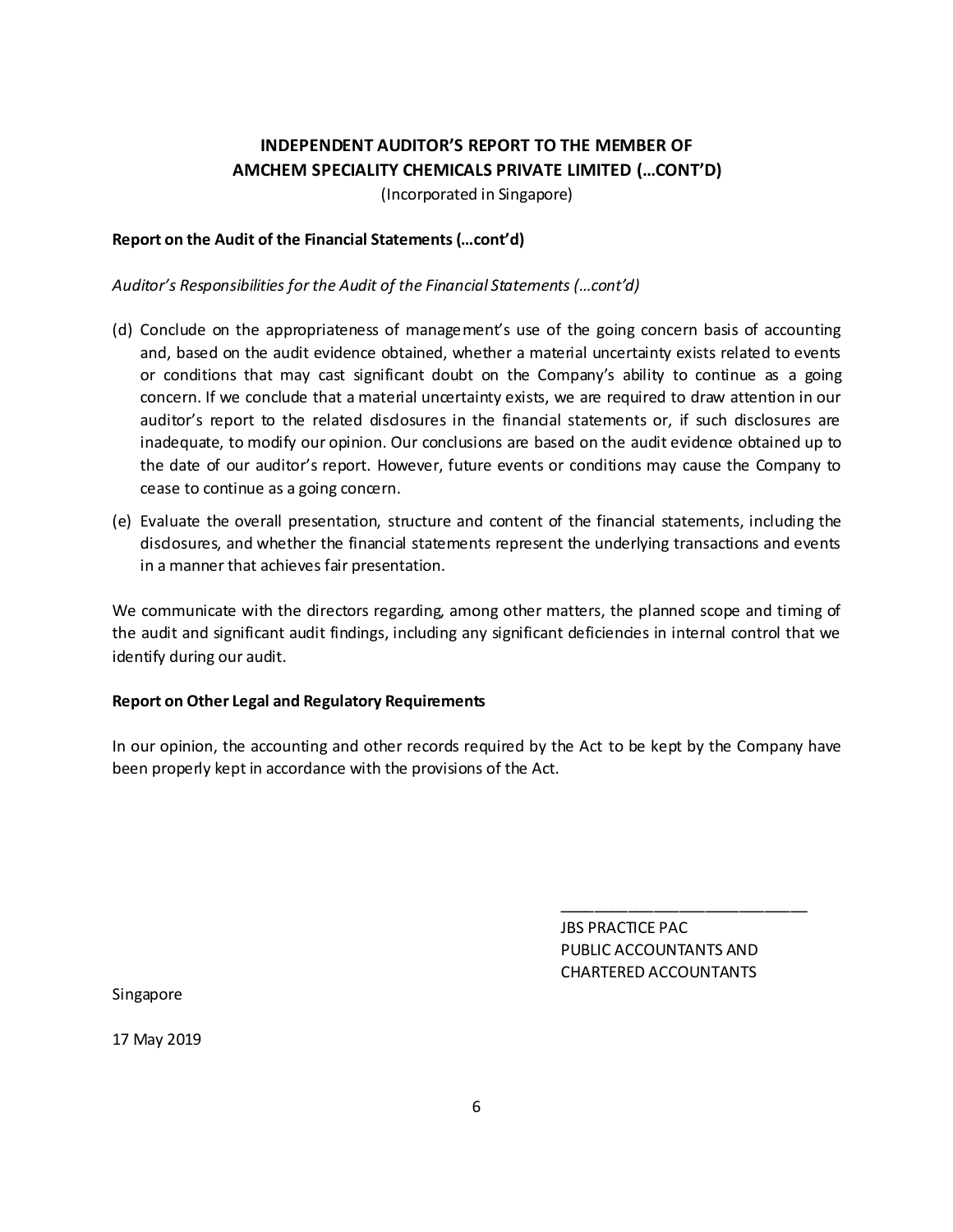# INDEPENDENT AUDITOR'S REPORT TO THE MEMBER OF AMCHEM SPECIALITY CHEMICALS PRIVATE LIMITED (…CONT'D)

(Incorporated in Singapore)

**Report on the Audit of the Financial Statements (…cont'd)**

*Auditor's Responsibilities for the Audit of the Financial Statements (…cont'd)*

(d) Conclude on the appropriateness of management's use of the going concern basis of accounting and, based on the audit evidence obtained, whether a material uncertainty exists related to events or conditions that may cast significant doubt on the Company's ability to continue as a going concern. If we conclude that a material uncertainty exists, we are required to draw attention in our auditor's report to the related disclosures in the financial statements or, if such disclosures are inadequate, to modify our opinion. Our conclusions are based on the audit evidence obtained up to the date of our auditor's report. However, future events or conditions may cause the Company to cease to continue as a going concern.

(e) Evaluate the overall presentation, structure and content of the financial statements, including the disclosures, and whether the financial statements represent the underlying transactions and events in a manner that achieves fair presentation.

We communicate with the directors regarding, among other matters, the planned scope and timing of the audit and significant audit findings, including any significant deficiencies in internal control that we identify during our audit.

**Report on Other Legal and Regulatory Requirements**

In our opinion, the accounting and other records required by the Act to be kept by the Company have been properly kept in accordance with the provisions of the Act.

______________________________

JBS PRACTICE PAC
PUBLIC ACCOUNTANTS AND
CHARTERED ACCOUNTANTS

Singapore

17 May 2019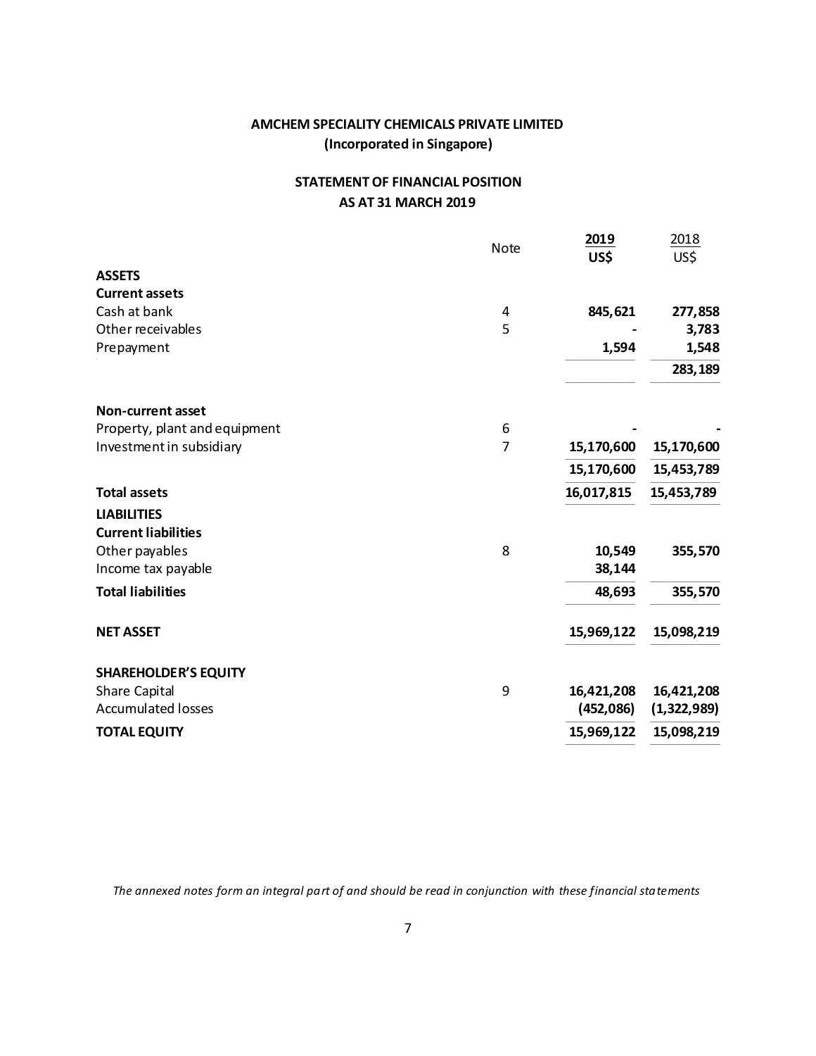**AMCHEM SPECIALITY CHEMICALS PRIVATE LIMITED**
**(Incorporated in Singapore)**

**STATEMENT OF FINANCIAL POSITION**
**AS AT 31 MARCH 2019**

| | Note | **2019** **US$** | 2018 US$ |
|---|---|---|---|
| **ASSETS** | | | |
| **Current assets** | | | |
| Cash at bank | 4 | **845,621** | **277,858** |
| Other receivables | 5 | **-** | **3,783** |
| Prepayment | | **1,594** | **1,548** |
| | | | **283,189** |
| **Non-current asset** | | | |
| Property, plant and equipment | 6 | **-** | **-** |
| Investment in subsidiary | 7 | **15,170,600** | **15,170,600** |
| | | **15,170,600** | **15,453,789** |
| **Total assets** | | **16,017,815** | **15,453,789** |
| **LIABILITIES** | | | |
| **Current liabilities** | | | |
| Other payables | 8 | **10,549** | **355,570** |
| Income tax payable | | **38,144** | |
| **Total liabilities** | | **48,693** | **355,570** |
| **NET ASSET** | | **15,969,122** | **15,098,219** |
| **SHAREHOLDER'S EQUITY** | | | |
| Share Capital | 9 | **16,421,208** | **16,421,208** |
| Accumulated losses | | **(452,086)** | **(1,322,989)** |
| **TOTAL EQUITY** | | **15,969,122** | **15,098,219** |

*The annexed notes form an integral part of and should be read in conjunction with these financial statements*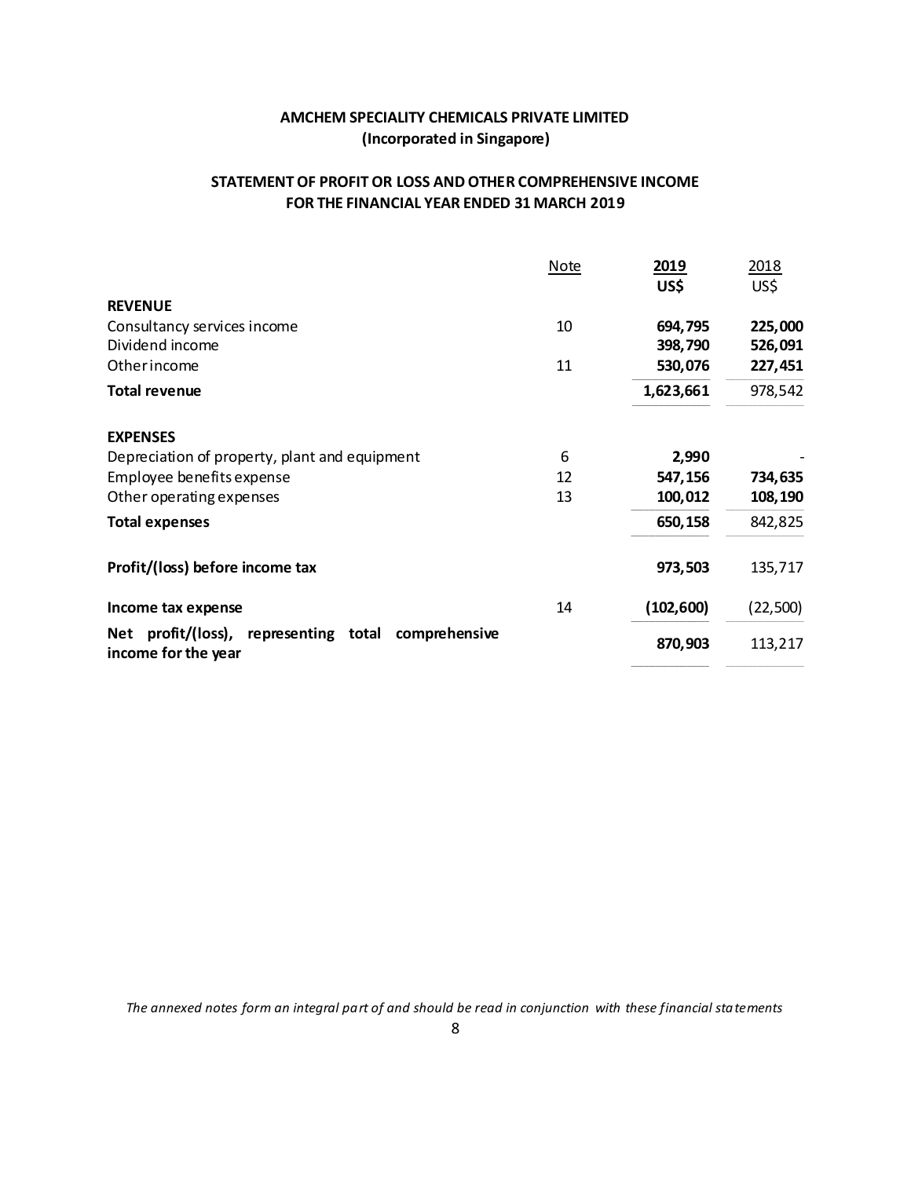**AMCHEM SPECIALITY CHEMICALS PRIVATE LIMITED**
**(Incorporated in Singapore)**

**STATEMENT OF PROFIT OR LOSS AND OTHER COMPREHENSIVE INCOME**
**FOR THE FINANCIAL YEAR ENDED 31 MARCH 2019**

| | Note | 2019<br>US$ | 2018<br>US$ |
|---|---|---|---|
| **REVENUE** | | | |
| Consultancy services income | 10 | **694,795** | **225,000** |
| Dividend income | | **398,790** | **526,091** |
| Other income | 11 | **530,076** | **227,451** |
| **Total revenue** | | **1,623,661** | 978,542 |
| | | | |
| **EXPENSES** | | | |
| Depreciation of property, plant and equipment | 6 | **2,990** | - |
| Employee benefits expense | 12 | **547,156** | **734,635** |
| Other operating expenses | 13 | **100,012** | **108,190** |
| **Total expenses** | | **650,158** | 842,825 |
| | | | |
| **Profit/(loss) before income tax** | | **973,503** | 135,717 |
| | | | |
| **Income tax expense** | 14 | **(102,600)** | (22,500) |
| **Net profit/(loss), representing total comprehensive income for the year** | | **870,903** | 113,217 |

*The annexed notes form an integral part of and should be read in conjunction with these financial statements*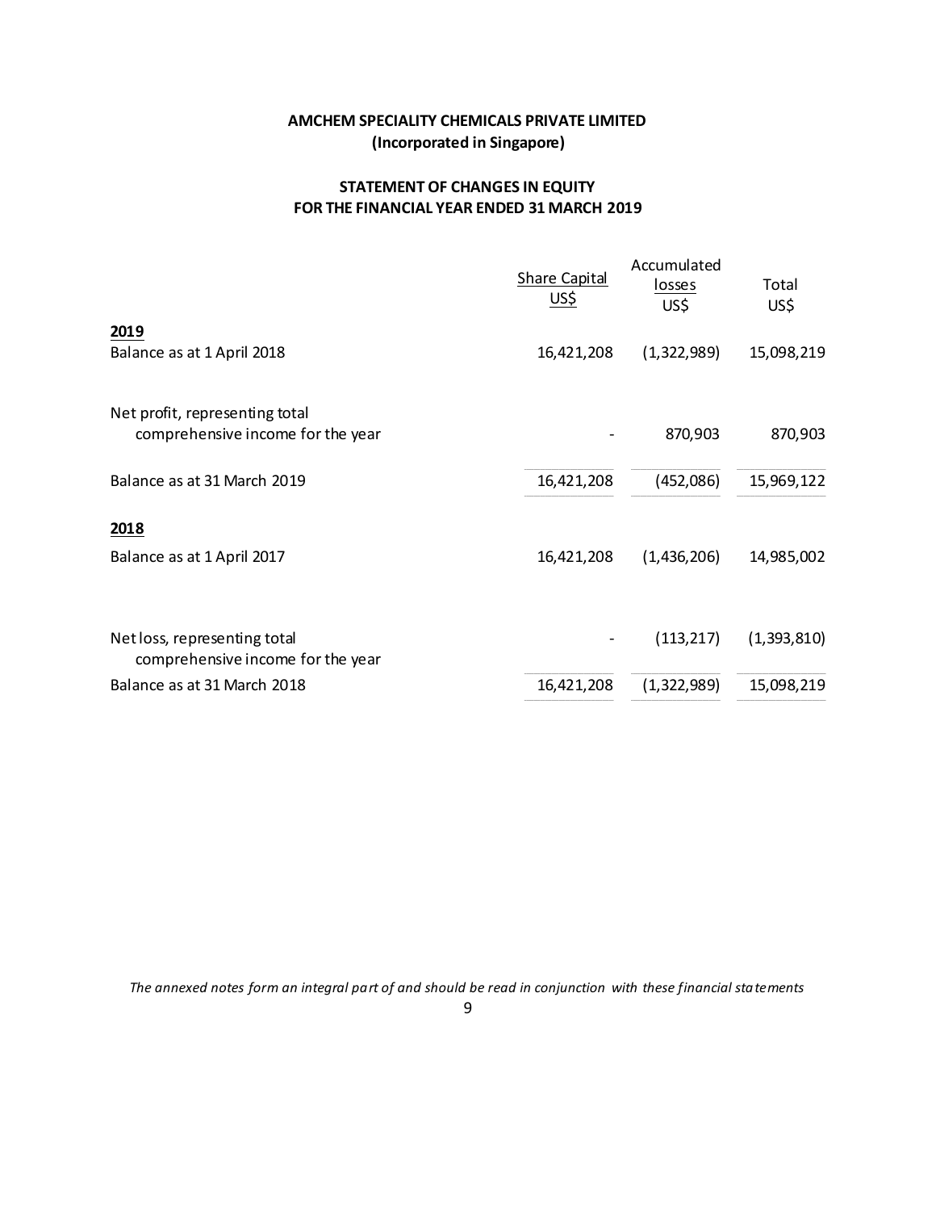**AMCHEM SPECIALITY CHEMICALS PRIVATE LIMITED**
**(Incorporated in Singapore)**

**STATEMENT OF CHANGES IN EQUITY**
**FOR THE FINANCIAL YEAR ENDED 31 MARCH 2019**

| | Share Capital<br>US$ | Accumulated losses<br>US$ | Total<br>US$ |
|---|---|---|---|
| **2019** | | | |
| Balance as at 1 April 2018 | 16,421,208 | (1,322,989) | 15,098,219 |
| Net profit, representing total comprehensive income for the year | - | 870,903 | 870,903 |
| Balance as at 31 March 2019 | 16,421,208 | (452,086) | 15,969,122 |
| **2018** | | | |
| Balance as at 1 April 2017 | 16,421,208 | (1,436,206) | 14,985,002 |
| Net loss, representing total comprehensive income for the year | - | (113,217) | (1,393,810) |
| Balance as at 31 March 2018 | 16,421,208 | (1,322,989) | 15,098,219 |

*The annexed notes form an integral part of and should be read in conjunction with these financial statements*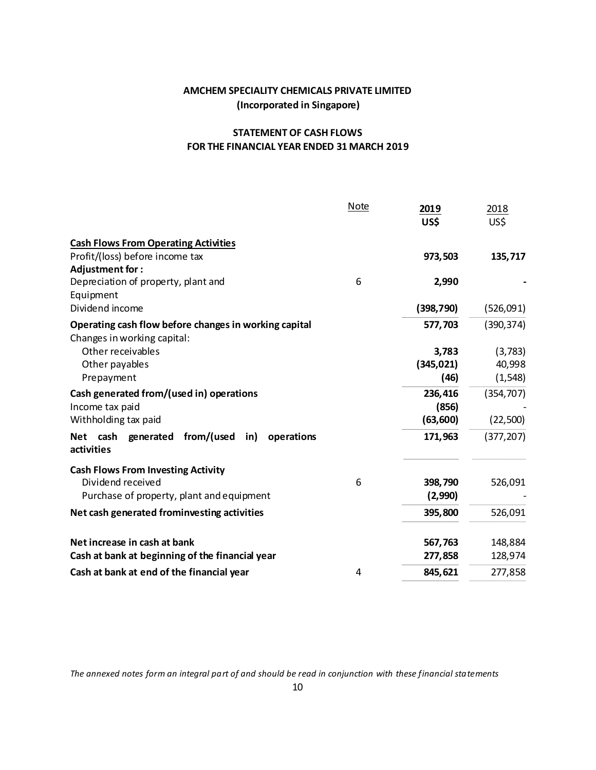**AMCHEM SPECIALITY CHEMICALS PRIVATE LIMITED**
**(Incorporated in Singapore)**

**STATEMENT OF CASH FLOWS**
**FOR THE FINANCIAL YEAR ENDED 31 MARCH 2019**

| | Note | 2019<br>US$ | 2018<br>US$ |
|---|---|---|---|
| **Cash Flows From Operating Activities** | | | |
| Profit/(loss) before income tax | | **973,503** | **135,717** |
| **Adjustment for :** | | | |
| Depreciation of property, plant and Equipment | 6 | **2,990** | **-** |
| Dividend income | | **(398,790)** | (526,091) |
| **Operating cash flow before changes in working capital** | | **577,703** | (390,374) |
| Changes in working capital: | | | |
| Other receivables | | **3,783** | (3,783) |
| Other payables | | **(345,021)** | 40,998 |
| Prepayment | | **(46)** | (1,548) |
| **Cash generated from/(used in) operations** | | **236,416** | (354,707) |
| Income tax paid | | **(856)** | - |
| Withholding tax paid | | **(63,600)** | (22,500) |
| **Net cash generated from/(used in) operations activities** | | **171,963** | (377,207) |
| **Cash Flows From Investing Activity** | | | |
| Dividend received | 6 | **398,790** | 526,091 |
| Purchase of property, plant and equipment | | **(2,990)** | - |
| **Net cash generated frominvesting activities** | | **395,800** | 526,091 |
| **Net increase in cash at bank** | | **567,763** | 148,884 |
| **Cash at bank at beginning of the financial year** | | **277,858** | 128,974 |
| **Cash at bank at end of the financial year** | 4 | **845,621** | 277,858 |

*The annexed notes form an integral part of and should be read in conjunction with these financial statements*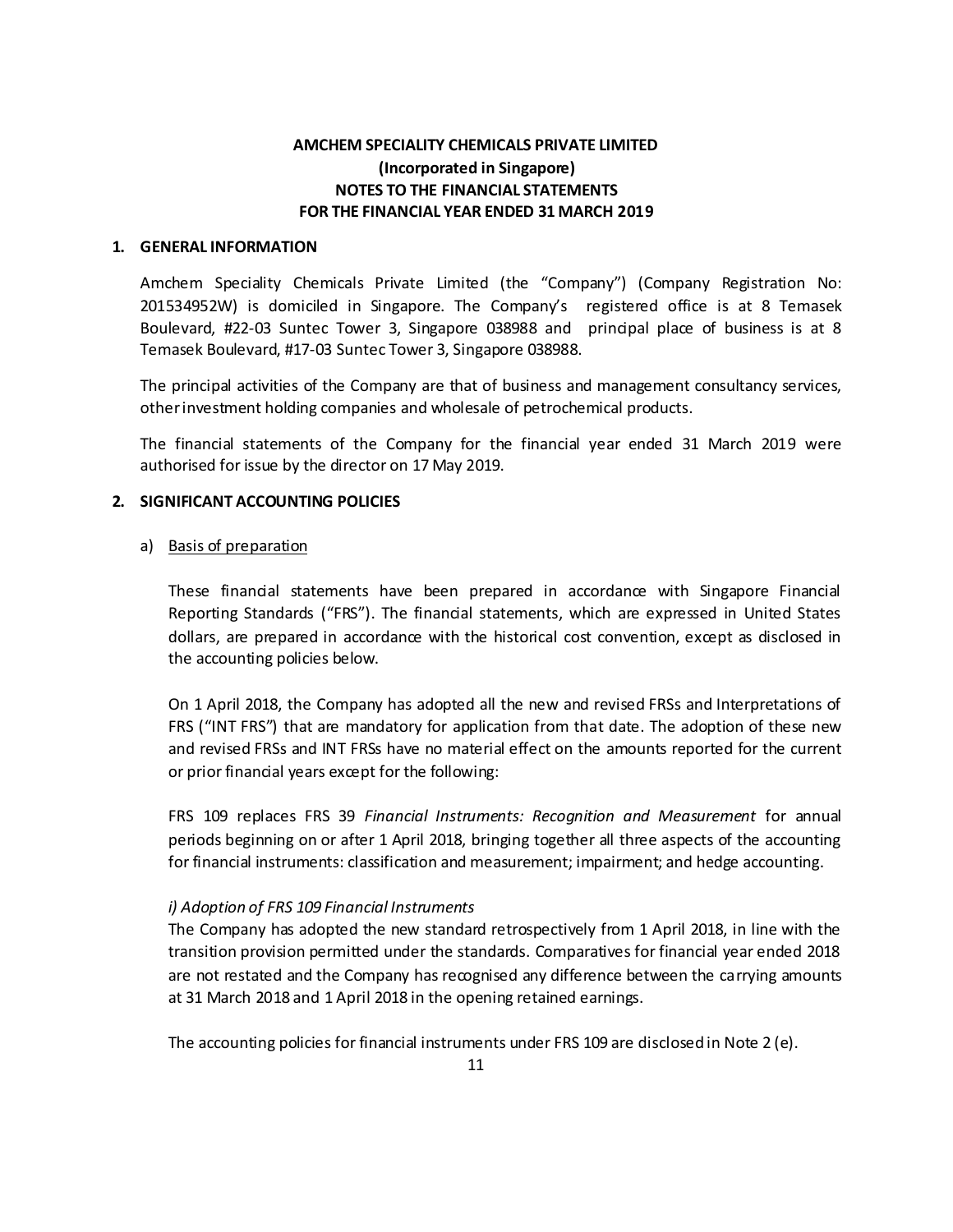**AMCHEM SPECIALITY CHEMICALS PRIVATE LIMITED**
**(Incorporated in Singapore)**
**NOTES TO THE FINANCIAL STATEMENTS**
**FOR THE FINANCIAL YEAR ENDED 31 MARCH 2019**

## 1. GENERAL INFORMATION

Amchem Speciality Chemicals Private Limited (the "Company") (Company Registration No: 201534952W) is domiciled in Singapore. The Company's registered office is at 8 Temasek Boulevard, #22-03 Suntec Tower 3, Singapore 038988 and principal place of business is at 8 Temasek Boulevard, #17-03 Suntec Tower 3, Singapore 038988.

The principal activities of the Company are that of business and management consultancy services, other investment holding companies and wholesale of petrochemical products.

The financial statements of the Company for the financial year ended 31 March 2019 were authorised for issue by the director on 17 May 2019.

## 2. SIGNIFICANT ACCOUNTING POLICIES

a) Basis of preparation

These financial statements have been prepared in accordance with Singapore Financial Reporting Standards ("FRS"). The financial statements, which are expressed in United States dollars, are prepared in accordance with the historical cost convention, except as disclosed in the accounting policies below.

On 1 April 2018, the Company has adopted all the new and revised FRSs and Interpretations of FRS ("INT FRS") that are mandatory for application from that date. The adoption of these new and revised FRSs and INT FRSs have no material effect on the amounts reported for the current or prior financial years except for the following:

FRS 109 replaces FRS 39 *Financial Instruments: Recognition and Measurement* for annual periods beginning on or after 1 April 2018, bringing together all three aspects of the accounting for financial instruments: classification and measurement; impairment; and hedge accounting.

*i) Adoption of FRS 109 Financial Instruments*
The Company has adopted the new standard retrospectively from 1 April 2018, in line with the transition provision permitted under the standards. Comparatives for financial year ended 2018 are not restated and the Company has recognised any difference between the carrying amounts at 31 March 2018 and 1 April 2018 in the opening retained earnings.

The accounting policies for financial instruments under FRS 109 are disclosed in Note 2 (e).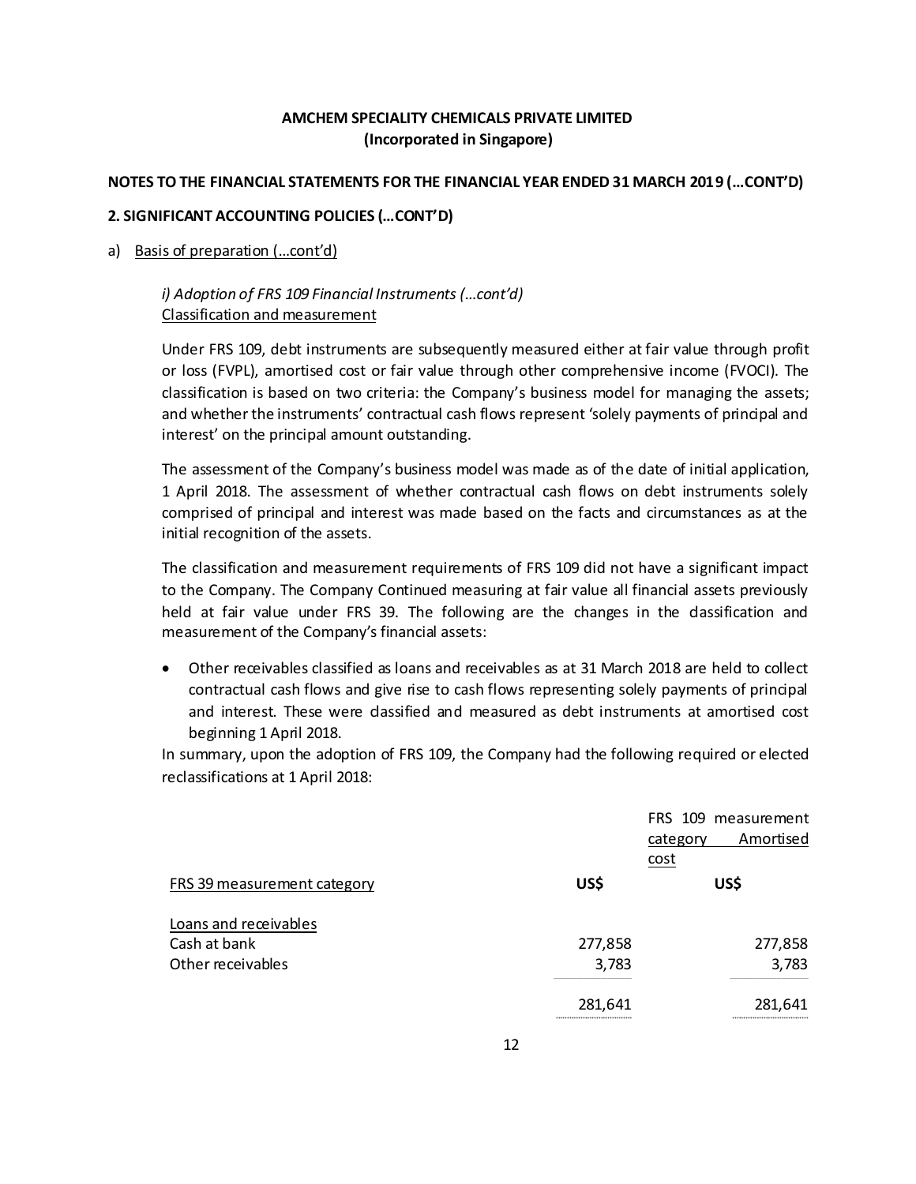**AMCHEM SPECIALITY CHEMICALS PRIVATE LIMITED**
**(Incorporated in Singapore)**

**NOTES TO THE FINANCIAL STATEMENTS FOR THE FINANCIAL YEAR ENDED 31 MARCH 2019 (…CONT'D)**

**2. SIGNIFICANT ACCOUNTING POLICIES (…CONT'D)**

a) Basis of preparation (…cont'd)

*i) Adoption of FRS 109 Financial Instruments (…cont'd)*
Classification and measurement

Under FRS 109, debt instruments are subsequently measured either at fair value through profit or loss (FVPL), amortised cost or fair value through other comprehensive income (FVOCI). The classification is based on two criteria: the Company's business model for managing the assets; and whether the instruments' contractual cash flows represent 'solely payments of principal and interest' on the principal amount outstanding.

The assessment of the Company's business model was made as of the date of initial application, 1 April 2018. The assessment of whether contractual cash flows on debt instruments solely comprised of principal and interest was made based on the facts and circumstances as at the initial recognition of the assets.

The classification and measurement requirements of FRS 109 did not have a significant impact to the Company. The Company Continued measuring at fair value all financial assets previously held at fair value under FRS 39. The following are the changes in the classification and measurement of the Company's financial assets:

- Other receivables classified as loans and receivables as at 31 March 2018 are held to collect contractual cash flows and give rise to cash flows representing solely payments of principal and interest. These were classified and measured as debt instruments at amortised cost beginning 1 April 2018.

In summary, upon the adoption of FRS 109, the Company had the following required or elected reclassifications at 1 April 2018:

| | | FRS 109 measurement category Amortised cost |
|---|---|---|
| FRS 39 measurement category | US$ | US$ |
| Loans and receivables | | |
| Cash at bank | 277,858 | 277,858 |
| Other receivables | 3,783 | 3,783 |
| | 281,641 | 281,641 |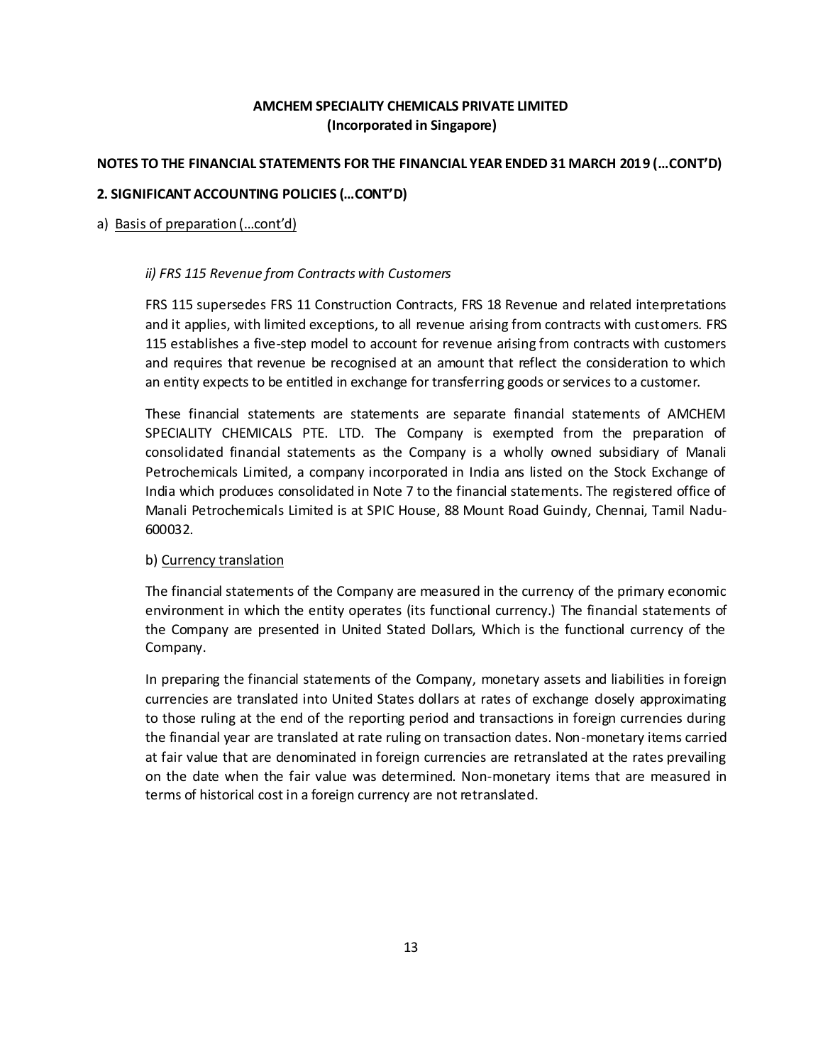**AMCHEM SPECIALITY CHEMICALS PRIVATE LIMITED**
**(Incorporated in Singapore)**

**NOTES TO THE FINANCIAL STATEMENTS FOR THE FINANCIAL YEAR ENDED 31 MARCH 2019 (…CONT'D)**

**2. SIGNIFICANT ACCOUNTING POLICIES (…CONT'D)**

a) Basis of preparation (…cont'd)

*ii) FRS 115 Revenue from Contracts with Customers*

FRS 115 supersedes FRS 11 Construction Contracts, FRS 18 Revenue and related interpretations and it applies, with limited exceptions, to all revenue arising from contracts with customers. FRS 115 establishes a five-step model to account for revenue arising from contracts with customers and requires that revenue be recognised at an amount that reflect the consideration to which an entity expects to be entitled in exchange for transferring goods or services to a customer.

These financial statements are statements are separate financial statements of AMCHEM SPECIALITY CHEMICALS PTE. LTD. The Company is exempted from the preparation of consolidated financial statements as the Company is a wholly owned subsidiary of Manali Petrochemicals Limited, a company incorporated in India ans listed on the Stock Exchange of India which produces consolidated in Note 7 to the financial statements. The registered office of Manali Petrochemicals Limited is at SPIC House, 88 Mount Road Guindy, Chennai, Tamil Nadu-600032.

b) Currency translation

The financial statements of the Company are measured in the currency of the primary economic environment in which the entity operates (its functional currency.) The financial statements of the Company are presented in United Stated Dollars, Which is the functional currency of the Company.

In preparing the financial statements of the Company, monetary assets and liabilities in foreign currencies are translated into United States dollars at rates of exchange closely approximating to those ruling at the end of the reporting period and transactions in foreign currencies during the financial year are translated at rate ruling on transaction dates. Non-monetary items carried at fair value that are denominated in foreign currencies are retranslated at the rates prevailing on the date when the fair value was determined. Non-monetary items that are measured in terms of historical cost in a foreign currency are not retranslated.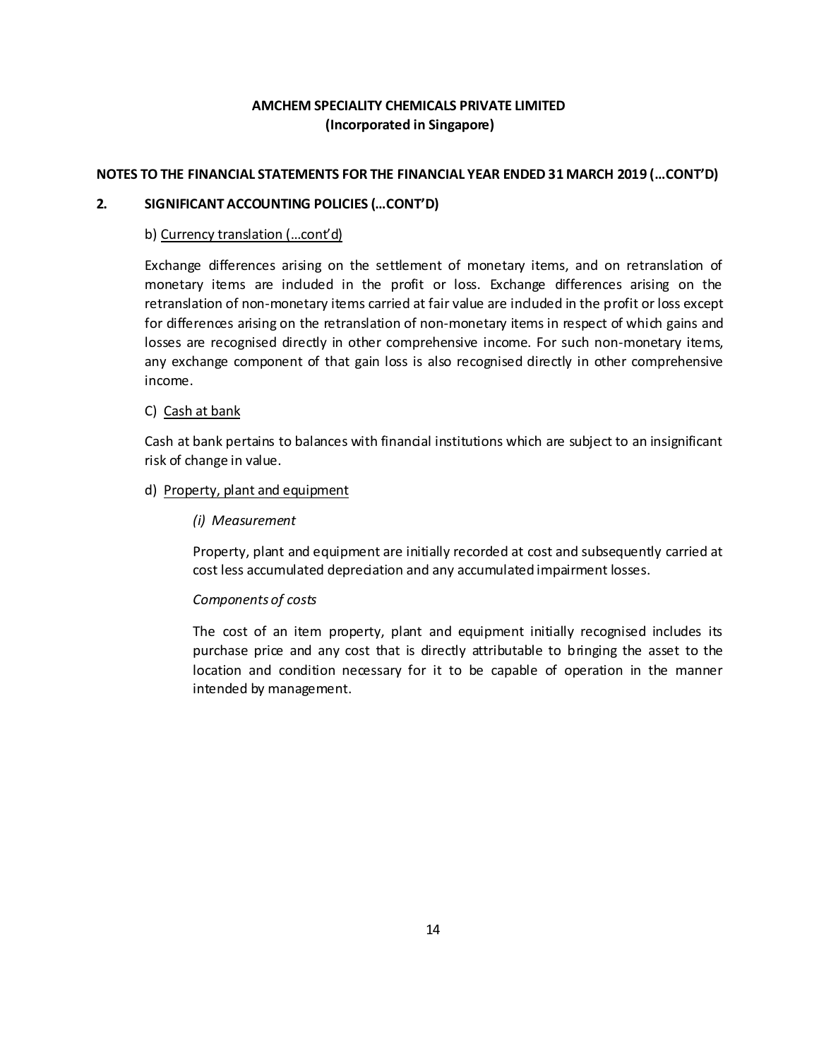**AMCHEM SPECIALITY CHEMICALS PRIVATE LIMITED**
**(Incorporated in Singapore)**

**NOTES TO THE FINANCIAL STATEMENTS FOR THE FINANCIAL YEAR ENDED 31 MARCH 2019 (…CONT'D)**

**2. SIGNIFICANT ACCOUNTING POLICIES (…CONT'D)**

b) Currency translation (…cont'd)

Exchange differences arising on the settlement of monetary items, and on retranslation of monetary items are included in the profit or loss. Exchange differences arising on the retranslation of non-monetary items carried at fair value are included in the profit or loss except for differences arising on the retranslation of non-monetary items in respect of which gains and losses are recognised directly in other comprehensive income. For such non-monetary items, any exchange component of that gain loss is also recognised directly in other comprehensive income.

C) Cash at bank

Cash at bank pertains to balances with financial institutions which are subject to an insignificant risk of change in value.

d) Property, plant and equipment

*(i) Measurement*

Property, plant and equipment are initially recorded at cost and subsequently carried at cost less accumulated depreciation and any accumulated impairment losses.

*Components of costs*

The cost of an item property, plant and equipment initially recognised includes its purchase price and any cost that is directly attributable to bringing the asset to the location and condition necessary for it to be capable of operation in the manner intended by management.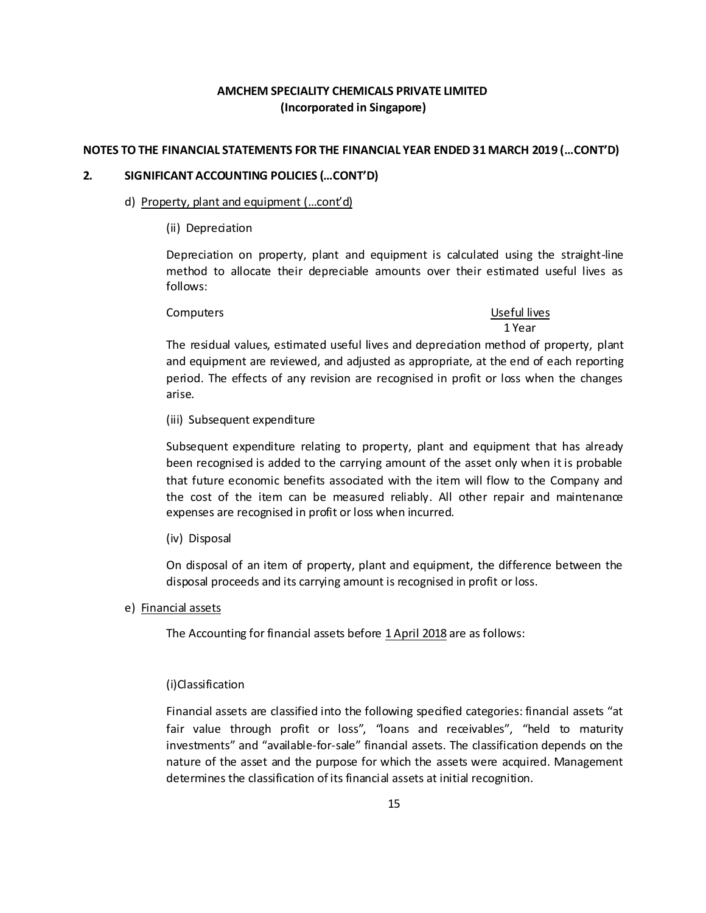**AMCHEM SPECIALITY CHEMICALS PRIVATE LIMITED**
**(Incorporated in Singapore)**

**NOTES TO THE FINANCIAL STATEMENTS FOR THE FINANCIAL YEAR ENDED 31 MARCH 2019 (…CONT'D)**

**2. SIGNIFICANT ACCOUNTING POLICIES (…CONT'D)**

d) Property, plant and equipment (…cont'd)

(ii) Depreciation

Depreciation on property, plant and equipment is calculated using the straight-line method to allocate their depreciable amounts over their estimated useful lives as follows:

| | Useful lives |
|---|---|
| Computers | 1 Year |

The residual values, estimated useful lives and depreciation method of property, plant and equipment are reviewed, and adjusted as appropriate, at the end of each reporting period. The effects of any revision are recognised in profit or loss when the changes arise.

(iii) Subsequent expenditure

Subsequent expenditure relating to property, plant and equipment that has already been recognised is added to the carrying amount of the asset only when it is probable that future economic benefits associated with the item will flow to the Company and the cost of the item can be measured reliably. All other repair and maintenance expenses are recognised in profit or loss when incurred.

(iv) Disposal

On disposal of an item of property, plant and equipment, the difference between the disposal proceeds and its carrying amount is recognised in profit or loss.

e) Financial assets

The Accounting for financial assets before 1 April 2018 are as follows:

(i)Classification

Financial assets are classified into the following specified categories: financial assets "at fair value through profit or loss", "loans and receivables", "held to maturity investments" and "available-for-sale" financial assets. The classification depends on the nature of the asset and the purpose for which the assets were acquired. Management determines the classification of its financial assets at initial recognition.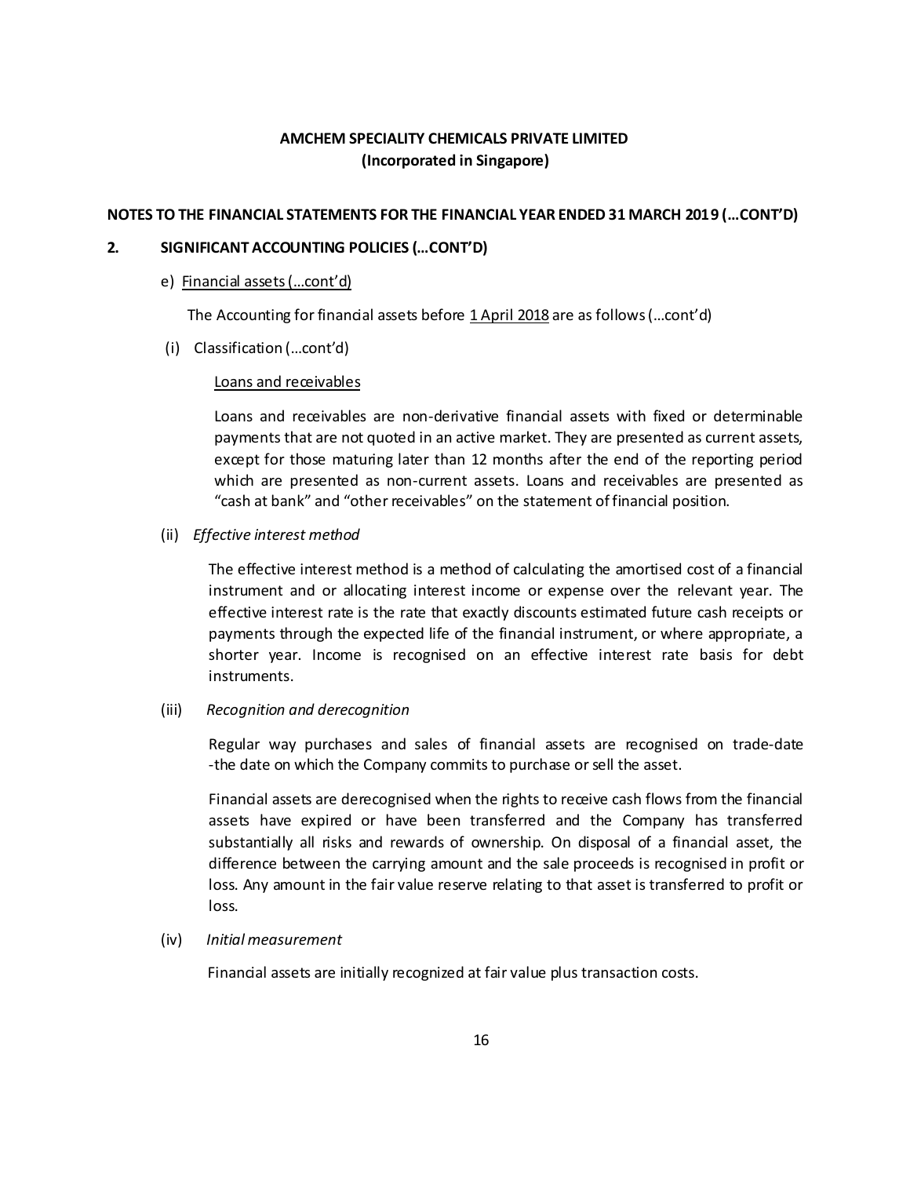**AMCHEM SPECIALITY CHEMICALS PRIVATE LIMITED**
**(Incorporated in Singapore)**

**NOTES TO THE FINANCIAL STATEMENTS FOR THE FINANCIAL YEAR ENDED 31 MARCH 2019 (…CONT'D)**

**2. SIGNIFICANT ACCOUNTING POLICIES (…CONT'D)**

e) Financial assets (…cont'd)

The Accounting for financial assets before 1 April 2018 are as follows (…cont'd)

(i) Classification (…cont'd)

Loans and receivables

Loans and receivables are non-derivative financial assets with fixed or determinable payments that are not quoted in an active market. They are presented as current assets, except for those maturing later than 12 months after the end of the reporting period which are presented as non-current assets. Loans and receivables are presented as "cash at bank" and "other receivables" on the statement of financial position.

(ii) *Effective interest method*

The effective interest method is a method of calculating the amortised cost of a financial instrument and or allocating interest income or expense over the relevant year. The effective interest rate is the rate that exactly discounts estimated future cash receipts or payments through the expected life of the financial instrument, or where appropriate, a shorter year. Income is recognised on an effective interest rate basis for debt instruments.

(iii) *Recognition and derecognition*

Regular way purchases and sales of financial assets are recognised on trade-date -the date on which the Company commits to purchase or sell the asset.

Financial assets are derecognised when the rights to receive cash flows from the financial assets have expired or have been transferred and the Company has transferred substantially all risks and rewards of ownership. On disposal of a financial asset, the difference between the carrying amount and the sale proceeds is recognised in profit or loss. Any amount in the fair value reserve relating to that asset is transferred to profit or loss.

(iv) *Initial measurement*

Financial assets are initially recognized at fair value plus transaction costs.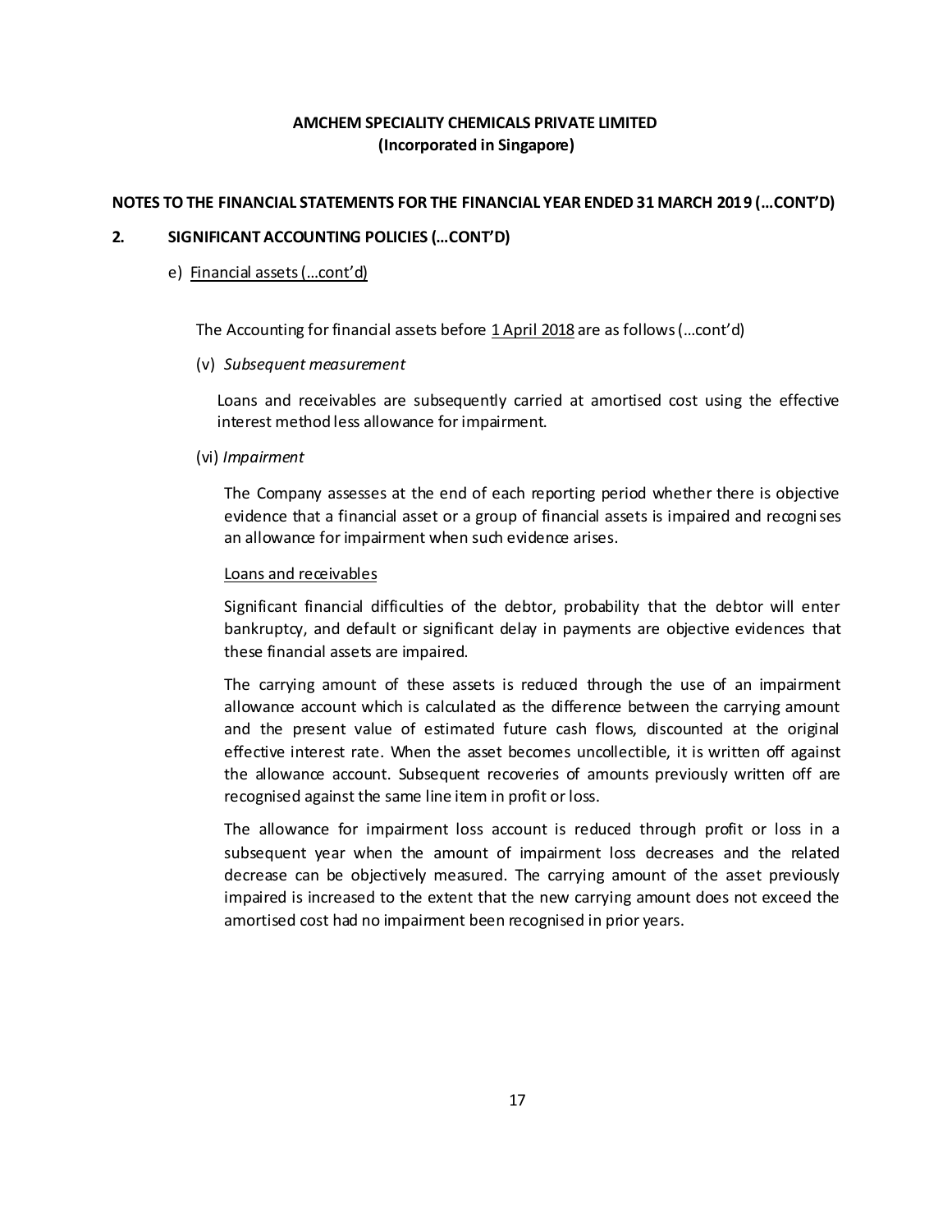**AMCHEM SPECIALITY CHEMICALS PRIVATE LIMITED**
**(Incorporated in Singapore)**

**NOTES TO THE FINANCIAL STATEMENTS FOR THE FINANCIAL YEAR ENDED 31 MARCH 2019 (...CONT'D)**

**2. SIGNIFICANT ACCOUNTING POLICIES (...CONT'D)**

e) Financial assets (...cont'd)

The Accounting for financial assets before 1 April 2018 are as follows (...cont'd)

(v) *Subsequent measurement*

Loans and receivables are subsequently carried at amortised cost using the effective interest method less allowance for impairment.

(vi) *Impairment*

The Company assesses at the end of each reporting period whether there is objective evidence that a financial asset or a group of financial assets is impaired and recognises an allowance for impairment when such evidence arises.

Loans and receivables

Significant financial difficulties of the debtor, probability that the debtor will enter bankruptcy, and default or significant delay in payments are objective evidences that these financial assets are impaired.

The carrying amount of these assets is reduced through the use of an impairment allowance account which is calculated as the difference between the carrying amount and the present value of estimated future cash flows, discounted at the original effective interest rate. When the asset becomes uncollectible, it is written off against the allowance account. Subsequent recoveries of amounts previously written off are recognised against the same line item in profit or loss.

The allowance for impairment loss account is reduced through profit or loss in a subsequent year when the amount of impairment loss decreases and the related decrease can be objectively measured. The carrying amount of the asset previously impaired is increased to the extent that the new carrying amount does not exceed the amortised cost had no impairment been recognised in prior years.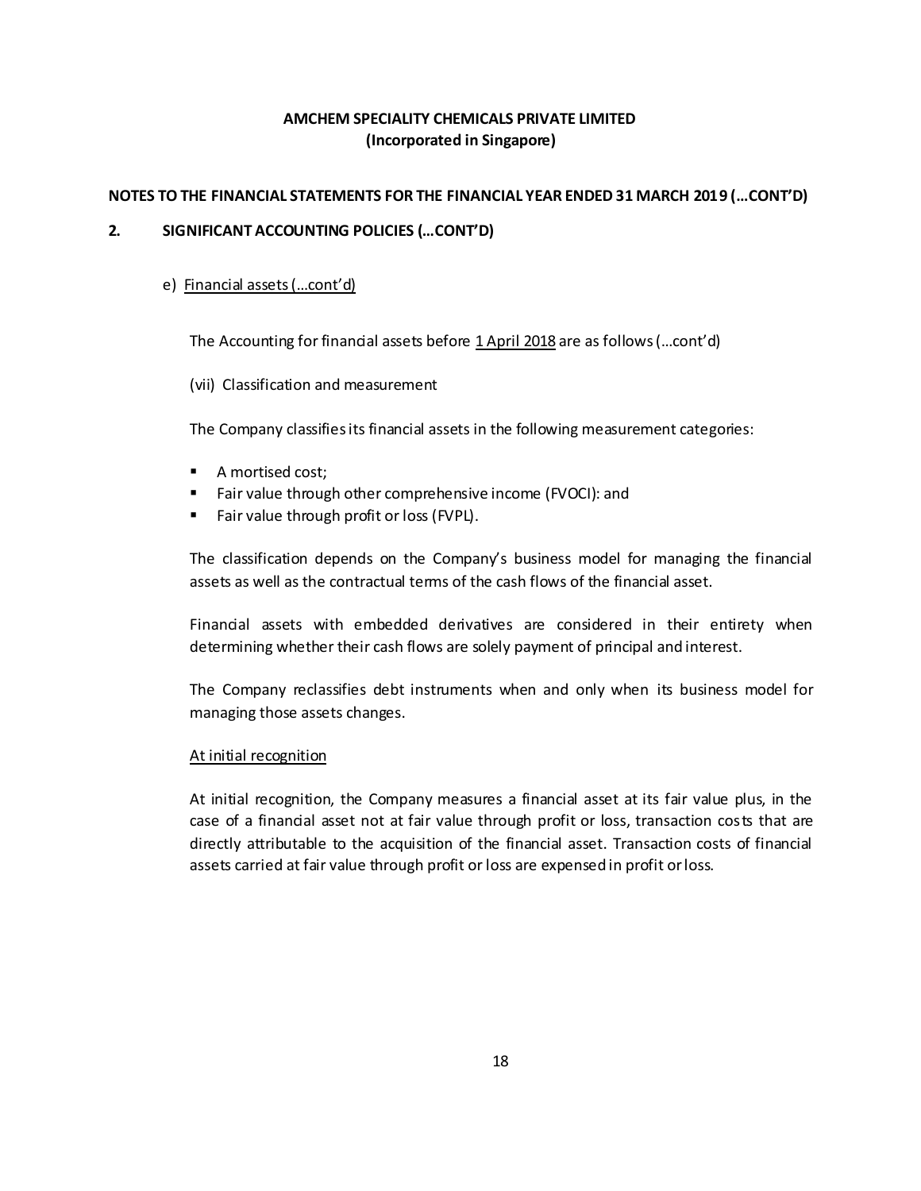**AMCHEM SPECIALITY CHEMICALS PRIVATE LIMITED**
**(Incorporated in Singapore)**

**NOTES TO THE FINANCIAL STATEMENTS FOR THE FINANCIAL YEAR ENDED 31 MARCH 2019 (…CONT'D)**

**2. SIGNIFICANT ACCOUNTING POLICIES (…CONT'D)**

e) Financial assets (…cont'd)

The Accounting for financial assets before 1 April 2018 are as follows (…cont'd)

(vii) Classification and measurement

The Company classifies its financial assets in the following measurement categories:

- A mortised cost;
- Fair value through other comprehensive income (FVOCI): and
- Fair value through profit or loss (FVPL).

The classification depends on the Company's business model for managing the financial assets as well as the contractual terms of the cash flows of the financial asset.

Financial assets with embedded derivatives are considered in their entirety when determining whether their cash flows are solely payment of principal and interest.

The Company reclassifies debt instruments when and only when its business model for managing those assets changes.

At initial recognition

At initial recognition, the Company measures a financial asset at its fair value plus, in the case of a financial asset not at fair value through profit or loss, transaction costs that are directly attributable to the acquisition of the financial asset. Transaction costs of financial assets carried at fair value through profit or loss are expensed in profit or loss.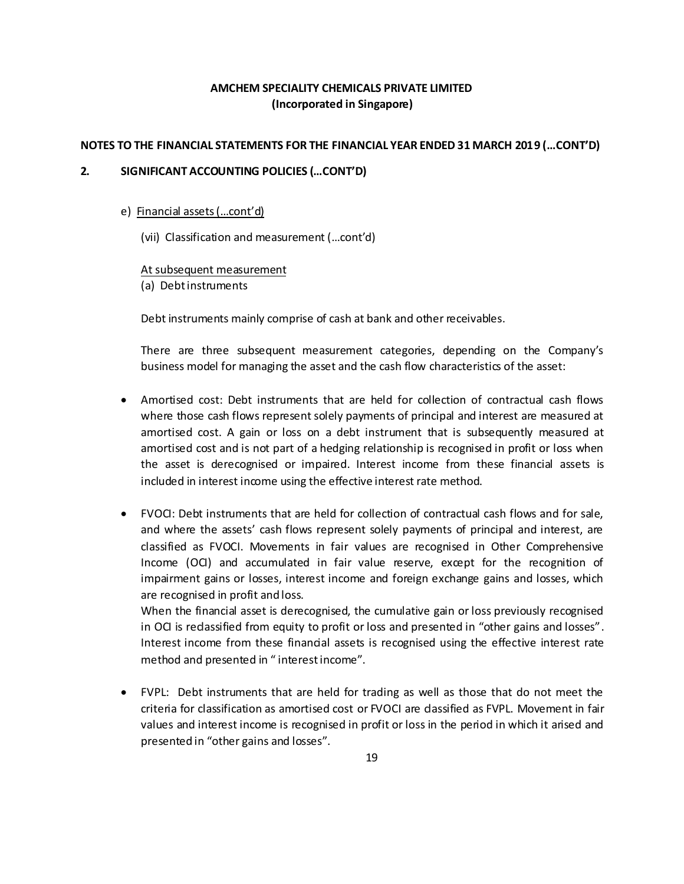**AMCHEM SPECIALITY CHEMICALS PRIVATE LIMITED**
**(Incorporated in Singapore)**

**NOTES TO THE FINANCIAL STATEMENTS FOR THE FINANCIAL YEAR ENDED 31 MARCH 2019 (…CONT'D)**

**2. SIGNIFICANT ACCOUNTING POLICIES (…CONT'D)**

e) Financial assets (…cont'd)

(vii) Classification and measurement (…cont'd)

At subsequent measurement

(a) Debt instruments

Debt instruments mainly comprise of cash at bank and other receivables.

There are three subsequent measurement categories, depending on the Company's business model for managing the asset and the cash flow characteristics of the asset:

- Amortised cost: Debt instruments that are held for collection of contractual cash flows where those cash flows represent solely payments of principal and interest are measured at amortised cost. A gain or loss on a debt instrument that is subsequently measured at amortised cost and is not part of a hedging relationship is recognised in profit or loss when the asset is derecognised or impaired. Interest income from these financial assets is included in interest income using the effective interest rate method.

- FVOCI: Debt instruments that are held for collection of contractual cash flows and for sale, and where the assets' cash flows represent solely payments of principal and interest, are classified as FVOCI. Movements in fair values are recognised in Other Comprehensive Income (OCI) and accumulated in fair value reserve, except for the recognition of impairment gains or losses, interest income and foreign exchange gains and losses, which are recognised in profit and loss.
  When the financial asset is derecognised, the cumulative gain or loss previously recognised in OCI is reclassified from equity to profit or loss and presented in "other gains and losses". Interest income from these financial assets is recognised using the effective interest rate method and presented in " interest income".

- FVPL: Debt instruments that are held for trading as well as those that do not meet the criteria for classification as amortised cost or FVOCI are classified as FVPL. Movement in fair values and interest income is recognised in profit or loss in the period in which it arised and presented in "other gains and losses".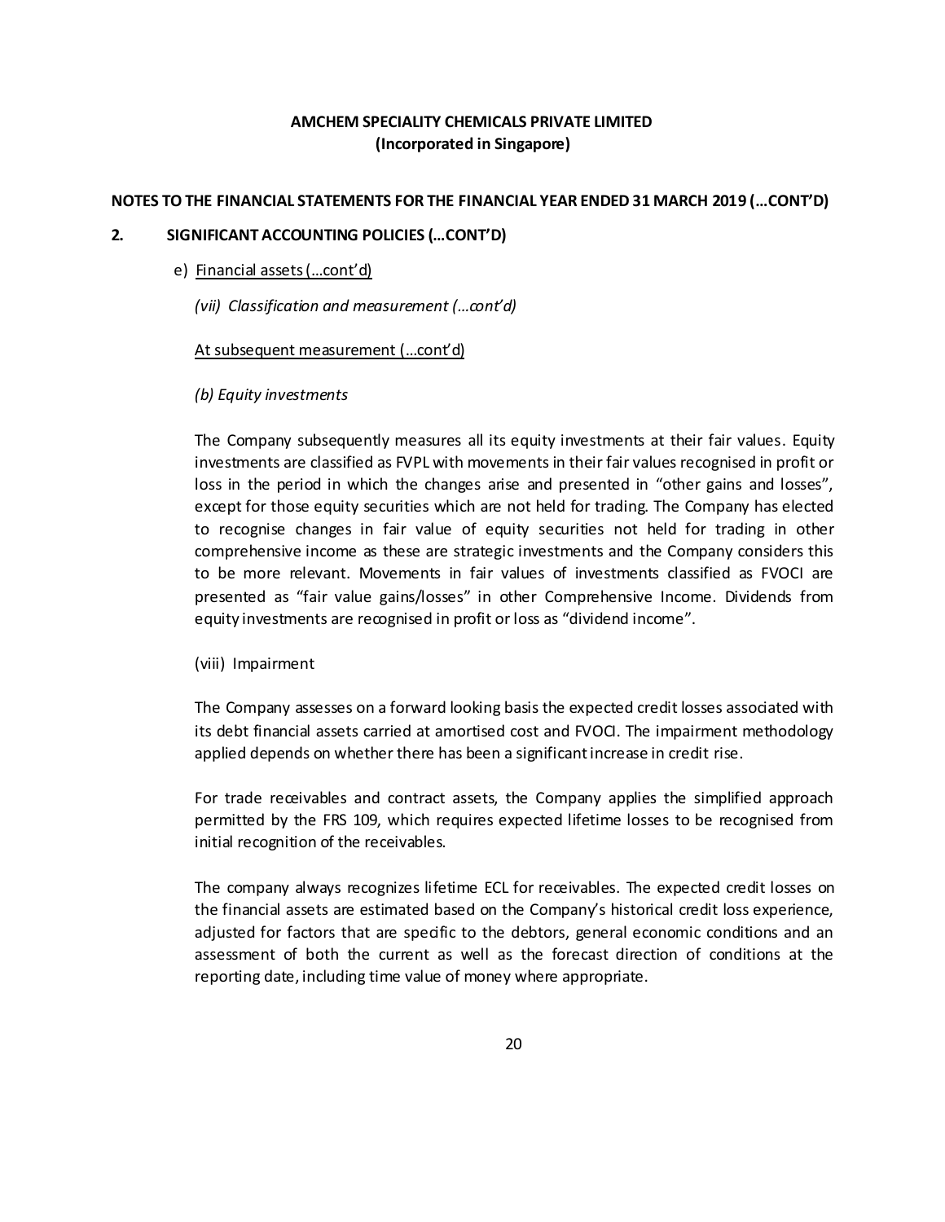**AMCHEM SPECIALITY CHEMICALS PRIVATE LIMITED**
**(Incorporated in Singapore)**

**NOTES TO THE FINANCIAL STATEMENTS FOR THE FINANCIAL YEAR ENDED 31 MARCH 2019 (…CONT'D)**

## 2. SIGNIFICANT ACCOUNTING POLICIES (…CONT'D)

e) Financial assets (…cont'd)

*(vii) Classification and measurement (…cont'd)*

At subsequent measurement (…cont'd)

*(b) Equity investments*

The Company subsequently measures all its equity investments at their fair values. Equity investments are classified as FVPL with movements in their fair values recognised in profit or loss in the period in which the changes arise and presented in "other gains and losses", except for those equity securities which are not held for trading. The Company has elected to recognise changes in fair value of equity securities not held for trading in other comprehensive income as these are strategic investments and the Company considers this to be more relevant. Movements in fair values of investments classified as FVOCI are presented as "fair value gains/losses" in other Comprehensive Income. Dividends from equity investments are recognised in profit or loss as "dividend income".

(viii) Impairment

The Company assesses on a forward looking basis the expected credit losses associated with its debt financial assets carried at amortised cost and FVOCI. The impairment methodology applied depends on whether there has been a significant increase in credit rise.

For trade receivables and contract assets, the Company applies the simplified approach permitted by the FRS 109, which requires expected lifetime losses to be recognised from initial recognition of the receivables.

The company always recognizes lifetime ECL for receivables. The expected credit losses on the financial assets are estimated based on the Company's historical credit loss experience, adjusted for factors that are specific to the debtors, general economic conditions and an assessment of both the current as well as the forecast direction of conditions at the reporting date, including time value of money where appropriate.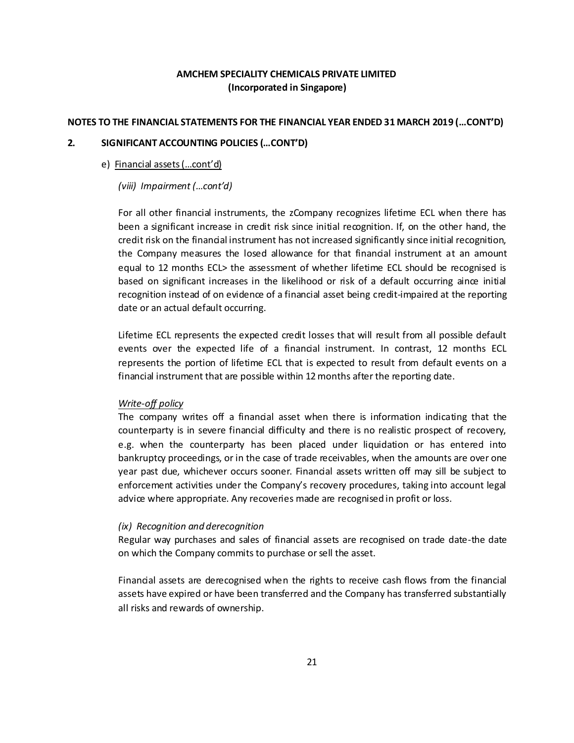**AMCHEM SPECIALITY CHEMICALS PRIVATE LIMITED**
**(Incorporated in Singapore)**

**NOTES TO THE FINANCIAL STATEMENTS FOR THE FINANCIAL YEAR ENDED 31 MARCH 2019 (…CONT'D)**

**2. SIGNIFICANT ACCOUNTING POLICIES (…CONT'D)**

e) Financial assets (…cont'd)

*(viii) Impairment (…cont'd)*

For all other financial instruments, the zCompany recognizes lifetime ECL when there has been a significant increase in credit risk since initial recognition. If, on the other hand, the credit risk on the financial instrument has not increased significantly since initial recognition, the Company measures the losed allowance for that financial instrument at an amount equal to 12 months ECL> the assessment of whether lifetime ECL should be recognised is based on significant increases in the likelihood or risk of a default occurring aince initial recognition instead of on evidence of a financial asset being credit-impaired at the reporting date or an actual default occurring.

Lifetime ECL represents the expected credit losses that will result from all possible default events over the expected life of a financial instrument. In contrast, 12 months ECL represents the portion of lifetime ECL that is expected to result from default events on a financial instrument that are possible within 12 months after the reporting date.

*Write-off policy*
The company writes off a financial asset when there is information indicating that the counterparty is in severe financial difficulty and there is no realistic prospect of recovery, e.g. when the counterparty has been placed under liquidation or has entered into bankruptcy proceedings, or in the case of trade receivables, when the amounts are over one year past due, whichever occurs sooner. Financial assets written off may sill be subject to enforcement activities under the Company's recovery procedures, taking into account legal advice where appropriate. Any recoveries made are recognised in profit or loss.

*(ix) Recognition and derecognition*
Regular way purchases and sales of financial assets are recognised on trade date-the date on which the Company commits to purchase or sell the asset.

Financial assets are derecognised when the rights to receive cash flows from the financial assets have expired or have been transferred and the Company has transferred substantially all risks and rewards of ownership.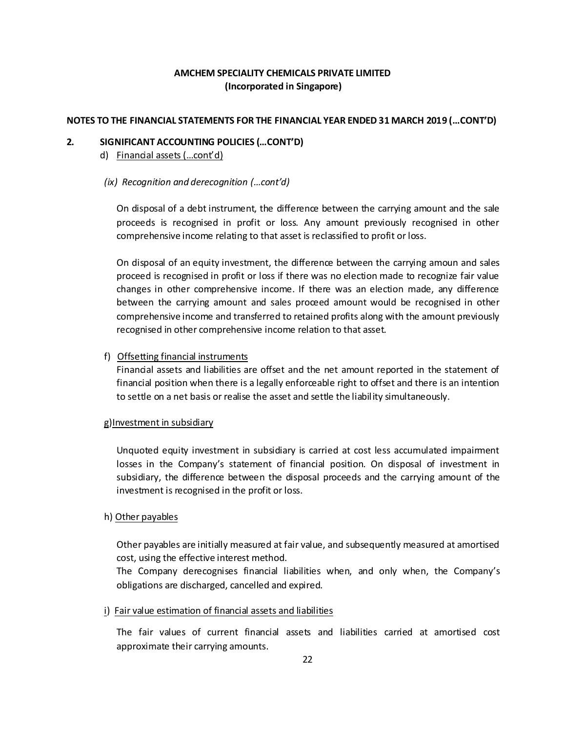**AMCHEM SPECIALITY CHEMICALS PRIVATE LIMITED**
**(Incorporated in Singapore)**

**NOTES TO THE FINANCIAL STATEMENTS FOR THE FINANCIAL YEAR ENDED 31 MARCH 2019 (…CONT'D)**

**2. SIGNIFICANT ACCOUNTING POLICIES (…CONT'D)**

d) Financial assets (…cont'd)

*(ix) Recognition and derecognition (…cont'd)*

On disposal of a debt instrument, the difference between the carrying amount and the sale proceeds is recognised in profit or loss. Any amount previously recognised in other comprehensive income relating to that asset is reclassified to profit or loss.

On disposal of an equity investment, the difference between the carrying amoun and sales proceed is recognised in profit or loss if there was no election made to recognize fair value changes in other comprehensive income. If there was an election made, any difference between the carrying amount and sales proceed amount would be recognised in other comprehensive income and transferred to retained profits along with the amount previously recognised in other comprehensive income relation to that asset.

f) Offsetting financial instruments

Financial assets and liabilities are offset and the net amount reported in the statement of financial position when there is a legally enforceable right to offset and there is an intention to settle on a net basis or realise the asset and settle the liability simultaneously.

g) Investment in subsidiary

Unquoted equity investment in subsidiary is carried at cost less accumulated impairment losses in the Company's statement of financial position. On disposal of investment in subsidiary, the difference between the disposal proceeds and the carrying amount of the investment is recognised in the profit or loss.

h) Other payables

Other payables are initially measured at fair value, and subsequently measured at amortised cost, using the effective interest method.

The Company derecognises financial liabilities when, and only when, the Company's obligations are discharged, cancelled and expired.

i) Fair value estimation of financial assets and liabilities

The fair values of current financial assets and liabilities carried at amortised cost approximate their carrying amounts.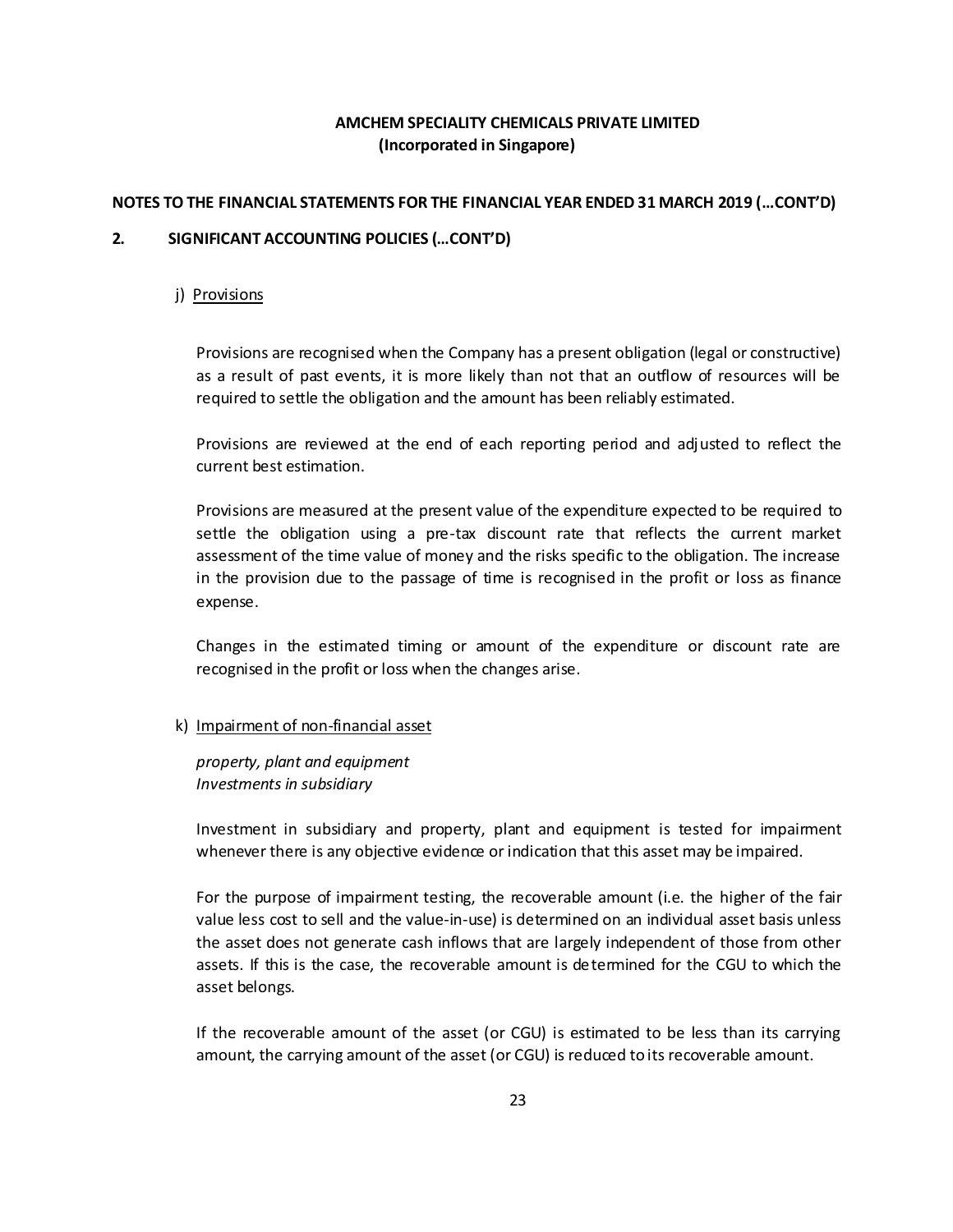# AMCHEM SPECIALITY CHEMICALS PRIVATE LIMITED
**(Incorporated in Singapore)**

**NOTES TO THE FINANCIAL STATEMENTS FOR THE FINANCIAL YEAR ENDED 31 MARCH 2019 (…CONT'D)**

**2. SIGNIFICANT ACCOUNTING POLICIES (…CONT'D)**

j) Provisions

Provisions are recognised when the Company has a present obligation (legal or constructive) as a result of past events, it is more likely than not that an outflow of resources will be required to settle the obligation and the amount has been reliably estimated.

Provisions are reviewed at the end of each reporting period and adjusted to reflect the current best estimation.

Provisions are measured at the present value of the expenditure expected to be required to settle the obligation using a pre-tax discount rate that reflects the current market assessment of the time value of money and the risks specific to the obligation. The increase in the provision due to the passage of time is recognised in the profit or loss as finance expense.

Changes in the estimated timing or amount of the expenditure or discount rate are recognised in the profit or loss when the changes arise.

k) Impairment of non-financial asset

*property, plant and equipment*
*Investments in subsidiary*

Investment in subsidiary and property, plant and equipment is tested for impairment whenever there is any objective evidence or indication that this asset may be impaired.

For the purpose of impairment testing, the recoverable amount (i.e. the higher of the fair value less cost to sell and the value-in-use) is determined on an individual asset basis unless the asset does not generate cash inflows that are largely independent of those from other assets. If this is the case, the recoverable amount is determined for the CGU to which the asset belongs.

If the recoverable amount of the asset (or CGU) is estimated to be less than its carrying amount, the carrying amount of the asset (or CGU) is reduced to its recoverable amount.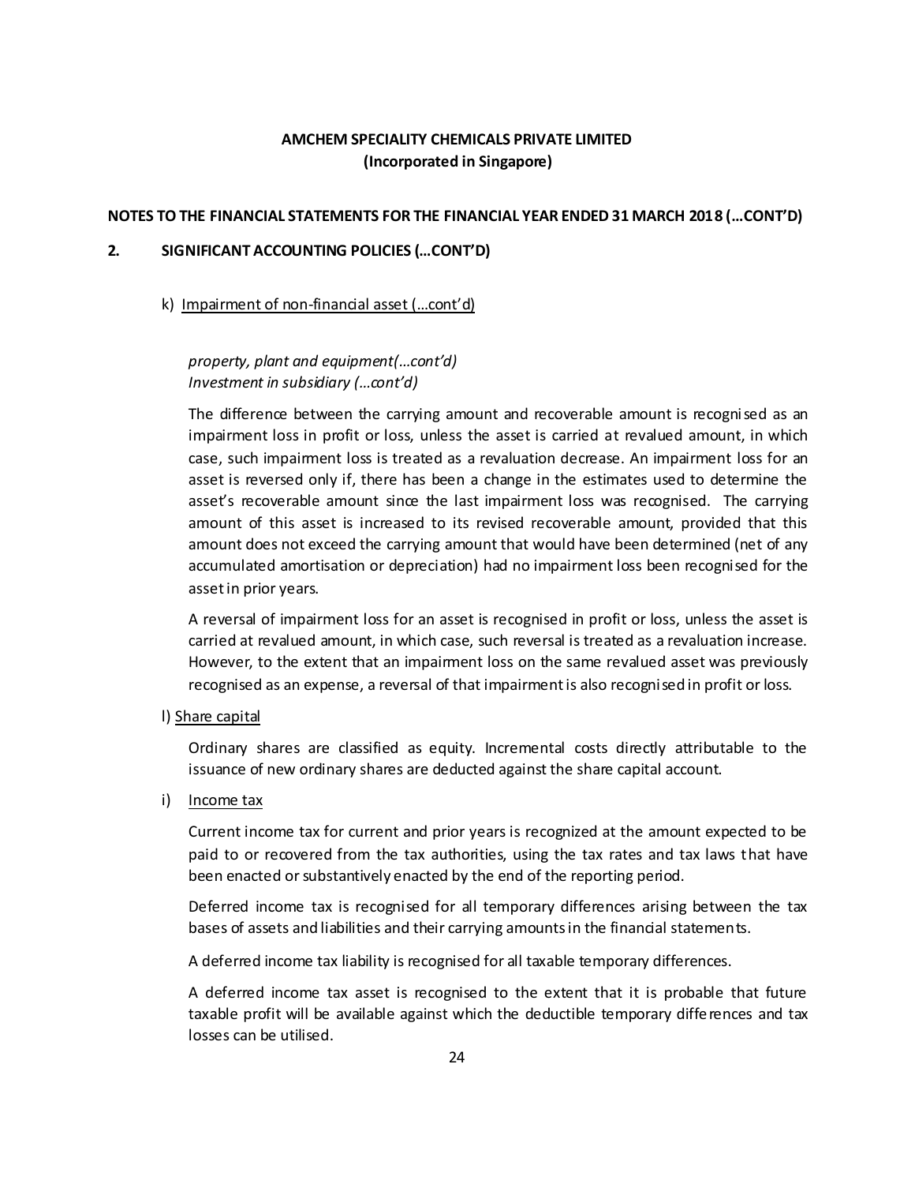**AMCHEM SPECIALITY CHEMICALS PRIVATE LIMITED**
**(Incorporated in Singapore)**

**NOTES TO THE FINANCIAL STATEMENTS FOR THE FINANCIAL YEAR ENDED 31 MARCH 2018 (…CONT'D)**

**2. SIGNIFICANT ACCOUNTING POLICIES (…CONT'D)**

k) Impairment of non-financial asset (…cont'd)

*property, plant and equipment(…cont'd)*
*Investment in subsidiary (…cont'd)*

The difference between the carrying amount and recoverable amount is recognised as an impairment loss in profit or loss, unless the asset is carried at revalued amount, in which case, such impairment loss is treated as a revaluation decrease. An impairment loss for an asset is reversed only if, there has been a change in the estimates used to determine the asset's recoverable amount since the last impairment loss was recognised. The carrying amount of this asset is increased to its revised recoverable amount, provided that this amount does not exceed the carrying amount that would have been determined (net of any accumulated amortisation or depreciation) had no impairment loss been recognised for the asset in prior years.

A reversal of impairment loss for an asset is recognised in profit or loss, unless the asset is carried at revalued amount, in which case, such reversal is treated as a revaluation increase. However, to the extent that an impairment loss on the same revalued asset was previously recognised as an expense, a reversal of that impairment is also recognised in profit or loss.

l) Share capital

Ordinary shares are classified as equity. Incremental costs directly attributable to the issuance of new ordinary shares are deducted against the share capital account.

i) Income tax

Current income tax for current and prior years is recognized at the amount expected to be paid to or recovered from the tax authorities, using the tax rates and tax laws that have been enacted or substantively enacted by the end of the reporting period.

Deferred income tax is recognised for all temporary differences arising between the tax bases of assets and liabilities and their carrying amounts in the financial statements.

A deferred income tax liability is recognised for all taxable temporary differences.

A deferred income tax asset is recognised to the extent that it is probable that future taxable profit will be available against which the deductible temporary differences and tax losses can be utilised.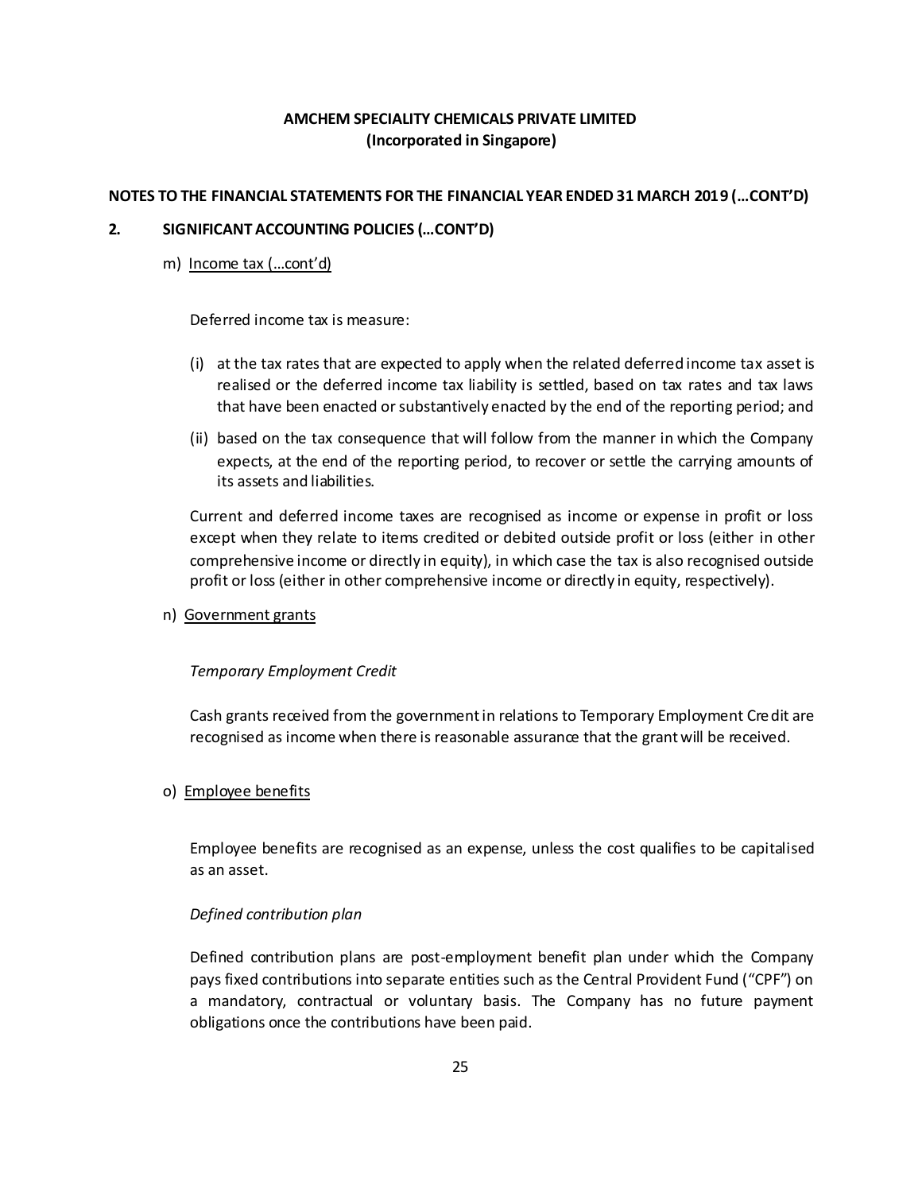**AMCHEM SPECIALITY CHEMICALS PRIVATE LIMITED**
**(Incorporated in Singapore)**

**NOTES TO THE FINANCIAL STATEMENTS FOR THE FINANCIAL YEAR ENDED 31 MARCH 2019 (…CONT'D)**

**2. SIGNIFICANT ACCOUNTING POLICIES (…CONT'D)**

m) Income tax (…cont'd)

Deferred income tax is measure:

(i) at the tax rates that are expected to apply when the related deferred income tax asset is realised or the deferred income tax liability is settled, based on tax rates and tax laws that have been enacted or substantively enacted by the end of the reporting period; and

(ii) based on the tax consequence that will follow from the manner in which the Company expects, at the end of the reporting period, to recover or settle the carrying amounts of its assets and liabilities.

Current and deferred income taxes are recognised as income or expense in profit or loss except when they relate to items credited or debited outside profit or loss (either in other comprehensive income or directly in equity), in which case the tax is also recognised outside profit or loss (either in other comprehensive income or directly in equity, respectively).

n) Government grants

*Temporary Employment Credit*

Cash grants received from the government in relations to Temporary Employment Credit are recognised as income when there is reasonable assurance that the grant will be received.

o) Employee benefits

Employee benefits are recognised as an expense, unless the cost qualifies to be capitalised as an asset.

*Defined contribution plan*

Defined contribution plans are post-employment benefit plan under which the Company pays fixed contributions into separate entities such as the Central Provident Fund ("CPF") on a mandatory, contractual or voluntary basis. The Company has no future payment obligations once the contributions have been paid.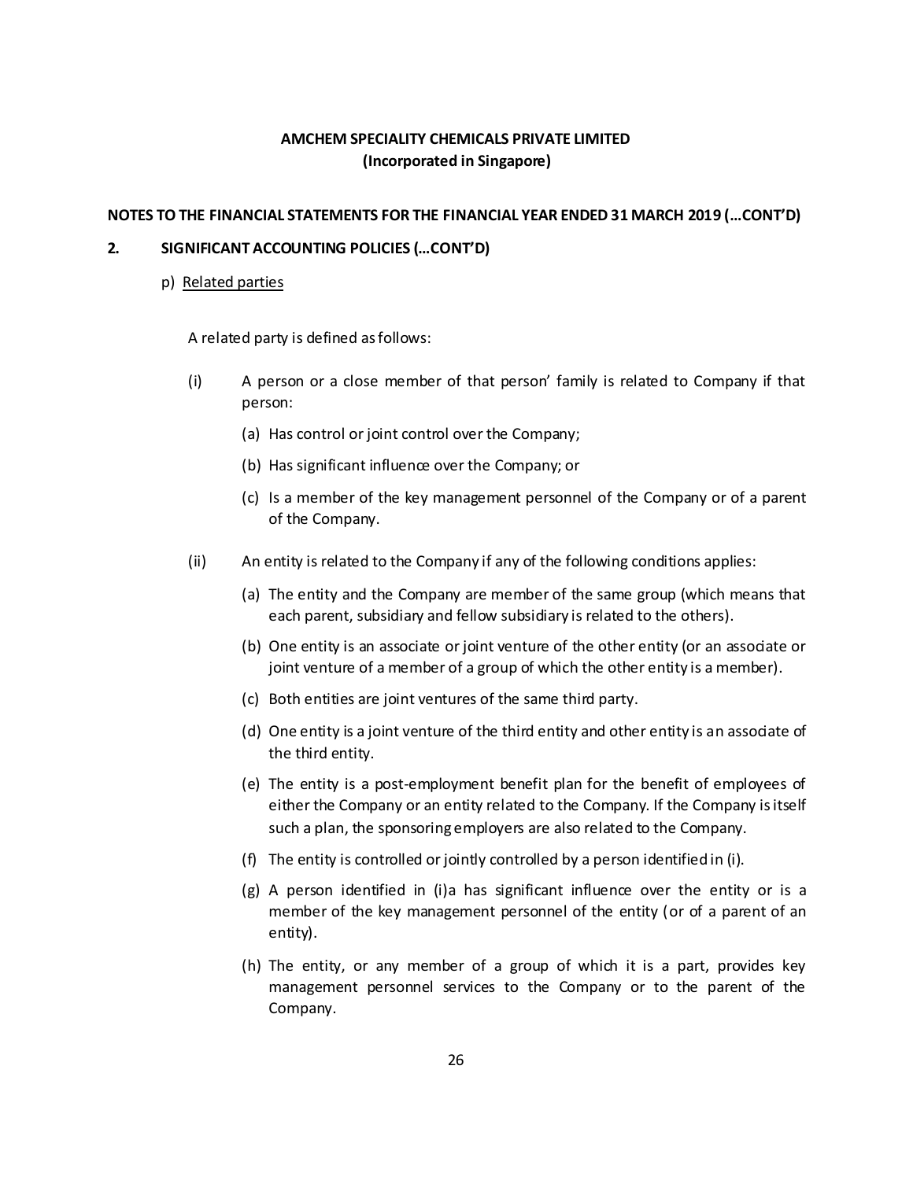**AMCHEM SPECIALITY CHEMICALS PRIVATE LIMITED**
**(Incorporated in Singapore)**

**NOTES TO THE FINANCIAL STATEMENTS FOR THE FINANCIAL YEAR ENDED 31 MARCH 2019 (…CONT'D)**

**2. SIGNIFICANT ACCOUNTING POLICIES (…CONT'D)**

p) Related parties

A related party is defined as follows:

(i) A person or a close member of that person' family is related to Company if that person:

- (a) Has control or joint control over the Company;
- (b) Has significant influence over the Company; or
- (c) Is a member of the key management personnel of the Company or of a parent of the Company.

(ii) An entity is related to the Company if any of the following conditions applies:

- (a) The entity and the Company are member of the same group (which means that each parent, subsidiary and fellow subsidiary is related to the others).
- (b) One entity is an associate or joint venture of the other entity (or an associate or joint venture of a member of a group of which the other entity is a member).
- (c) Both entities are joint ventures of the same third party.
- (d) One entity is a joint venture of the third entity and other entity is an associate of the third entity.
- (e) The entity is a post-employment benefit plan for the benefit of employees of either the Company or an entity related to the Company. If the Company is itself such a plan, the sponsoring employers are also related to the Company.
- (f) The entity is controlled or jointly controlled by a person identified in (i).
- (g) A person identified in (i)a has significant influence over the entity or is a member of the key management personnel of the entity (or of a parent of an entity).
- (h) The entity, or any member of a group of which it is a part, provides key management personnel services to the Company or to the parent of the Company.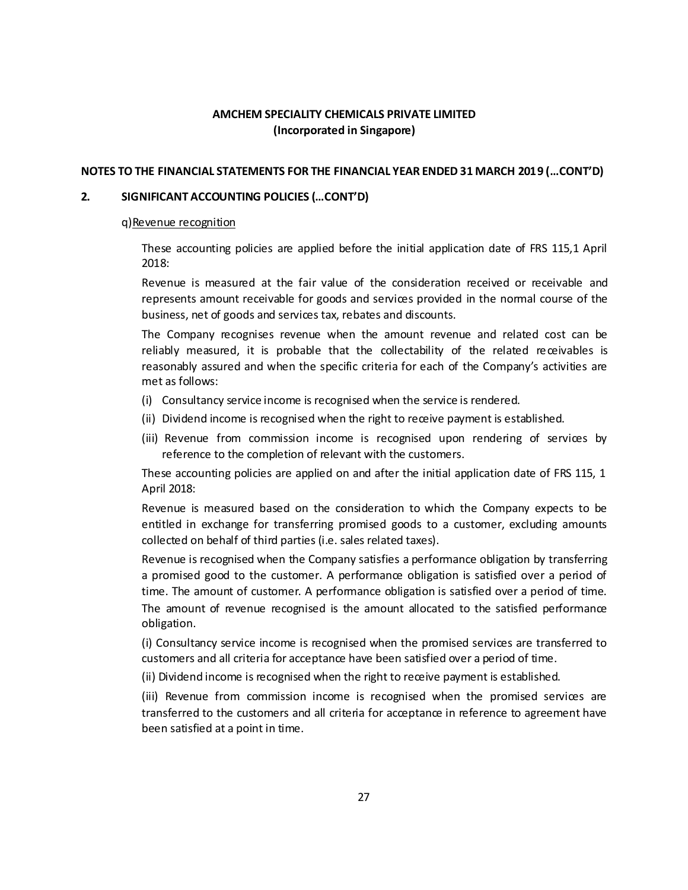**AMCHEM SPECIALITY CHEMICALS PRIVATE LIMITED**
**(Incorporated in Singapore)**

**NOTES TO THE FINANCIAL STATEMENTS FOR THE FINANCIAL YEAR ENDED 31 MARCH 2019 (…CONT'D)**

**2. SIGNIFICANT ACCOUNTING POLICIES (…CONT'D)**

q) Revenue recognition

These accounting policies are applied before the initial application date of FRS 115,1 April 2018:

Revenue is measured at the fair value of the consideration received or receivable and represents amount receivable for goods and services provided in the normal course of the business, net of goods and services tax, rebates and discounts.

The Company recognises revenue when the amount revenue and related cost can be reliably measured, it is probable that the collectability of the related receivables is reasonably assured and when the specific criteria for each of the Company's activities are met as follows:

(i) Consultancy service income is recognised when the service is rendered.

(ii) Dividend income is recognised when the right to receive payment is established.

(iii) Revenue from commission income is recognised upon rendering of services by reference to the completion of relevant with the customers.

These accounting policies are applied on and after the initial application date of FRS 115, 1 April 2018:

Revenue is measured based on the consideration to which the Company expects to be entitled in exchange for transferring promised goods to a customer, excluding amounts collected on behalf of third parties (i.e. sales related taxes).

Revenue is recognised when the Company satisfies a performance obligation by transferring a promised good to the customer. A performance obligation is satisfied over a period of time. The amount of customer. A performance obligation is satisfied over a period of time. The amount of revenue recognised is the amount allocated to the satisfied performance obligation.

(i) Consultancy service income is recognised when the promised services are transferred to customers and all criteria for acceptance have been satisfied over a period of time.

(ii) Dividend income is recognised when the right to receive payment is established.

(iii) Revenue from commission income is recognised when the promised services are transferred to the customers and all criteria for acceptance in reference to agreement have been satisfied at a point in time.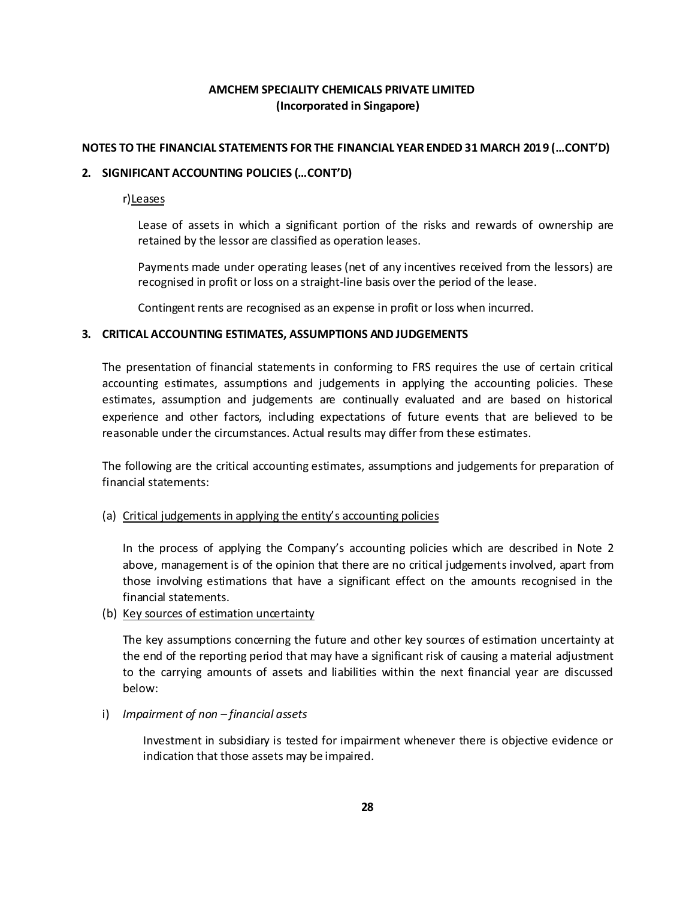**AMCHEM SPECIALITY CHEMICALS PRIVATE LIMITED**
**(Incorporated in Singapore)**

**NOTES TO THE FINANCIAL STATEMENTS FOR THE FINANCIAL YEAR ENDED 31 MARCH 2019 (…CONT'D)**

**2. SIGNIFICANT ACCOUNTING POLICIES (…CONT'D)**

r) Leases

Lease of assets in which a significant portion of the risks and rewards of ownership are retained by the lessor are classified as operation leases.

Payments made under operating leases (net of any incentives received from the lessors) are recognised in profit or loss on a straight-line basis over the period of the lease.

Contingent rents are recognised as an expense in profit or loss when incurred.

**3. CRITICAL ACCOUNTING ESTIMATES, ASSUMPTIONS AND JUDGEMENTS**

The presentation of financial statements in conforming to FRS requires the use of certain critical accounting estimates, assumptions and judgements in applying the accounting policies. These estimates, assumption and judgements are continually evaluated and are based on historical experience and other factors, including expectations of future events that are believed to be reasonable under the circumstances. Actual results may differ from these estimates.

The following are the critical accounting estimates, assumptions and judgements for preparation of financial statements:

(a) Critical judgements in applying the entity's accounting policies

In the process of applying the Company's accounting policies which are described in Note 2 above, management is of the opinion that there are no critical judgements involved, apart from those involving estimations that have a significant effect on the amounts recognised in the financial statements.

(b) Key sources of estimation uncertainty

The key assumptions concerning the future and other key sources of estimation uncertainty at the end of the reporting period that may have a significant risk of causing a material adjustment to the carrying amounts of assets and liabilities within the next financial year are discussed below:

i) *Impairment of non – financial assets*

Investment in subsidiary is tested for impairment whenever there is objective evidence or indication that those assets may be impaired.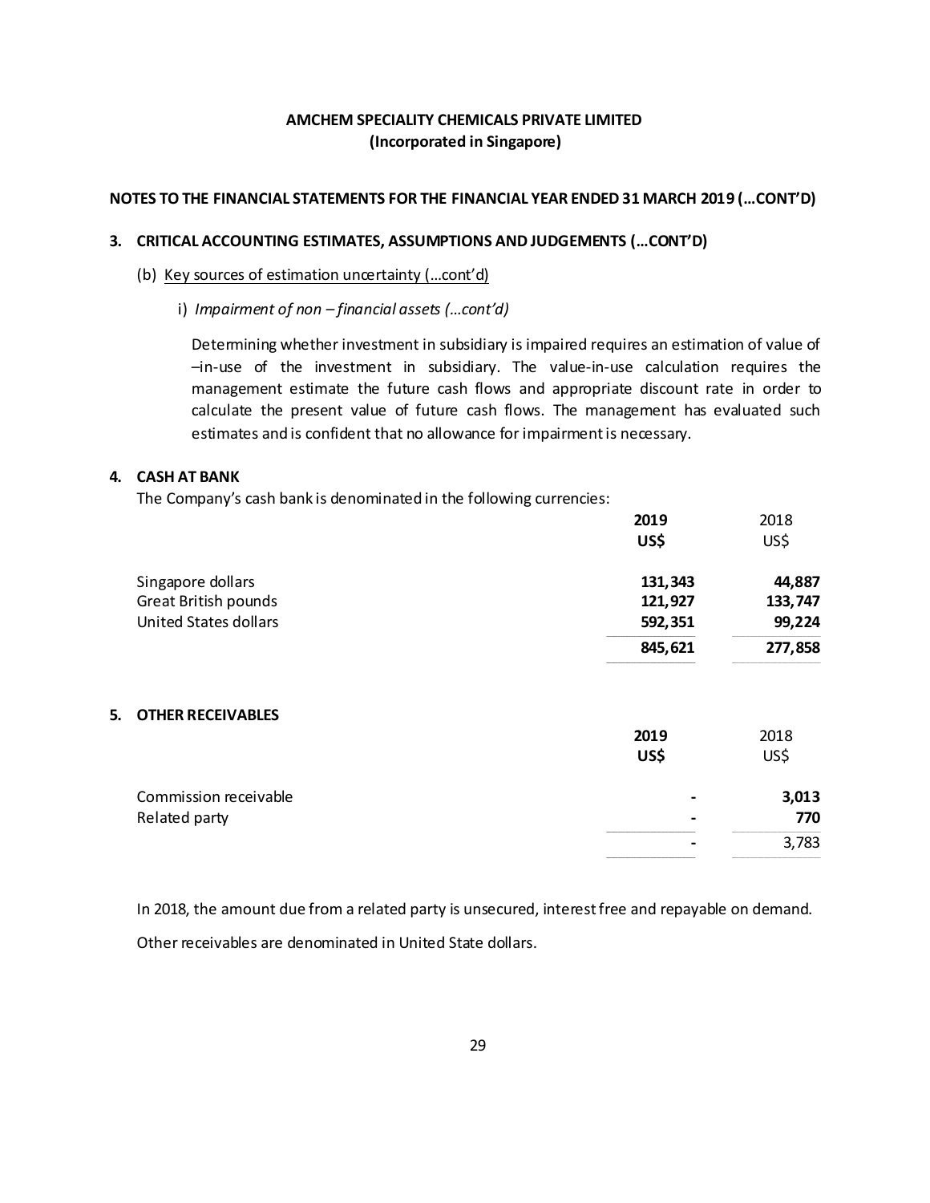**AMCHEM SPECIALITY CHEMICALS PRIVATE LIMITED**
**(Incorporated in Singapore)**

**NOTES TO THE FINANCIAL STATEMENTS FOR THE FINANCIAL YEAR ENDED 31 MARCH 2019 (...CONT'D)**

## 3. CRITICAL ACCOUNTING ESTIMATES, ASSUMPTIONS AND JUDGEMENTS (...CONT'D)

(b) Key sources of estimation uncertainty (...cont'd)

i) *Impairment of non – financial assets (...cont'd)*

Determining whether investment in subsidiary is impaired requires an estimation of value of –in-use of the investment in subsidiary. The value-in-use calculation requires the management estimate the future cash flows and appropriate discount rate in order to calculate the present value of future cash flows. The management has evaluated such estimates and is confident that no allowance for impairment is necessary.

## 4. CASH AT BANK

The Company's cash bank is denominated in the following currencies:

| | **2019** | 2018 |
|---|---|---|
| | **US$** | US$ |
| Singapore dollars | **131,343** | **44,887** |
| Great British pounds | **121,927** | **133,747** |
| United States dollars | **592,351** | **99,224** |
| | **845,621** | **277,858** |

## 5. OTHER RECEIVABLES

| | **2019** | 2018 |
|---|---|---|
| | **US$** | US$ |
| Commission receivable | **-** | **3,013** |
| Related party | **-** | **770** |
| | **-** | 3,783 |

In 2018, the amount due from a related party is unsecured, interest free and repayable on demand.

Other receivables are denominated in United State dollars.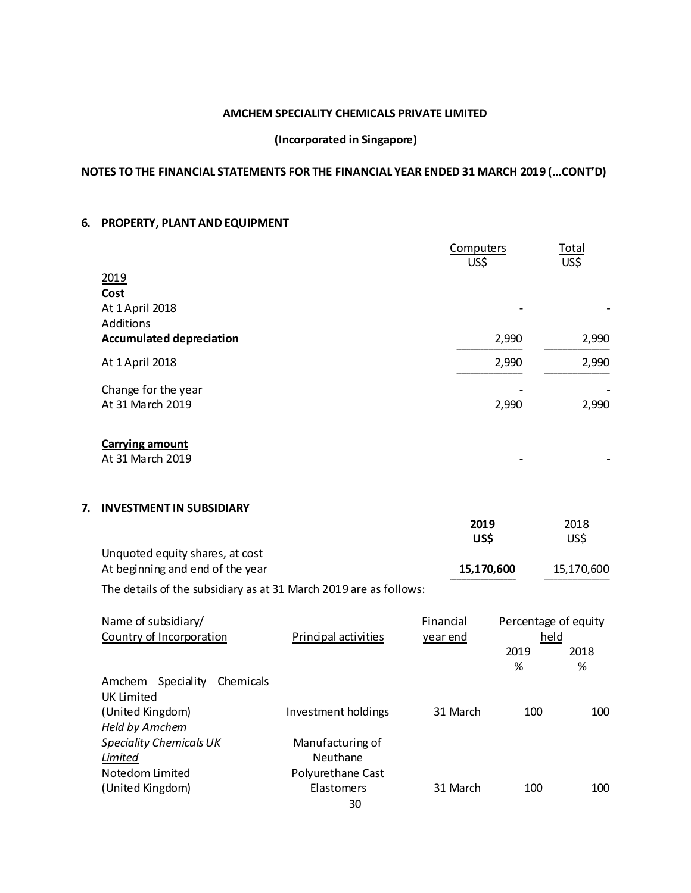**AMCHEM SPECIALITY CHEMICALS PRIVATE LIMITED**

**(Incorporated in Singapore)**

**NOTES TO THE FINANCIAL STATEMENTS FOR THE FINANCIAL YEAR ENDED 31 MARCH 2019 (...CONT'D)**

## 6. PROPERTY, PLANT AND EQUIPMENT

| | Computers US$ | Total US$ |
|---|---|---|
| 2019 | | |
| **Cost** | | |
| At 1 April 2018 | - | - |
| Additions | | |
| **Accumulated depreciation** | 2,990 | 2,990 |
| At 1 April 2018 | 2,990 | 2,990 |
| Change for the year | - | - |
| At 31 March 2019 | 2,990 | 2,990 |
| | | |
| **Carrying amount** | | |
| At 31 March 2019 | - | - |

## 7. INVESTMENT IN SUBSIDIARY

| | **2019 US$** | 2018 US$ |
|---|---|---|
| Unquoted equity shares, at cost | | |
| At beginning and end of the year | **15,170,600** | 15,170,600 |

The details of the subsidiary as at 31 March 2019 are as follows:

| Name of subsidiary/ Country of Incorporation | Principal activities | Financial year end | Percentage of equity held | |
|---|---|---|---|---|
| | | | 2019 % | 2018 % |
| Amchem Speciality Chemicals UK Limited (United Kingdom) | Investment holdings | 31 March | 100 | 100 |
| *Held by Amchem Speciality Chemicals UK Limited* | | | | |
| Notedom Limited (United Kingdom) | Manufacturing of Neuthane Polyurethane Cast Elastomers | 31 March | 100 | 100 |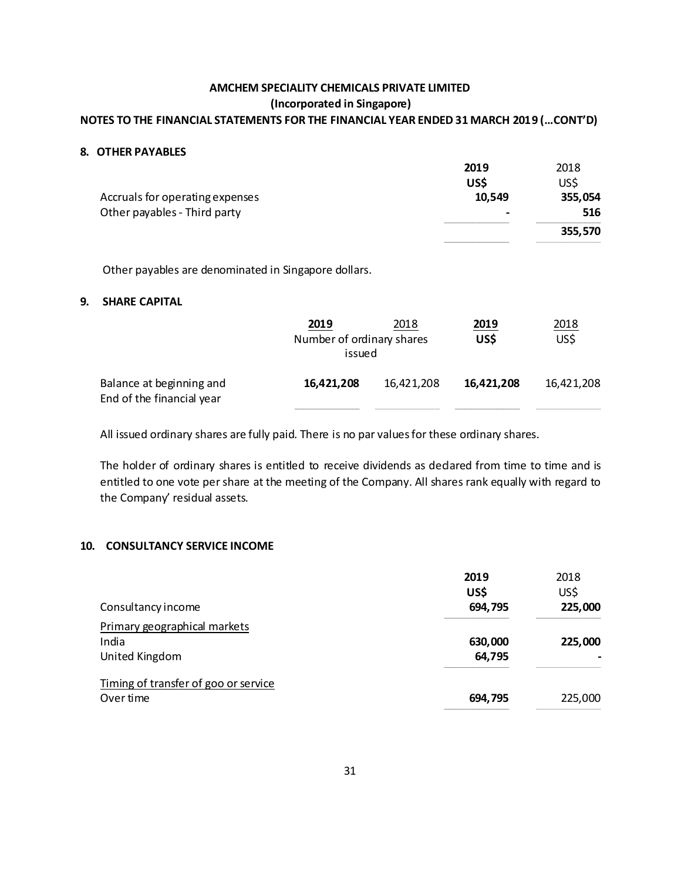# AMCHEM SPECIALITY CHEMICALS PRIVATE LIMITED

**(Incorporated in Singapore)**

**NOTES TO THE FINANCIAL STATEMENTS FOR THE FINANCIAL YEAR ENDED 31 MARCH 2019 (...CONT'D)**

## 8. OTHER PAYABLES

| | 2019 | 2018 |
|---|---|---|
| | US$ | US$ |
| Accruals for operating expenses | 10,549 | 355,054 |
| Other payables - Third party | - | 516 |
| | | 355,570 |

Other payables are denominated in Singapore dollars.

## 9. SHARE CAPITAL

| | 2019 | 2018 | 2019 | 2018 |
|---|---|---|---|---|
| | Number of ordinary shares issued | | US$ | US$ |
| Balance at beginning and End of the financial year | 16,421,208 | 16,421,208 | 16,421,208 | 16,421,208 |

All issued ordinary shares are fully paid. There is no par values for these ordinary shares.

The holder of ordinary shares is entitled to receive dividends as declared from time to time and is entitled to one vote per share at the meeting of the Company. All shares rank equally with regard to the Company' residual assets.

## 10. CONSULTANCY SERVICE INCOME

| | 2019 | 2018 |
|---|---|---|
| | US$ | US$ |
| Consultancy income | 694,795 | 225,000 |
| Primary geographical markets | | |
| India | 630,000 | 225,000 |
| United Kingdom | 64,795 | - |
| Timing of transfer of goo or service | | |
| Over time | 694,795 | 225,000 |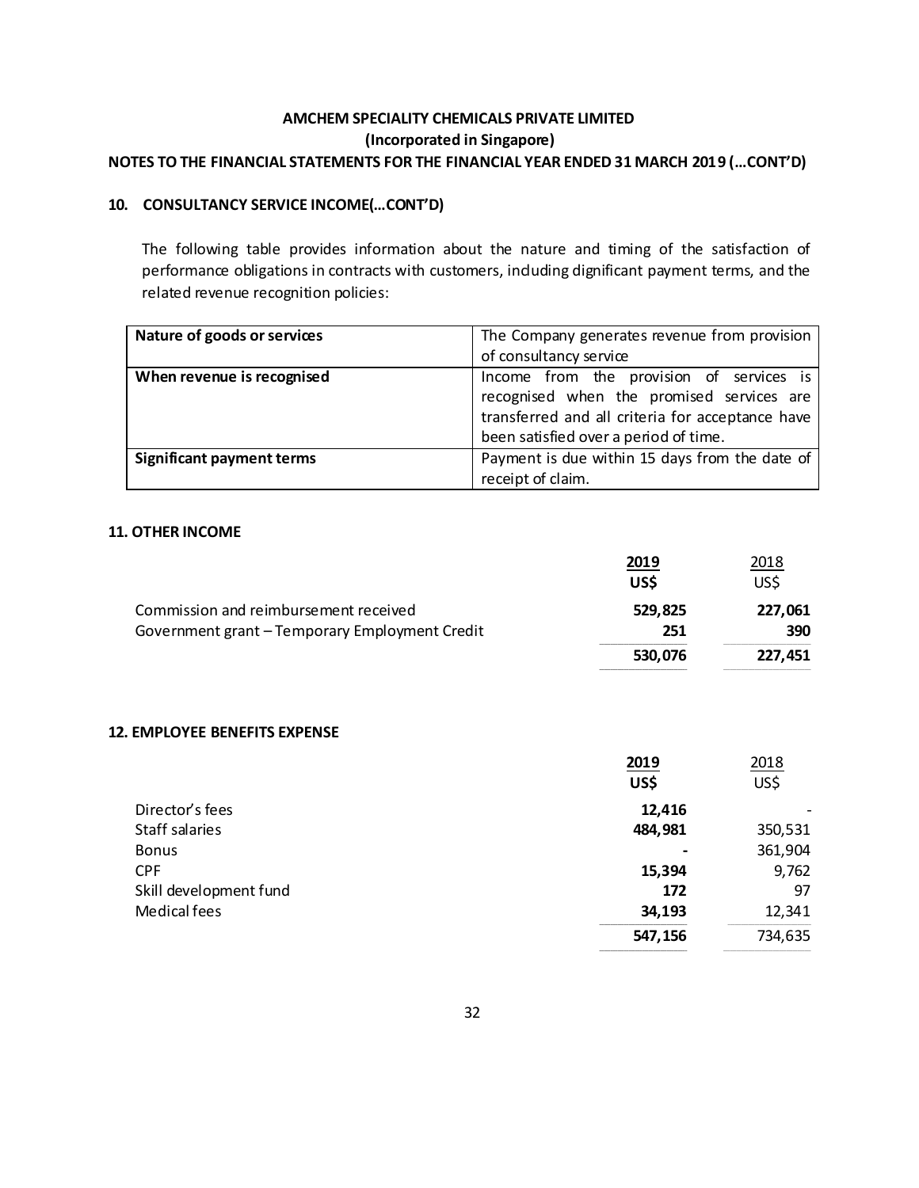**AMCHEM SPECIALITY CHEMICALS PRIVATE LIMITED**
**(Incorporated in Singapore)**
**NOTES TO THE FINANCIAL STATEMENTS FOR THE FINANCIAL YEAR ENDED 31 MARCH 2019 (…CONT'D)**

## 10. CONSULTANCY SERVICE INCOME(…CONT'D)

The following table provides information about the nature and timing of the satisfaction of performance obligations in contracts with customers, including dignificant payment terms, and the related revenue recognition policies:

| **Nature of goods or services** | The Company generates revenue from provision of consultancy service |
|---|---|
| **When revenue is recognised** | Income from the provision of services is recognised when the promised services are transferred and all criteria for acceptance have been satisfied over a period of time. |
| **Significant payment terms** | Payment is due within 15 days from the date of receipt of claim. |

## 11. OTHER INCOME

| | **2019** | 2018 |
|---|---|---|
| | **US$** | US$ |
| Commission and reimbursement received | **529,825** | **227,061** |
| Government grant – Temporary Employment Credit | **251** | **390** |
| | **530,076** | **227,451** |

## 12. EMPLOYEE BENEFITS EXPENSE

| | **2019** | 2018 |
|---|---|---|
| | **US$** | US$ |
| Director's fees | **12,416** | - |
| Staff salaries | **484,981** | 350,531 |
| Bonus | **-** | 361,904 |
| CPF | **15,394** | 9,762 |
| Skill development fund | **172** | 97 |
| Medical fees | **34,193** | 12,341 |
| | **547,156** | 734,635 |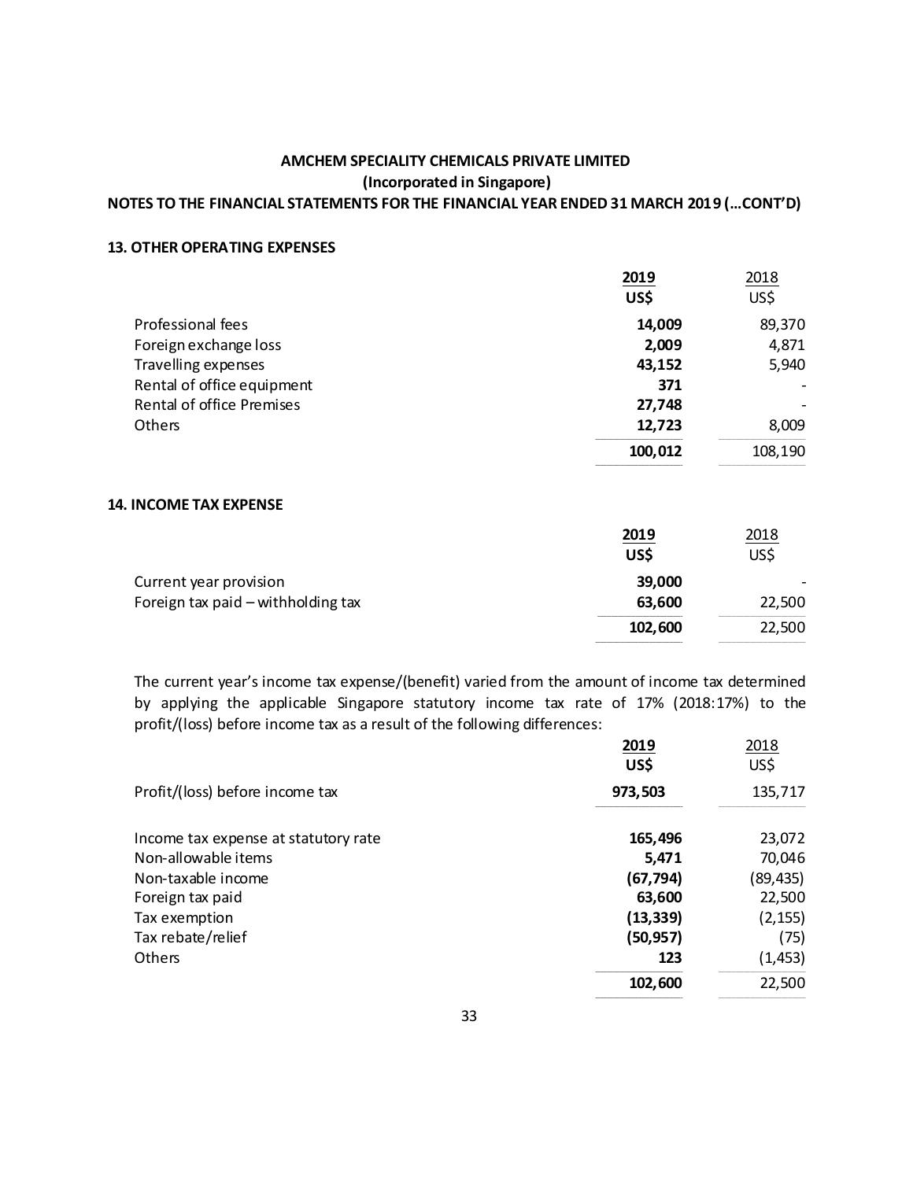**AMCHEM SPECIALITY CHEMICALS PRIVATE LIMITED**

**(Incorporated in Singapore)**

**NOTES TO THE FINANCIAL STATEMENTS FOR THE FINANCIAL YEAR ENDED 31 MARCH 2019 (...CONT'D)**

## 13. OTHER OPERATING EXPENSES

| | 2019<br>US$ | 2018<br>US$ |
|---|---|---|
| Professional fees | **14,009** | 89,370 |
| Foreign exchange loss | **2,009** | 4,871 |
| Travelling expenses | **43,152** | 5,940 |
| Rental of office equipment | **371** | - |
| Rental of office Premises | **27,748** | - |
| Others | **12,723** | 8,009 |
| | **100,012** | 108,190 |

## 14. INCOME TAX EXPENSE

| | 2019<br>US$ | 2018<br>US$ |
|---|---|---|
| Current year provision | **39,000** | - |
| Foreign tax paid – withholding tax | **63,600** | 22,500 |
| | **102,600** | 22,500 |

The current year's income tax expense/(benefit) varied from the amount of income tax determined by applying the applicable Singapore statutory income tax rate of 17% (2018:17%) to the profit/(loss) before income tax as a result of the following differences:

| | 2019<br>US$ | 2018<br>US$ |
|---|---|---|
| Profit/(loss) before income tax | **973,503** | 135,717 |
| | | |
| Income tax expense at statutory rate | **165,496** | 23,072 |
| Non-allowable items | **5,471** | 70,046 |
| Non-taxable income | **(67,794)** | (89,435) |
| Foreign tax paid | **63,600** | 22,500 |
| Tax exemption | **(13,339)** | (2,155) |
| Tax rebate/relief | **(50,957)** | (75) |
| Others | **123** | (1,453) |
| | **102,600** | 22,500 |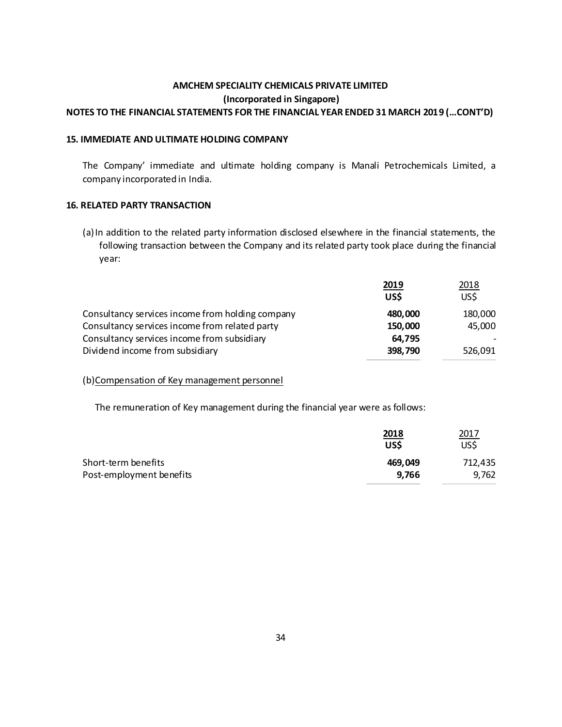**AMCHEM SPECIALITY CHEMICALS PRIVATE LIMITED**

**(Incorporated in Singapore)**

**NOTES TO THE FINANCIAL STATEMENTS FOR THE FINANCIAL YEAR ENDED 31 MARCH 2019 (…CONT'D)**

## 15. IMMEDIATE AND ULTIMATE HOLDING COMPANY

The Company' immediate and ultimate holding company is Manali Petrochemicals Limited, a company incorporated in India.

## 16. RELATED PARTY TRANSACTION

(a) In addition to the related party information disclosed elsewhere in the financial statements, the following transaction between the Company and its related party took place during the financial year:

| | **2019** | 2018 |
|---|---|---|
| | **US$** | US$ |
| Consultancy services income from holding company | **480,000** | 180,000 |
| Consultancy services income from related party | **150,000** | 45,000 |
| Consultancy services income from subsidiary | **64,795** | - |
| Dividend income from subsidiary | **398,790** | 526,091 |

(b) Compensation of Key management personnel

The remuneration of Key management during the financial year were as follows:

| | **2018** | 2017 |
|---|---|---|
| | **US$** | US$ |
| Short-term benefits | **469,049** | 712,435 |
| Post-employment benefits | **9,766** | 9,762 |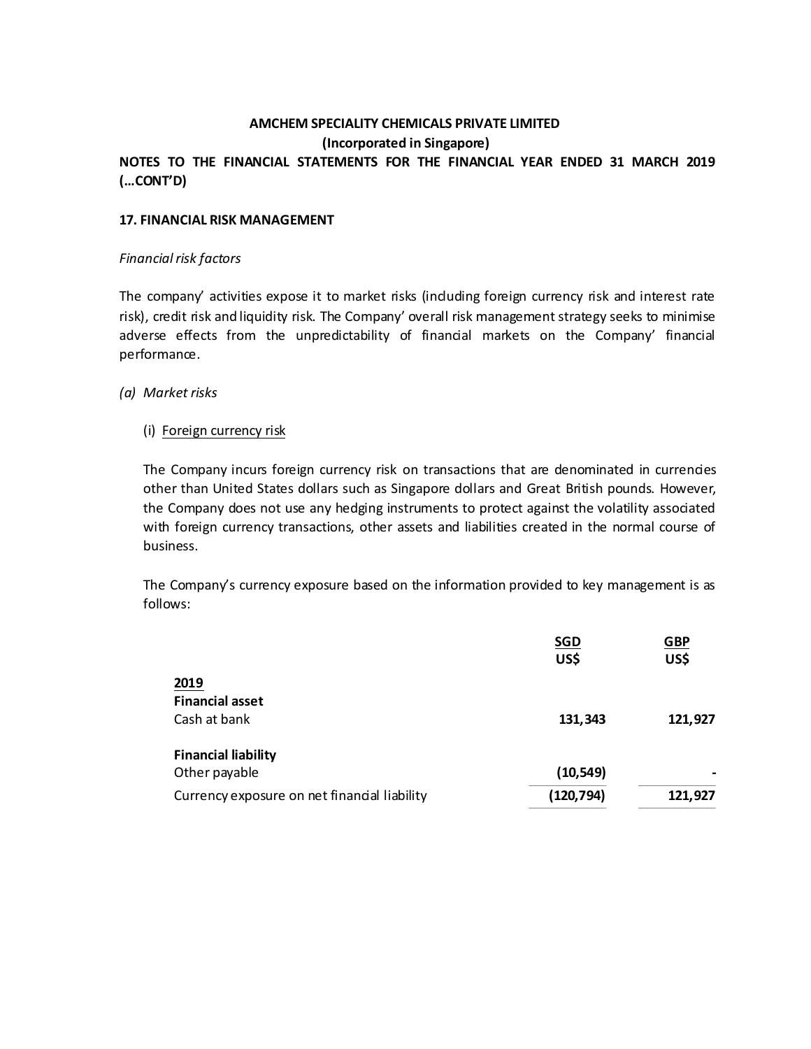**AMCHEM SPECIALITY CHEMICALS PRIVATE LIMITED**

**(Incorporated in Singapore)**

**NOTES TO THE FINANCIAL STATEMENTS FOR THE FINANCIAL YEAR ENDED 31 MARCH 2019 (…CONT'D)**

**17. FINANCIAL RISK MANAGEMENT**

*Financial risk factors*

The company' activities expose it to market risks (including foreign currency risk and interest rate risk), credit risk and liquidity risk. The Company' overall risk management strategy seeks to minimise adverse effects from the unpredictability of financial markets on the Company' financial performance.

*(a) Market risks*

(i) Foreign currency risk

The Company incurs foreign currency risk on transactions that are denominated in currencies other than United States dollars such as Singapore dollars and Great British pounds. However, the Company does not use any hedging instruments to protect against the volatility associated with foreign currency transactions, other assets and liabilities created in the normal course of business.

The Company's currency exposure based on the information provided to key management is as follows:

| | SGD<br>US$ | GBP<br>US$ |
|---|---|---|
| **2019** | | |
| **Financial asset** | | |
| Cash at bank | **131,343** | **121,927** |
| **Financial liability** | | |
| Other payable | **(10,549)** | **-** |
| Currency exposure on net financial liability | **(120,794)** | **121,927** |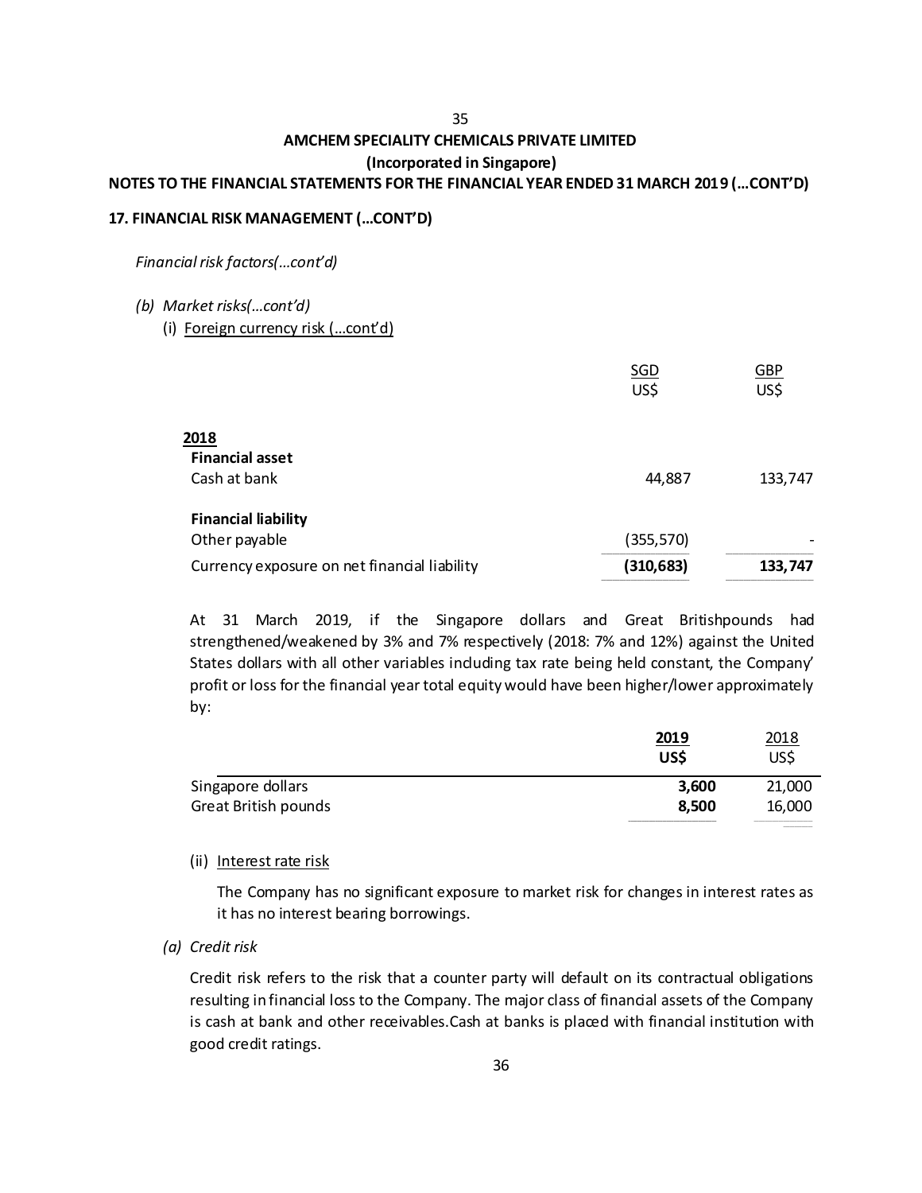# AMCHEM SPECIALITY CHEMICALS PRIVATE LIMITED

**(Incorporated in Singapore)**

**NOTES TO THE FINANCIAL STATEMENTS FOR THE FINANCIAL YEAR ENDED 31 MARCH 2019 (…CONT'D)**

**17. FINANCIAL RISK MANAGEMENT (…CONT'D)**

*Financial risk factors(…cont'd)*

*(b) Market risks(…cont'd)*

(i) Foreign currency risk (…cont'd)

| | SGD US$ | GBP US$ |
|---|---|---|
| **2018** | | |
| **Financial asset** | | |
| Cash at bank | 44,887 | 133,747 |
| **Financial liability** | | |
| Other payable | (355,570) | - |
| Currency exposure on net financial liability | **(310,683)** | **133,747** |

At 31 March 2019, if the Singapore dollars and Great Britishpounds had strengthened/weakened by 3% and 7% respectively (2018: 7% and 12%) against the United States dollars with all other variables including tax rate being held constant, the Company' profit or loss for the financial year total equity would have been higher/lower approximately by:

| | **2019 US$** | 2018 US$ |
|---|---|---|
| Singapore dollars | **3,600** | 21,000 |
| Great British pounds | **8,500** | 16,000 |

(ii) Interest rate risk

The Company has no significant exposure to market risk for changes in interest rates as it has no interest bearing borrowings.

*(a) Credit risk*

Credit risk refers to the risk that a counter party will default on its contractual obligations resulting in financial loss to the Company. The major class of financial assets of the Company is cash at bank and other receivables.Cash at banks is placed with financial institution with good credit ratings.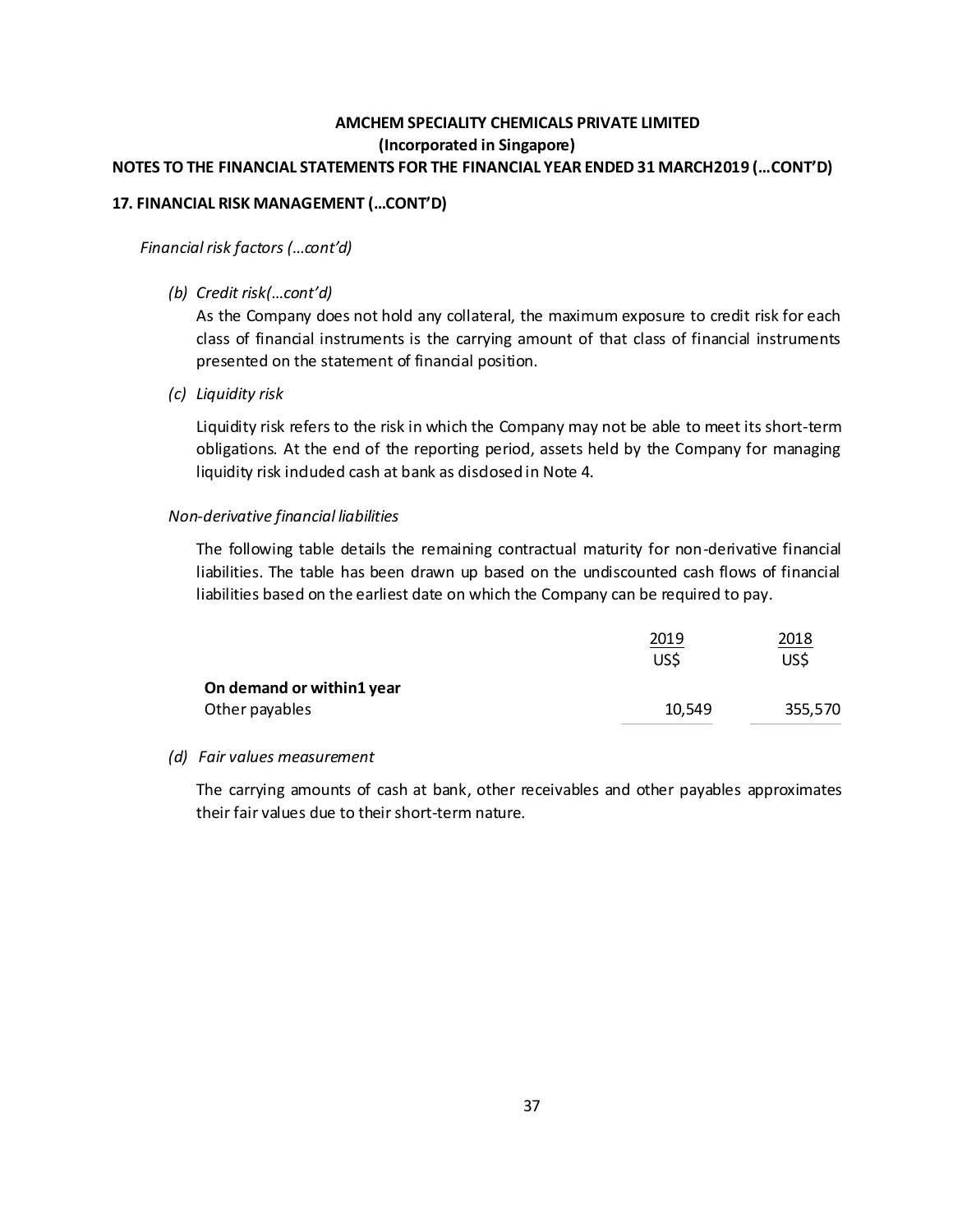# AMCHEM SPECIALITY CHEMICALS PRIVATE LIMITED
## (Incorporated in Singapore)

## NOTES TO THE FINANCIAL STATEMENTS FOR THE FINANCIAL YEAR ENDED 31 MARCH2019 (…CONT'D)

### 17. FINANCIAL RISK MANAGEMENT (…CONT'D)

*Financial risk factors (…cont'd)*

*(b) Credit risk(…cont'd)*

As the Company does not hold any collateral, the maximum exposure to credit risk for each class of financial instruments is the carrying amount of that class of financial instruments presented on the statement of financial position.

*(c) Liquidity risk*

Liquidity risk refers to the risk in which the Company may not be able to meet its short-term obligations. At the end of the reporting period, assets held by the Company for managing liquidity risk included cash at bank as disclosed in Note 4.

*Non-derivative financial liabilities*

The following table details the remaining contractual maturity for non-derivative financial liabilities. The table has been drawn up based on the undiscounted cash flows of financial liabilities based on the earliest date on which the Company can be required to pay.

| | 2019 | 2018 |
|---|---|---|
| | US$ | US$ |
| **On demand or within1 year** | | |
| Other payables | 10,549 | 355,570 |

*(d) Fair values measurement*

The carrying amounts of cash at bank, other receivables and other payables approximates their fair values due to their short-term nature.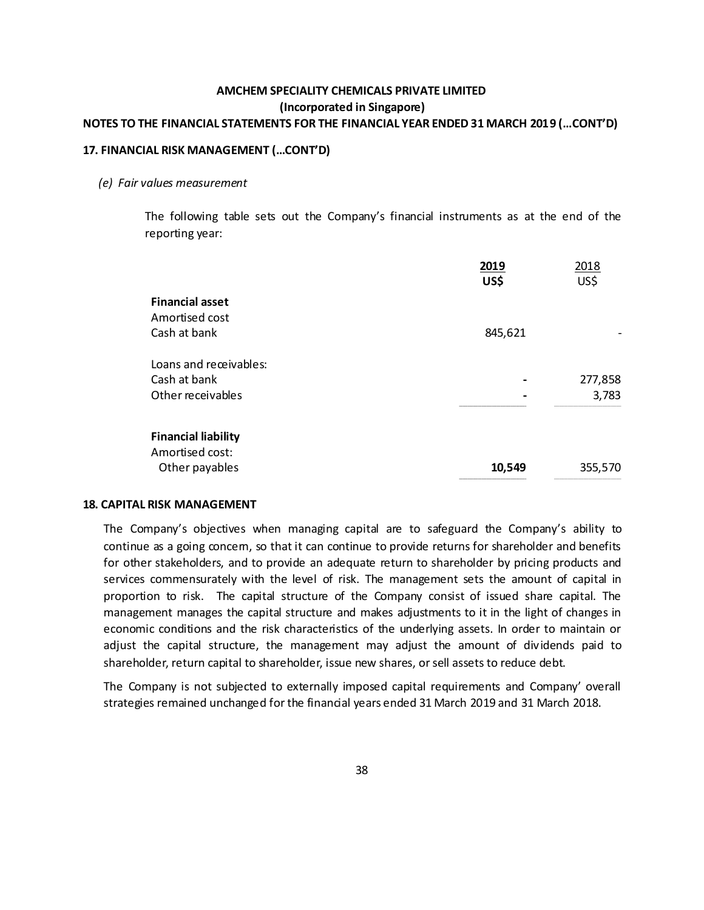**AMCHEM SPECIALITY CHEMICALS PRIVATE LIMITED**
**(Incorporated in Singapore)**
**NOTES TO THE FINANCIAL STATEMENTS FOR THE FINANCIAL YEAR ENDED 31 MARCH 2019 (…CONT'D)**

## 17. FINANCIAL RISK MANAGEMENT (…CONT'D)

*(e) Fair values measurement*

The following table sets out the Company's financial instruments as at the end of the reporting year:

| | **2019** | 2018 |
|---|---|---|
| | **US$** | US$ |
| **Financial asset** | | |
| Amortised cost | | |
| Cash at bank | 845,621 | - |
| | | |
| Loans and receivables: | | |
| Cash at bank | - | 277,858 |
| Other receivables | - | 3,783 |
| | | |
| **Financial liability** | | |
| Amortised cost: | | |
| Other payables | **10,549** | 355,570 |

## 18. CAPITAL RISK MANAGEMENT

The Company's objectives when managing capital are to safeguard the Company's ability to continue as a going concern, so that it can continue to provide returns for shareholder and benefits for other stakeholders, and to provide an adequate return to shareholder by pricing products and services commensurately with the level of risk. The management sets the amount of capital in proportion to risk. The capital structure of the Company consist of issued share capital. The management manages the capital structure and makes adjustments to it in the light of changes in economic conditions and the risk characteristics of the underlying assets. In order to maintain or adjust the capital structure, the management may adjust the amount of dividends paid to shareholder, return capital to shareholder, issue new shares, or sell assets to reduce debt.

The Company is not subjected to externally imposed capital requirements and Company' overall strategies remained unchanged for the financial years ended 31 March 2019 and 31 March 2018.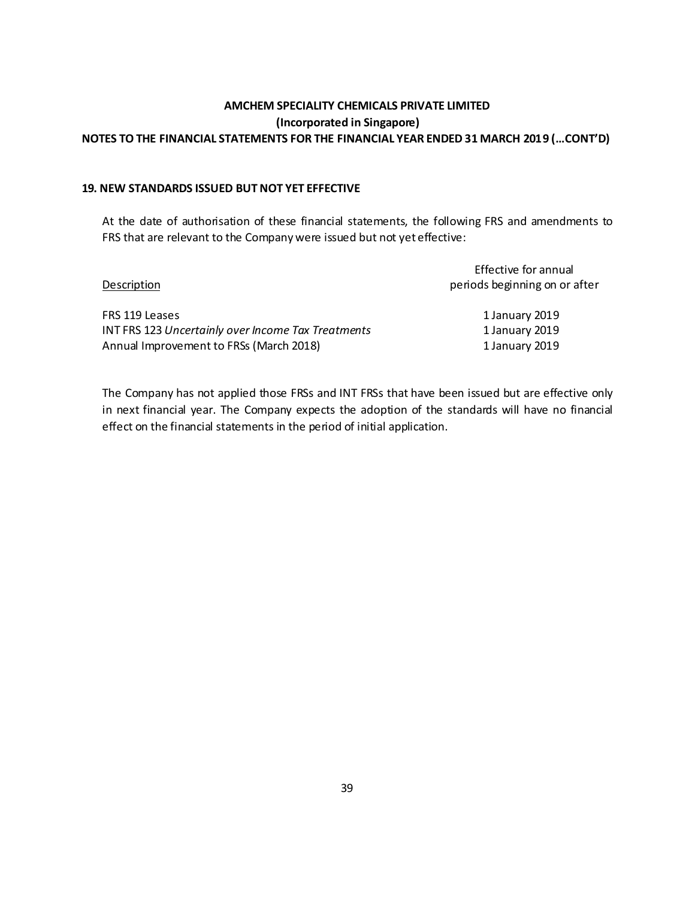## 19. NEW STANDARDS ISSUED BUT NOT YET EFFECTIVE

At the date of authorisation of these financial statements, the following FRS and amendments to FRS that are relevant to the Company were issued but not yet effective:

| Description | Effective for annual periods beginning on or after |
|---|---|
| FRS 119 Leases | 1 January 2019 |
| INT FRS 123 *Uncertainly over Income Tax Treatments* | 1 January 2019 |
| Annual Improvement to FRSs (March 2018) | 1 January 2019 |

The Company has not applied those FRSs and INT FRSs that have been issued but are effective only in next financial year. The Company expects the adoption of the standards will have no financial effect on the financial statements in the period of initial application.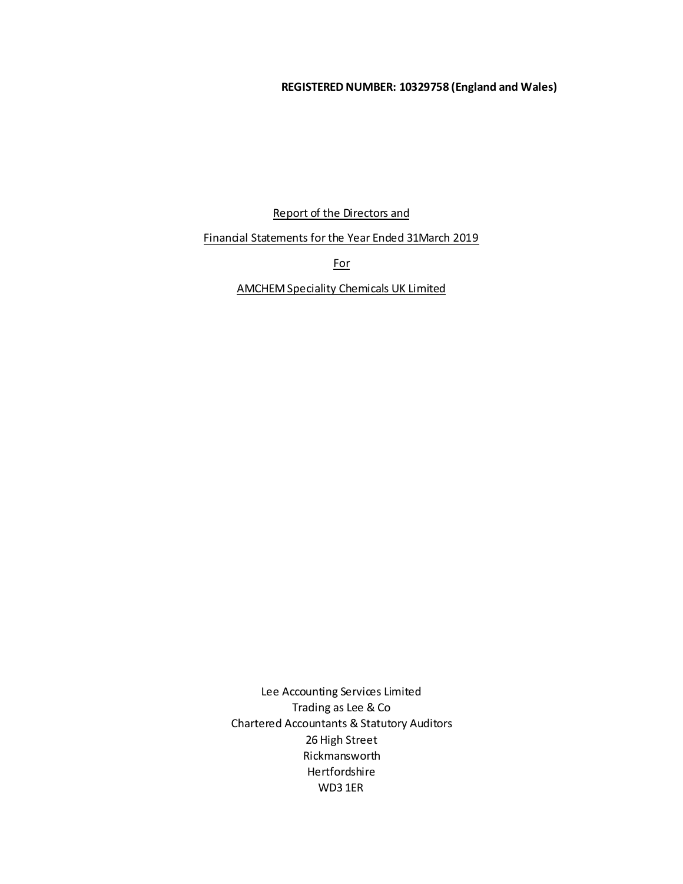**REGISTERED NUMBER: 10329758 (England and Wales)**

Report of the Directors and

Financial Statements for the Year Ended 31March 2019

For

AMCHEM Speciality Chemicals UK Limited

Lee Accounting Services Limited
Trading as Lee & Co
Chartered Accountants & Statutory Auditors
26 High Street
Rickmansworth
Hertfordshire
WD3 1ER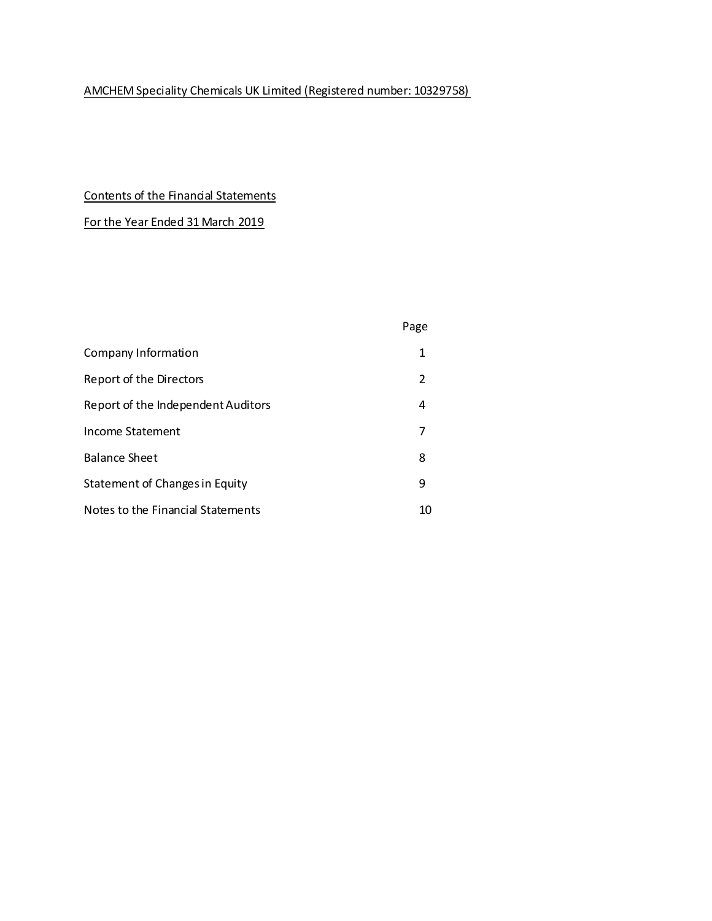AMCHEM Speciality Chemicals UK Limited (Registered number: 10329758)

## Contents of the Financial Statements

For the Year Ended 31 March 2019

| | Page |
|---|---|
| Company Information | 1 |
| Report of the Directors | 2 |
| Report of the Independent Auditors | 4 |
| Income Statement | 7 |
| Balance Sheet | 8 |
| Statement of Changes in Equity | 9 |
| Notes to the Financial Statements | 10 |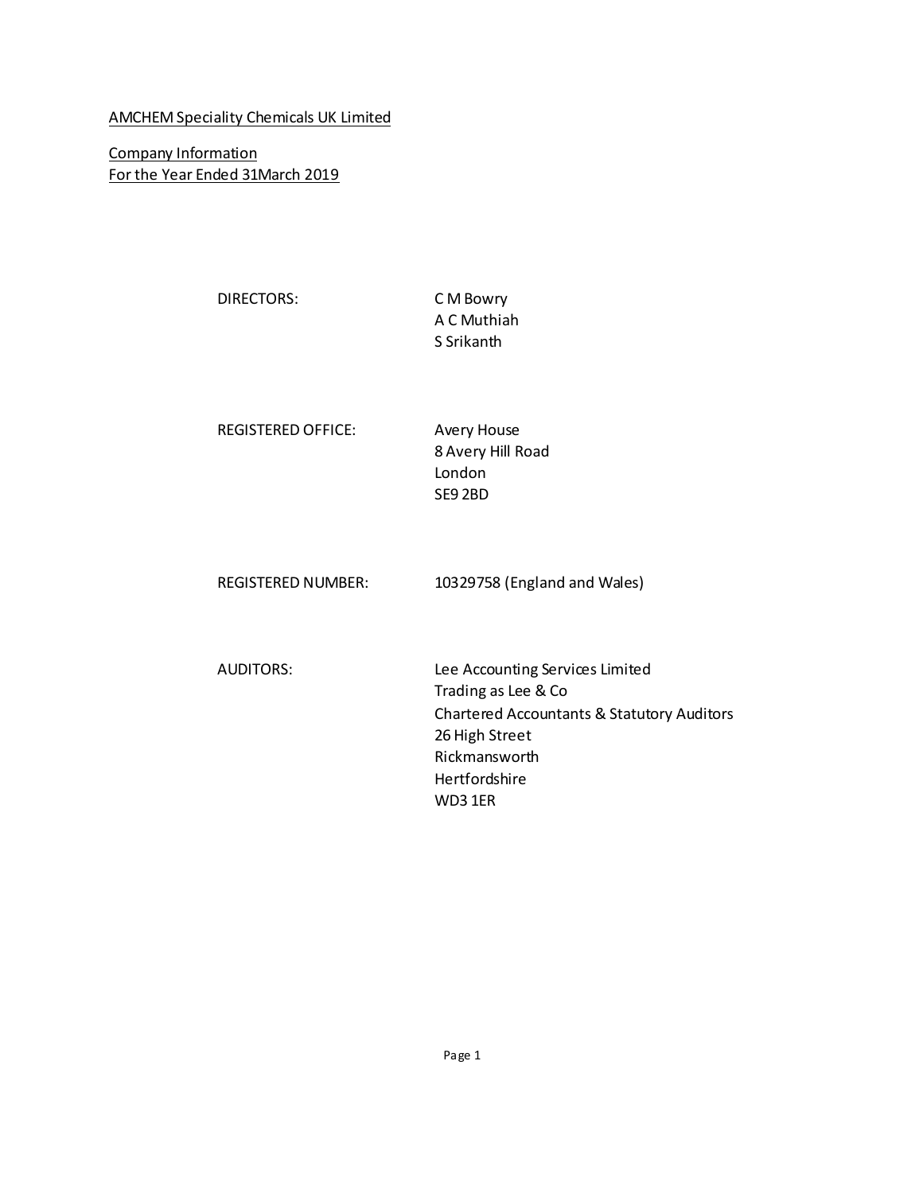AMCHEM Speciality Chemicals UK Limited

Company Information
For the Year Ended 31March 2019

| | |
|---|---|
| DIRECTORS: | C M Bowry<br>A C Muthiah<br>S Srikanth |
| REGISTERED OFFICE: | Avery House<br>8 Avery Hill Road<br>London<br>SE9 2BD |
| REGISTERED NUMBER: | 10329758 (England and Wales) |
| AUDITORS: | Lee Accounting Services Limited<br>Trading as Lee & Co<br>Chartered Accountants & Statutory Auditors<br>26 High Street<br>Rickmansworth<br>Hertfordshire<br>WD3 1ER |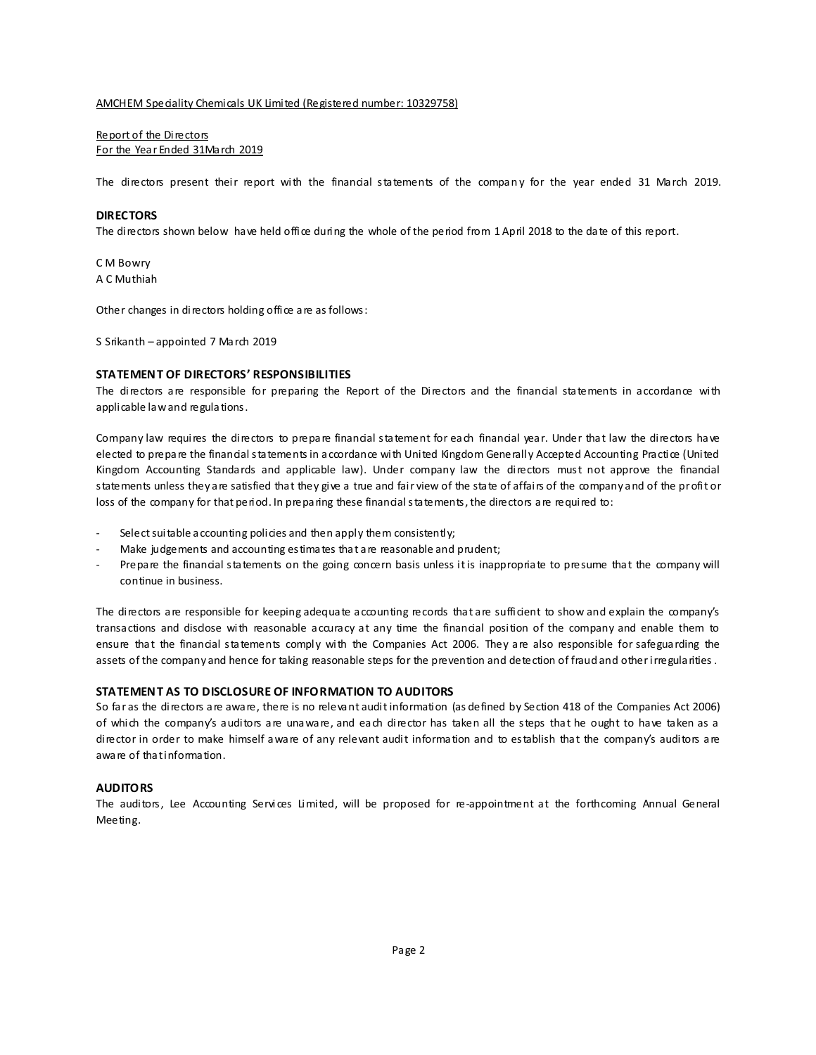AMCHEM Speciality Chemicals UK Limited (Registered number: 10329758)

Report of the Directors
For the Year Ended 31March 2019

The directors present their report with the financial statements of the company for the year ended 31 March 2019.

## DIRECTORS

The directors shown below have held office during the whole of the period from 1 April 2018 to the date of this report.

C M Bowry
A C Muthiah

Other changes in directors holding office are as follows:

S Srikanth – appointed 7 March 2019

## STATEMENT OF DIRECTORS' RESPONSIBILITIES

The directors are responsible for preparing the Report of the Directors and the financial statements in accordance with applicable law and regulations.

Company law requires the directors to prepare financial statement for each financial year. Under that law the directors have elected to prepare the financial statements in accordance with United Kingdom Generally Accepted Accounting Practice (United Kingdom Accounting Standards and applicable law). Under company law the directors must not approve the financial statements unless they are satisfied that they give a true and fair view of the state of affairs of the company and of the profit or loss of the company for that period. In preparing these financial statements, the directors are required to:

- Select suitable accounting policies and then apply them consistently;
- Make judgements and accounting estimates that are reasonable and prudent;
- Prepare the financial statements on the going concern basis unless it is inappropriate to presume that the company will continue in business.

The directors are responsible for keeping adequate accounting records that are sufficient to show and explain the company's transactions and disclose with reasonable accuracy at any time the financial position of the company and enable them to ensure that the financial statements comply with the Companies Act 2006. They are also responsible for safeguarding the assets of the company and hence for taking reasonable steps for the prevention and detection of fraud and other irregularities.

## STATEMENT AS TO DISCLOSURE OF INFORMATION TO AUDITORS

So far as the directors are aware, there is no relevant audit information (as defined by Section 418 of the Companies Act 2006) of which the company's auditors are unaware, and each director has taken all the steps that he ought to have taken as a director in order to make himself aware of any relevant audit information and to establish that the company's auditors are aware of that information.

## AUDITORS

The auditors, Lee Accounting Services Limited, will be proposed for re-appointment at the forthcoming Annual General Meeting.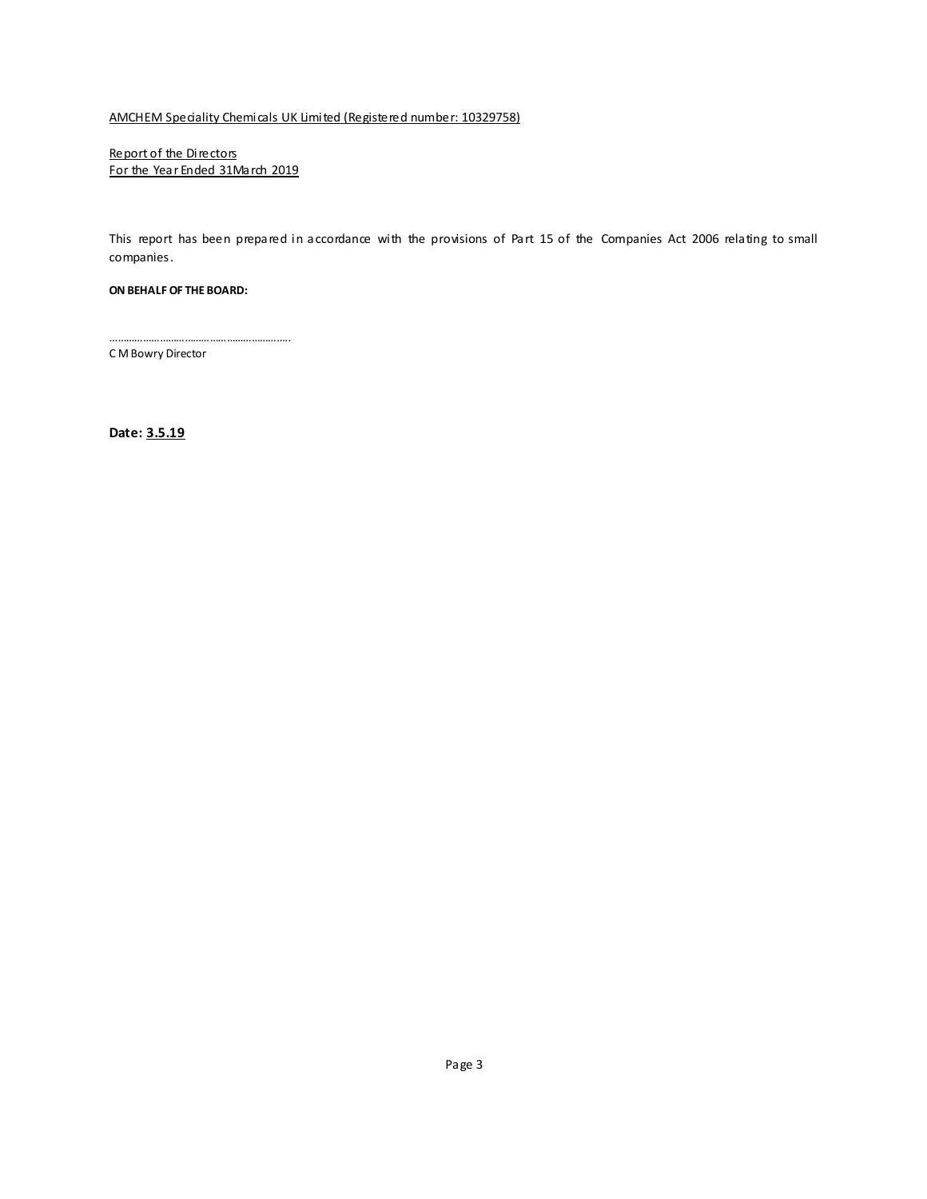AMCHEM Speciality Chemicals UK Limited (Registered number: 10329758)

Report of the Directors
For the Year Ended 31March 2019

This report has been prepared in accordance with the provisions of Part 15 of the Companies Act 2006 relating to small companies.

**ON BEHALF OF THE BOARD:**

……………………………………………………….
C M Bowry Director

**Date: 3.5.19**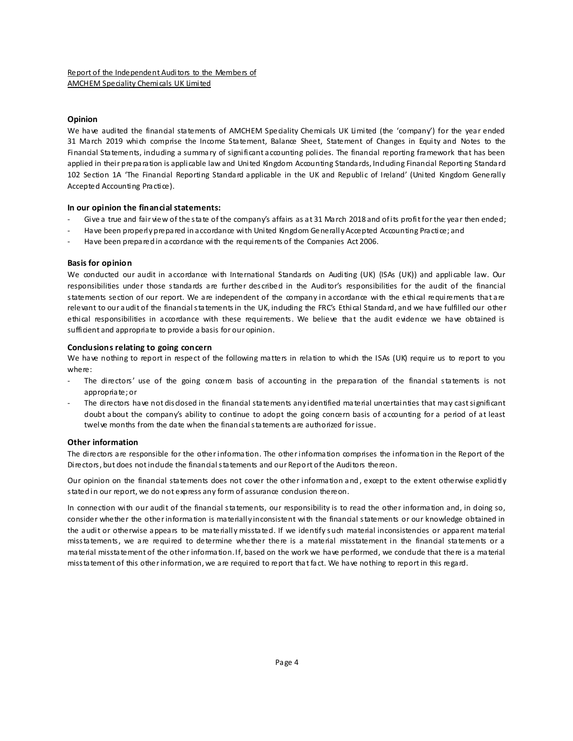Report of the Independent Auditors to the Members of
AMCHEM Speciality Chemicals UK Limited

**Opinion**

We have audited the financial statements of AMCHEM Speciality Chemicals UK Limited (the 'company') for the year ended 31 March 2019 which comprise the Income Statement, Balance Sheet, Statement of Changes in Equity and Notes to the Financial Statements, including a summary of significant accounting policies. The financial reporting framework that has been applied in their preparation is applicable law and United Kingdom Accounting Standards, Including Financial Reporting Standard 102 Section 1A 'The Financial Reporting Standard applicable in the UK and Republic of Ireland' (United Kingdom Generally Accepted Accounting Practice).

**In our opinion the financial statements:**

- Give a true and fair view of the state of the company's affairs as at 31 March 2018 and of its profit for the year then ended;
- Have been properly prepared in accordance with United Kingdom Generally Accepted Accounting Practice; and
- Have been prepared in accordance with the requirements of the Companies Act 2006.

**Basis for opinion**

We conducted our audit in accordance with International Standards on Auditing (UK) (ISAs (UK)) and applicable law. Our responsibilities under those standards are further described in the Auditor's responsibilities for the audit of the financial statements section of our report. We are independent of the company in accordance with the ethical requirements that are relevant to our audit of the financial statements in the UK, including the FRC's Ethical Standard, and we have fulfilled our other ethical responsibilities in accordance with these requirements. We believe that the audit evidence we have obtained is sufficient and appropriate to provide a basis for our opinion.

**Conclusions relating to going concern**

We have nothing to report in respect of the following matters in relation to which the ISAs (UK) require us to report to you where:

- The directors' use of the going concern basis of accounting in the preparation of the financial statements is not appropriate; or
- The directors have not disclosed in the financial statements any identified material uncertainties that may cast significant doubt about the company's ability to continue to adopt the going concern basis of accounting for a period of at least twelve months from the date when the financial statements are authorized for issue.

**Other information**

The directors are responsible for the other information. The other information comprises the information in the Report of the Directors, but does not include the financial statements and our Report of the Auditors thereon.

Our opinion on the financial statements does not cover the other information and, except to the extent otherwise explicitly stated in our report, we do not express any form of assurance conclusion thereon.

In connection with our audit of the financial statements, our responsibility is to read the other information and, in doing so, consider whether the other information is materially inconsistent with the financial statements or our knowledge obtained in the audit or otherwise appears to be materially misstated. If we identify such material inconsistencies or apparent material misstatements, we are required to determine whether there is a material misstatement in the financial statements or a material misstatement of the other information. If, based on the work we have performed, we conclude that there is a material misstatement of this other information, we are required to report that fact. We have nothing to report in this regard.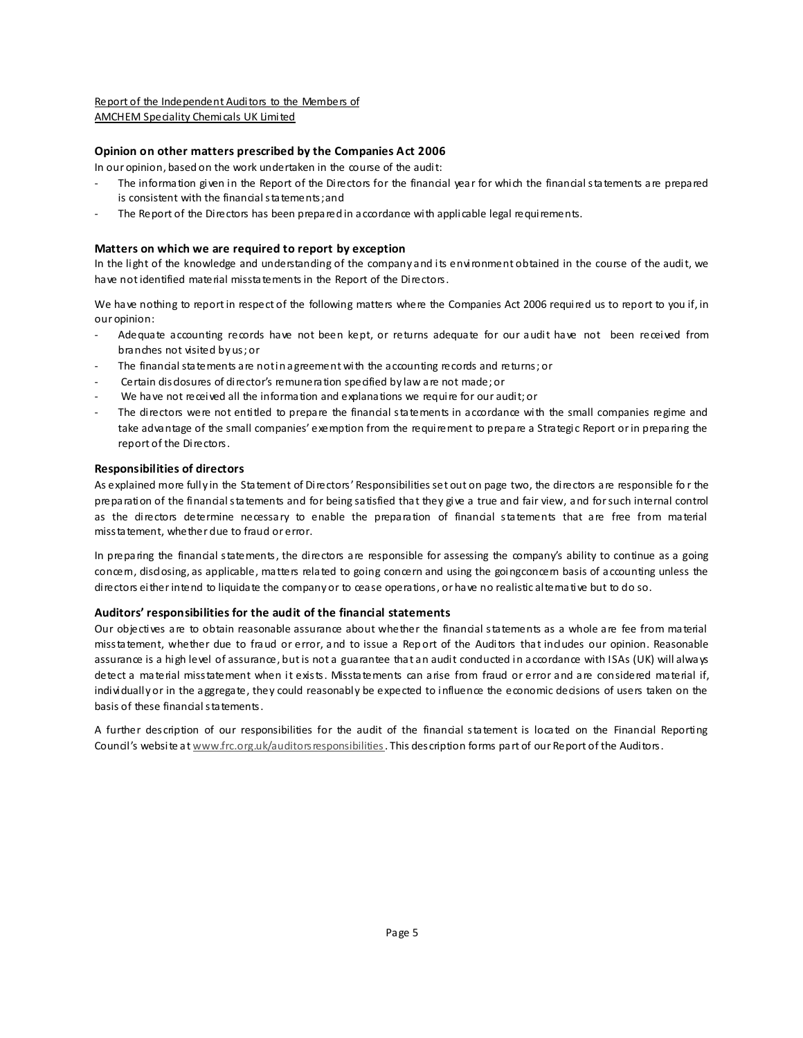Report of the Independent Auditors to the Members of
AMCHEM Speciality Chemicals UK Limited

### Opinion on other matters prescribed by the Companies Act 2006

In our opinion, based on the work undertaken in the course of the audit:

- The information given in the Report of the Directors for the financial year for which the financial statements are prepared is consistent with the financial statements; and
- The Report of the Directors has been prepared in accordance with applicable legal requirements.

### Matters on which we are required to report by exception

In the light of the knowledge and understanding of the company and its environment obtained in the course of the audit, we have not identified material misstatements in the Report of the Directors.

We have nothing to report in respect of the following matters where the Companies Act 2006 required us to report to you if, in our opinion:

- Adequate accounting records have not been kept, or returns adequate for our audit have not been received from branches not visited by us; or
- The financial statements are not in agreement with the accounting records and returns; or
- Certain disclosures of director's remuneration specified by law are not made; or
- We have not received all the information and explanations we require for our audit; or
- The directors were not entitled to prepare the financial statements in accordance with the small companies regime and take advantage of the small companies' exemption from the requirement to prepare a Strategic Report or in preparing the report of the Directors.

### Responsibilities of directors

As explained more fully in the Statement of Directors' Responsibilities set out on page two, the directors are responsible for the preparation of the financial statements and for being satisfied that they give a true and fair view, and for such internal control as the directors determine necessary to enable the preparation of financial statements that are free from material misstatement, whether due to fraud or error.

In preparing the financial statements, the directors are responsible for assessing the company's ability to continue as a going concern, disclosing, as applicable, matters related to going concern and using the goingconcern basis of accounting unless the directors either intend to liquidate the company or to cease operations, or have no realistic alternative but to do so.

### Auditors' responsibilities for the audit of the financial statements

Our objectives are to obtain reasonable assurance about whether the financial statements as a whole are fee from material misstatement, whether due to fraud or error, and to issue a Report of the Auditors that includes our opinion. Reasonable assurance is a high level of assurance, but is not a guarantee that an audit conducted in accordance with ISAs (UK) will always detect a material misstatement when it exists. Misstatements can arise from fraud or error and are considered material if, individually or in the aggregate, they could reasonably be expected to influence the economic decisions of users taken on the basis of these financial statements.

A further description of our responsibilities for the audit of the financial statement is located on the Financial Reporting Council's website at www.frc.org.uk/auditorsresponsibilities. This description forms part of our Report of the Auditors.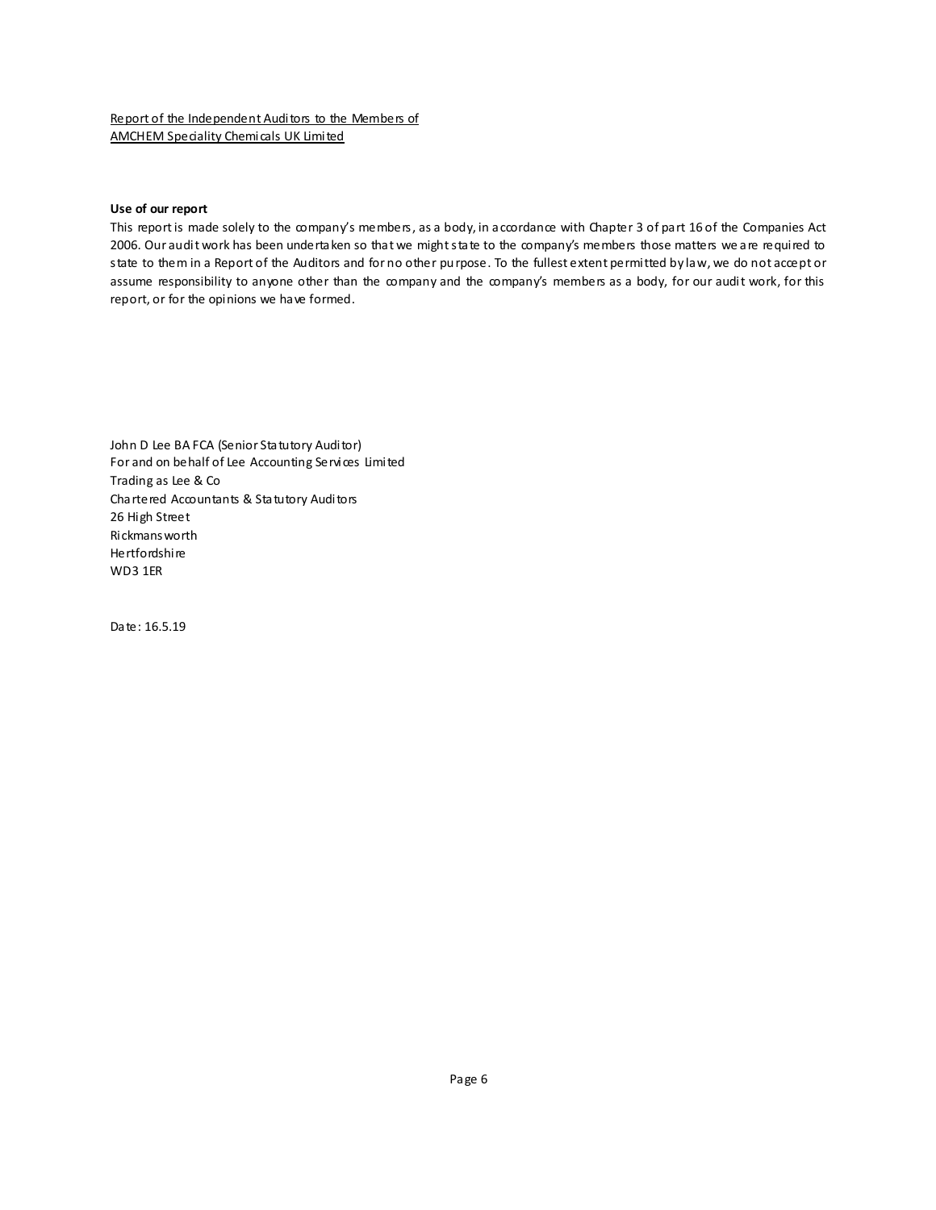Report of the Independent Auditors to the Members of
AMCHEM Speciality Chemicals UK Limited

**Use of our report**

This report is made solely to the company's members, as a body, in accordance with Chapter 3 of part 16 of the Companies Act 2006. Our audit work has been undertaken so that we might state to the company's members those matters we are required to state to them in a Report of the Auditors and for no other purpose. To the fullest extent permitted by law, we do not accept or assume responsibility to anyone other than the company and the company's members as a body, for our audit work, for this report, or for the opinions we have formed.

John D Lee BA FCA (Senior Statutory Auditor)
For and on behalf of Lee Accounting Services Limited
Trading as Lee & Co
Chartered Accountants & Statutory Auditors
26 High Street
Rickmansworth
Hertfordshire
WD3 1ER

Date: 16.5.19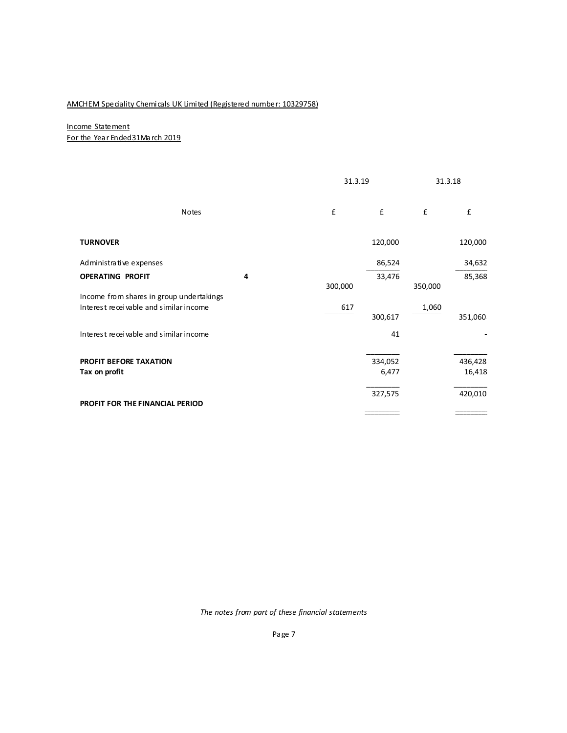AMCHEM Speciality Chemicals UK Limited (Registered number: 10329758)

Income Statement
For the Year Ended31March 2019

| | Notes | 31.3.19 | | 31.3.18 | |
|---|---|---|---|---|---|
| | | £ | £ | £ | £ |
| **TURNOVER** | | | 120,000 | | 120,000 |
| Administrative expenses | | | 86,524 | | 34,632 |
| **OPERATING PROFIT** | 4 | | 33,476 | | 85,368 |
| Income from shares in group undertakings | | 300,000 | | 350,000 | |
| Interest receivable and similar income | | 617 | | 1,060 | |
| | | | 300,617 | | 351,060 |
| Interest receivable and similar income | | | 41 | | - |
| **PROFIT BEFORE TAXATION** | | | 334,052 | | 436,428 |
| **Tax on profit** | | | 6,477 | | 16,418 |
| **PROFIT FOR THE FINANCIAL PERIOD** | | | 327,575 | | 420,010 |

*The notes from part of these financial statements*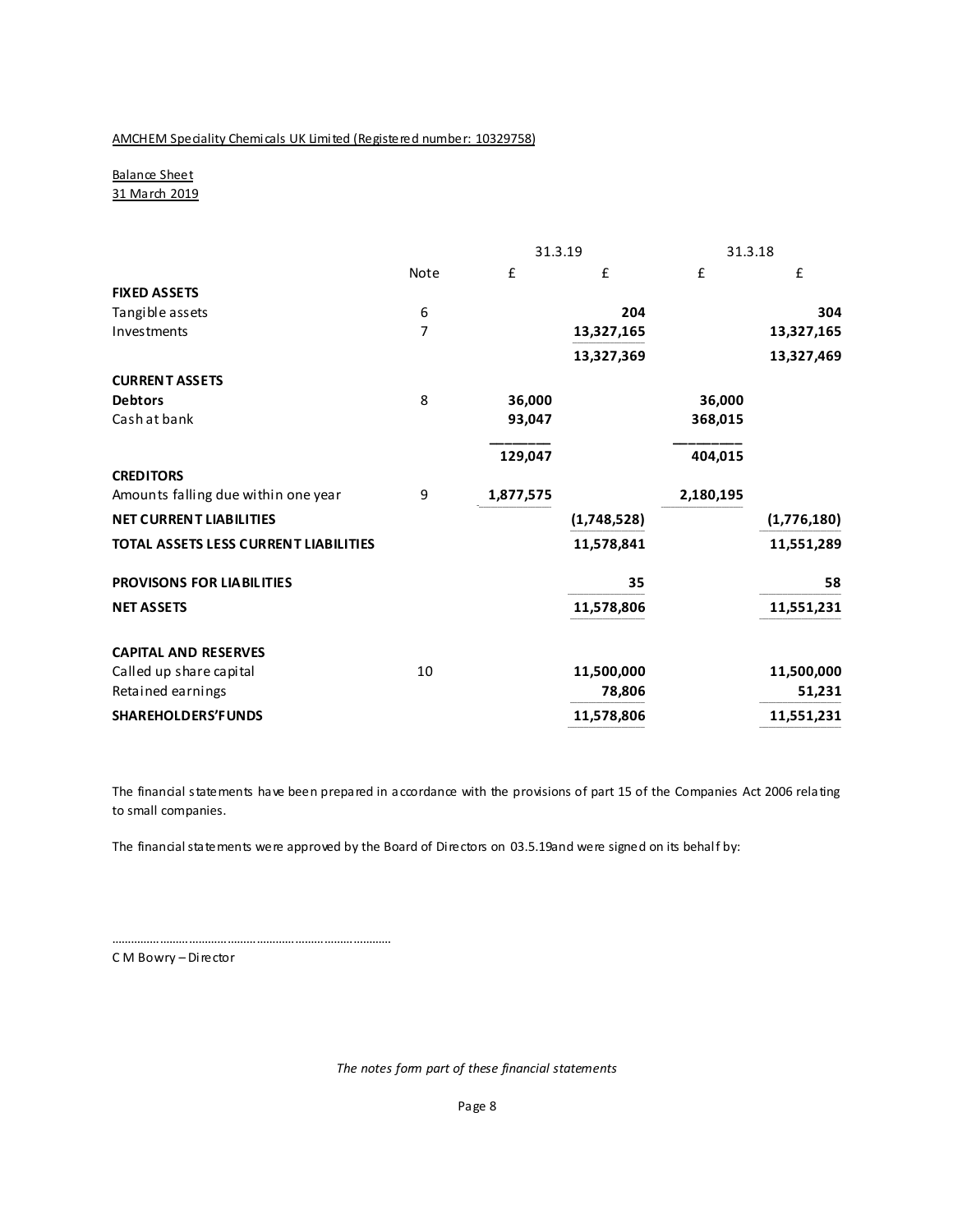AMCHEM Speciality Chemicals UK Limited (Registered number: 10329758)

Balance Sheet
31 March 2019

| | Note | 31.3.19 £ | 31.3.19 £ | 31.3.18 £ | 31.3.18 £ |
|---|---|---|---|---|---|
| **FIXED ASSETS** | | | | | |
| Tangible assets | 6 | | **204** | | **304** |
| Investments | 7 | | **13,327,165** | | **13,327,165** |
| | | | **13,327,369** | | **13,327,469** |
| **CURRENT ASSETS** | | | | | |
| **Debtors** | 8 | **36,000** | | **36,000** | |
| Cash at bank | | **93,047** | | **368,015** | |
| | | **129,047** | | **404,015** | |
| **CREDITORS** | | | | | |
| Amounts falling due within one year | 9 | **1,877,575** | | **2,180,195** | |
| **NET CURRENT LIABILITIES** | | | **(1,748,528)** | | **(1,776,180)** |
| **TOTAL ASSETS LESS CURRENT LIABILITIES** | | | **11,578,841** | | **11,551,289** |
| **PROVISONS FOR LIABILITIES** | | | **35** | | **58** |
| **NET ASSETS** | | | **11,578,806** | | **11,551,231** |
| **CAPITAL AND RESERVES** | | | | | |
| Called up share capital | 10 | | **11,500,000** | | **11,500,000** |
| Retained earnings | | | **78,806** | | **51,231** |
| **SHAREHOLDERS'FUNDS** | | | **11,578,806** | | **11,551,231** |

The financial statements have been prepared in accordance with the provisions of part 15 of the Companies Act 2006 relating to small companies.

The financial statements were approved by the Board of Directors on 03.5.19and were signed on its behalf by:

..........................................................................

C M Bowry – Director

*The notes form part of these financial statements*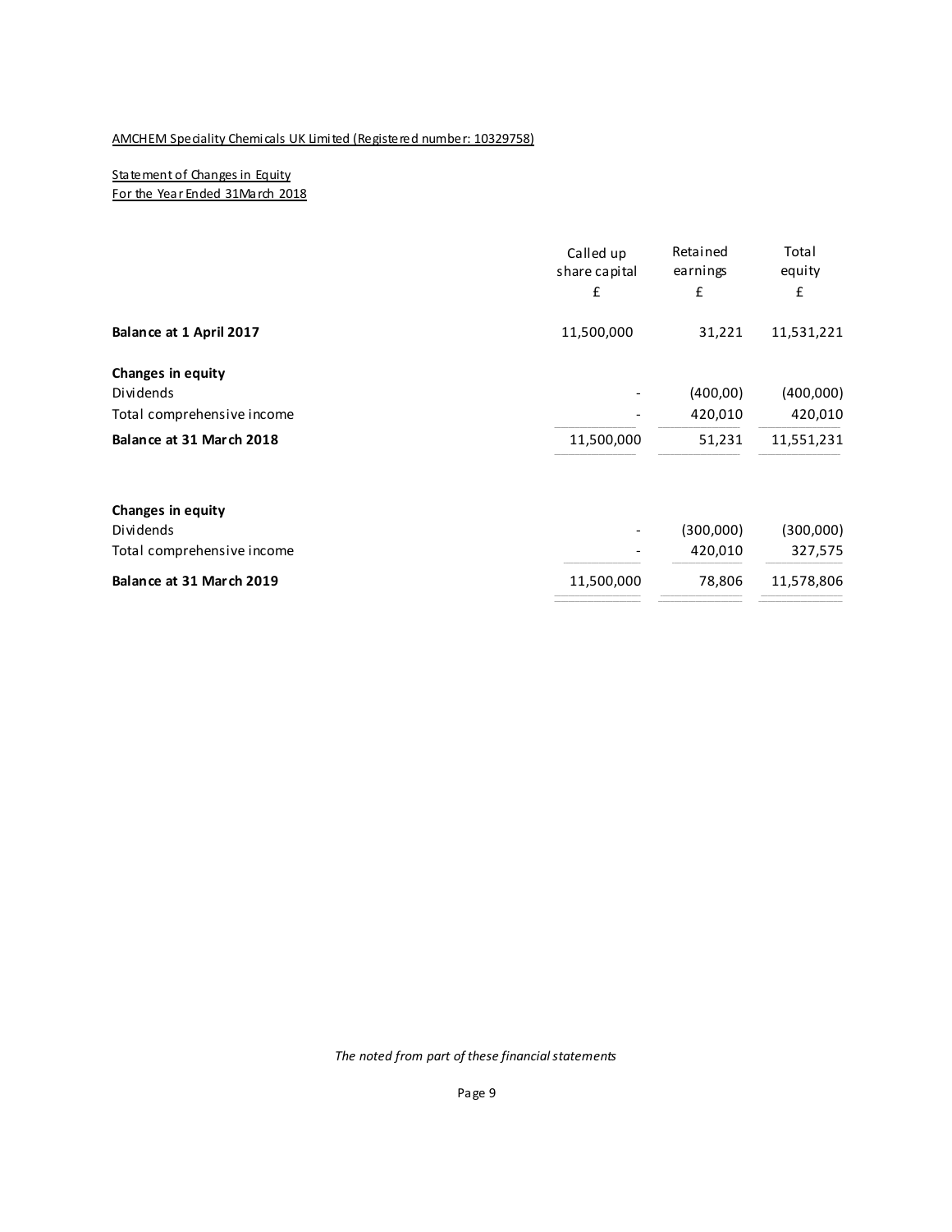AMCHEM Speciality Chemicals UK Limited (Registered number: 10329758)

Statement of Changes in Equity
For the Year Ended 31March 2018

| | Called up share capital | Retained earnings | Total equity |
|---|---|---|---|
| | £ | £ | £ |
| **Balance at 1 April 2017** | 11,500,000 | 31,221 | 11,531,221 |
| **Changes in equity** | | | |
| Dividends | - | (400,00) | (400,000) |
| Total comprehensive income | - | 420,010 | 420,010 |
| **Balance at 31 March 2018** | 11,500,000 | 51,231 | 11,551,231 |
| **Changes in equity** | | | |
| Dividends | - | (300,000) | (300,000) |
| Total comprehensive income | - | 420,010 | 327,575 |
| **Balance at 31 March 2019** | 11,500,000 | 78,806 | 11,578,806 |

*The noted from part of these financial statements*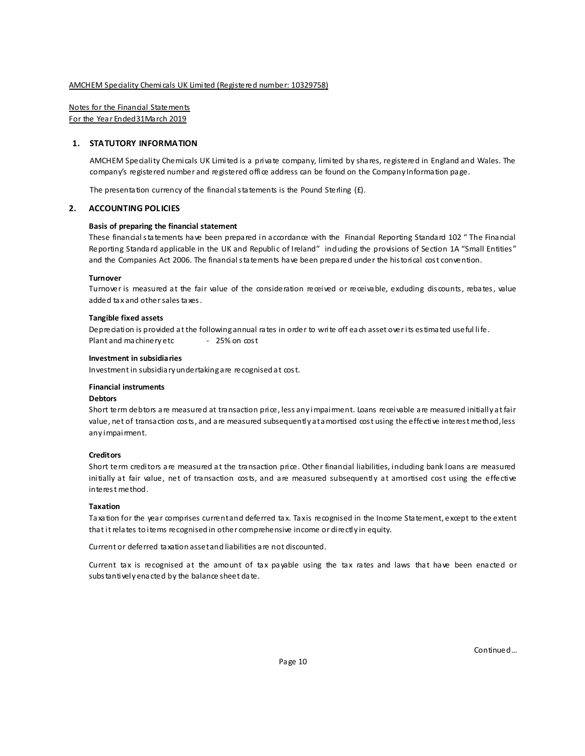AMCHEM Speciality Chemicals UK Limited (Registered number: 10329758)

Notes for the Financial Statements
For the Year Ended 31 March 2019

## 1. STATUTORY INFORMATION

AMCHEM Speciality Chemicals UK Limited is a private company, limited by shares, registered in England and Wales. The company's registered number and registered office address can be found on the Company Information page.

The presentation currency of the financial statements is the Pound Sterling (£).

## 2. ACCOUNTING POLICIES

**Basis of preparing the financial statement**

These financial statements have been prepared in accordance with the Financial Reporting Standard 102 " The Financial Reporting Standard applicable in the UK and Republic of Ireland" including the provisions of Section 1A "Small Entities" and the Companies Act 2006. The financial statements have been prepared under the historical cost convention.

**Turnover**

Turnover is measured at the fair value of the consideration received or receivable, excluding discounts, rebates, value added tax and other sales taxes.

**Tangible fixed assets**

Depreciation is provided at the following annual rates in order to write off each asset over its estimated useful life.

Plant and machinery etc - 25% on cost

**Investment in subsidiaries**

Investment in subsidiary undertaking are recognised at cost.

**Financial instruments**

**Debtors**

Short term debtors are measured at transaction price, less any impairment. Loans receivable are measured initially at fair value, net of transaction costs, and are measured subsequently at amortised cost using the effective interest method, less any impairment.

**Creditors**

Short term creditors are measured at the transaction price. Other financial liabilities, including bank loans are measured initially at fair value, net of transaction costs, and are measured subsequently at amortised cost using the effective interest method.

**Taxation**

Taxation for the year comprises current and deferred tax. Tax is recognised in the Income Statement, except to the extent that it relates to items recognised in other comprehensive income or directly in equity.

Current or deferred taxation asset and liabilities are not discounted.

Current tax is recognised at the amount of tax payable using the tax rates and laws that have been enacted or substantively enacted by the balance sheet date.

Continued...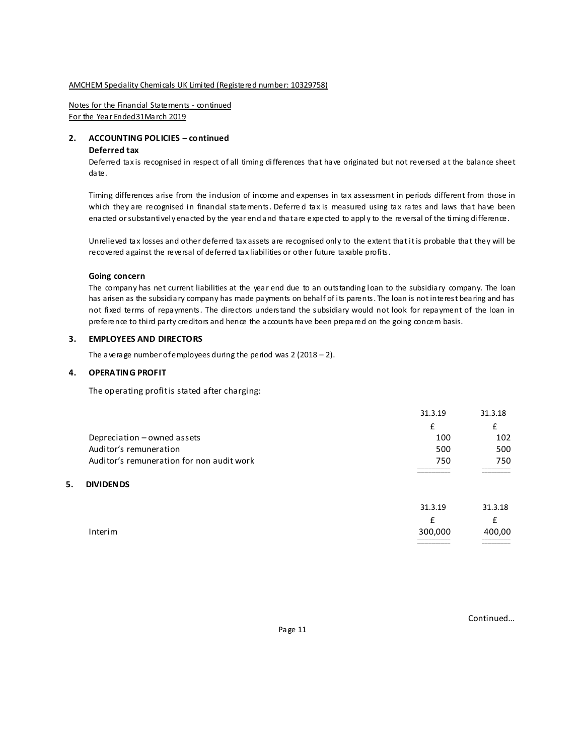AMCHEM Speciality Chemicals UK Limited (Registered number: 10329758)

Notes for the Financial Statements - continued
For the Year Ended 31 March 2019

## 2. ACCOUNTING POLICIES – continued

### Deferred tax

Deferred tax is recognised in respect of all timing differences that have originated but not reversed at the balance sheet date.

Timing differences arise from the inclusion of income and expenses in tax assessment in periods different from those in which they are recognised in financial statements. Deferred tax is measured using tax rates and laws that have been enacted or substantively enacted by the year end and that are expected to apply to the reversal of the timing difference.

Unrelieved tax losses and other deferred tax assets are recognised only to the extent that it is probable that they will be recovered against the reversal of deferred tax liabilities or other future taxable profits.

### Going concern

The company has net current liabilities at the year end due to an outstanding loan to the subsidiary company. The loan has arisen as the subsidiary company has made payments on behalf of its parents. The loan is not interest bearing and has not fixed terms of repayments. The directors understand the subsidiary would not look for repayment of the loan in preference to third party creditors and hence the accounts have been prepared on the going concern basis.

## 3. EMPLOYEES AND DIRECTORS

The average number of employees during the period was 2 (2018 – 2).

## 4. OPERATING PROFIT

The operating profit is stated after charging:

| | 31.3.19 | 31.3.18 |
|---|---|---|
| | £ | £ |
| Depreciation – owned assets | 100 | 102 |
| Auditor's remuneration | 500 | 500 |
| Auditor's remuneration for non audit work | 750 | 750 |

## 5. DIVIDENDS

| | 31.3.19 | 31.3.18 |
|---|---|---|
| | £ | £ |
| Interim | 300,000 | 400,00 |

Continued...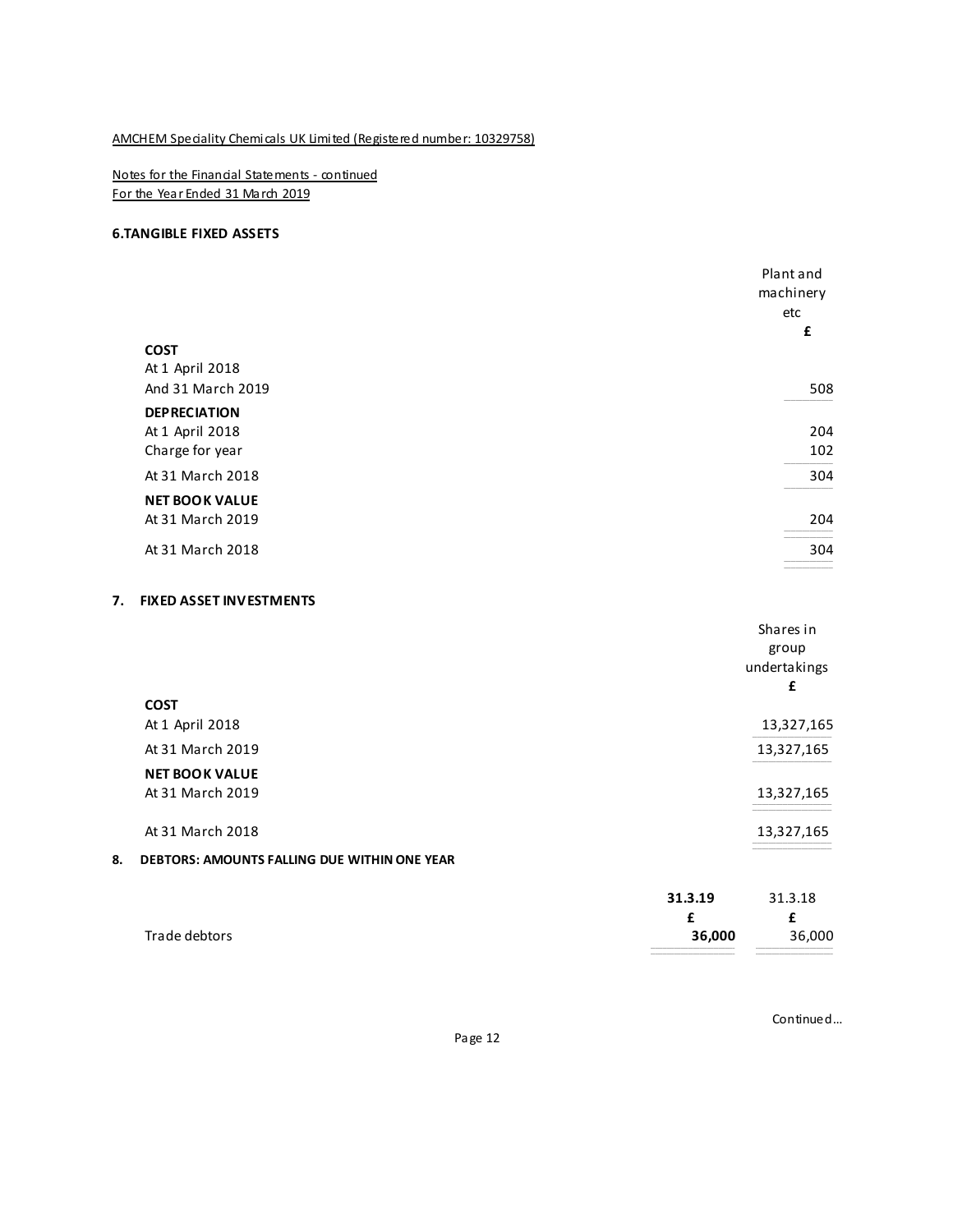AMCHEM Speciality Chemicals UK Limited (Registered number: 10329758)

Notes for the Financial Statements - continued
For the Year Ended 31 March 2019

## 6.TANGIBLE FIXED ASSETS

| | Plant and machinery etc |
|---|---|
| | £ |
| **COST** | |
| At 1 April 2018 | |
| And 31 March 2019 | 508 |
| **DEPRECIATION** | |
| At 1 April 2018 | 204 |
| Charge for year | 102 |
| At 31 March 2018 | 304 |
| **NET BOOK VALUE** | |
| At 31 March 2019 | 204 |
| At 31 March 2018 | 304 |

## 7. FIXED ASSET INVESTMENTS

| | Shares in group undertakings |
|---|---|
| | £ |
| **COST** | |
| At 1 April 2018 | 13,327,165 |
| At 31 March 2019 | 13,327,165 |
| **NET BOOK VALUE** | |
| At 31 March 2019 | 13,327,165 |
| At 31 March 2018 | 13,327,165 |

## 8. DEBTORS: AMOUNTS FALLING DUE WITHIN ONE YEAR

| | **31.3.19** | 31.3.18 |
|---|---|---|
| | **£** | £ |
| Trade debtors | **36,000** | 36,000 |

Continued...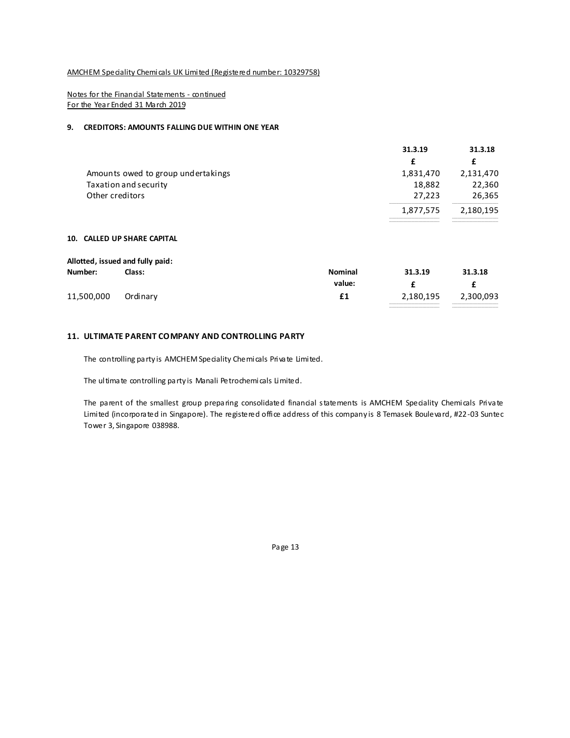AMCHEM Speciality Chemicals UK Limited (Registered number: 10329758)

Notes for the Financial Statements - continued
For the Year Ended 31 March 2019

## 9. CREDITORS: AMOUNTS FALLING DUE WITHIN ONE YEAR

| | 31.3.19 | 31.3.18 |
|---|---|---|
| | £ | £ |
| Amounts owed to group undertakings | 1,831,470 | 2,131,470 |
| Taxation and security | 18,882 | 22,360 |
| Other creditors | 27,223 | 26,365 |
| | 1,877,575 | 2,180,195 |

## 10. CALLED UP SHARE CAPITAL

**Allotted, issued and fully paid:**

| Number: | Class: | Nominal value: | 31.3.19 £ | 31.3.18 £ |
|---|---|---|---|---|
| 11,500,000 | Ordinary | £1 | 2,180,195 | 2,300,093 |

## 11. ULTIMATE PARENT COMPANY AND CONTROLLING PARTY

The controlling party is AMCHEM Speciality Chemicals Private Limited.

The ultimate controlling party is Manali Petrochemicals Limited.

The parent of the smallest group preparing consolidated financial statements is AMCHEM Speciality Chemicals Private Limited (incorporated in Singapore). The registered office address of this company is 8 Temasek Boulevard, #22-03 Suntec Tower 3, Singapore 038988.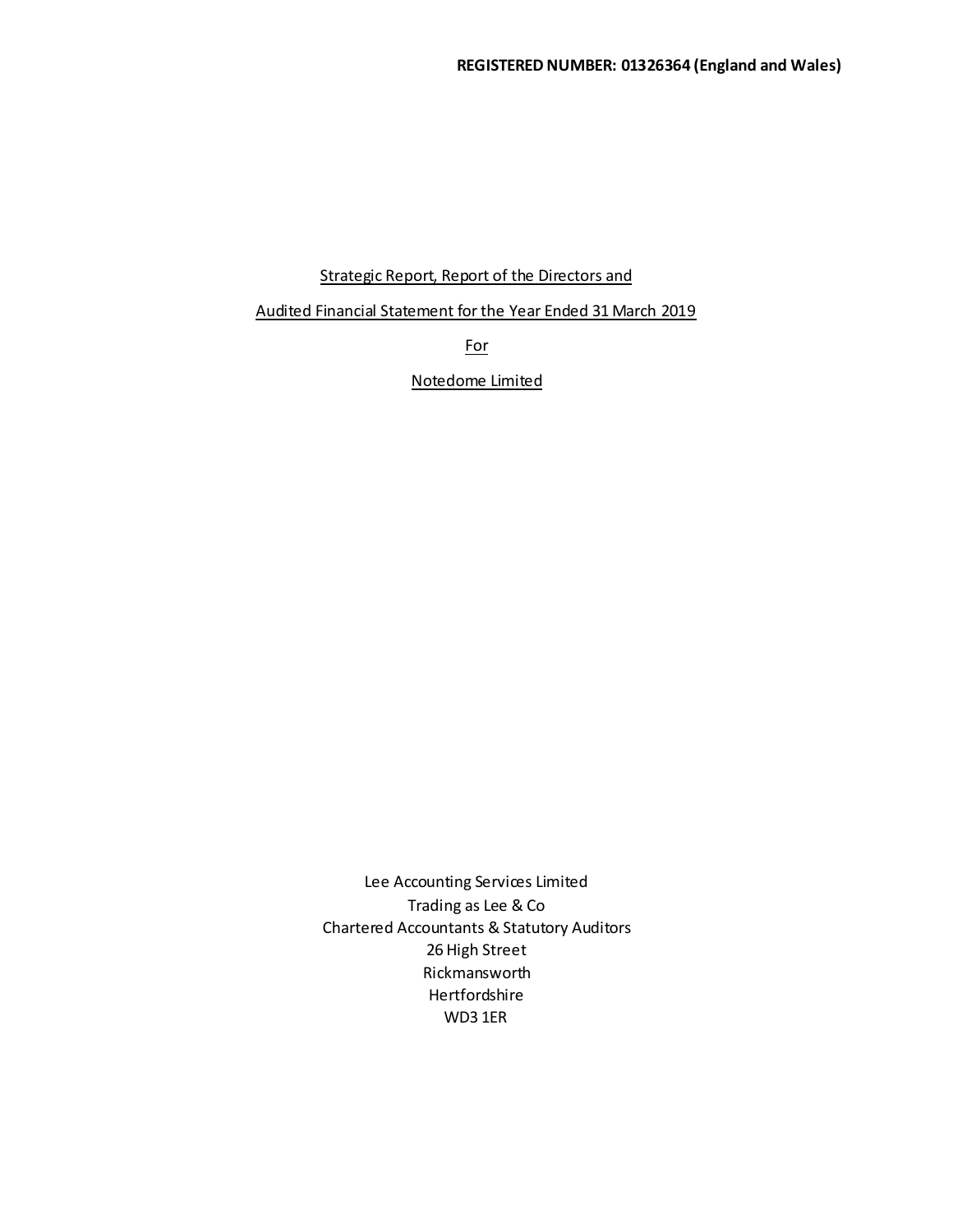**REGISTERED NUMBER: 01326364 (England and Wales)**

Strategic Report, Report of the Directors and

Audited Financial Statement for the Year Ended 31 March 2019

For

Notedome Limited

Lee Accounting Services Limited
Trading as Lee & Co
Chartered Accountants & Statutory Auditors
26 High Street
Rickmansworth
Hertfordshire
WD3 1ER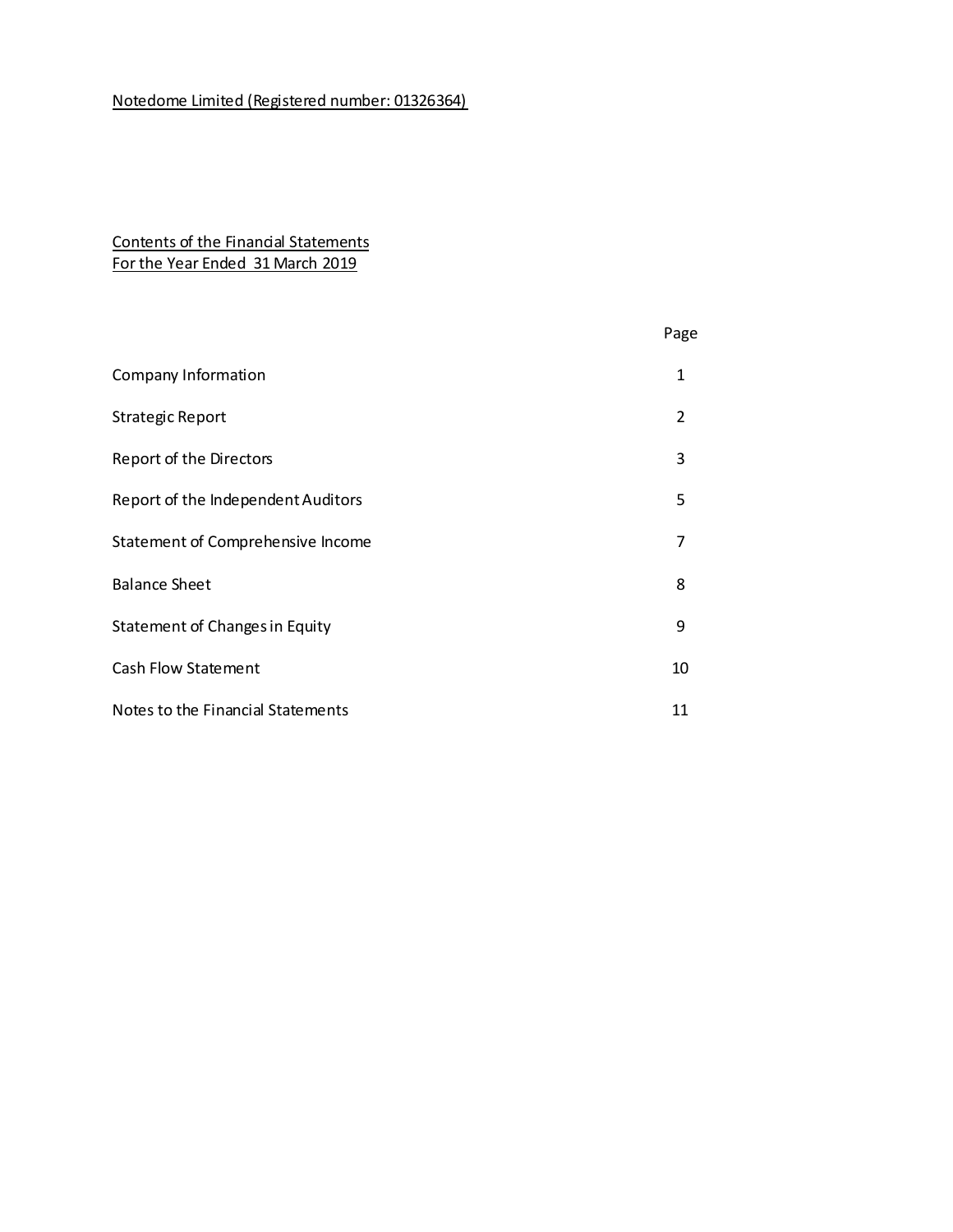Notedome Limited (Registered number: 01326364)

## Contents of the Financial Statements
For the Year Ended 31 March 2019

| | Page |
|---|---|
| Company Information | 1 |
| Strategic Report | 2 |
| Report of the Directors | 3 |
| Report of the Independent Auditors | 5 |
| Statement of Comprehensive Income | 7 |
| Balance Sheet | 8 |
| Statement of Changes in Equity | 9 |
| Cash Flow Statement | 10 |
| Notes to the Financial Statements | 11 |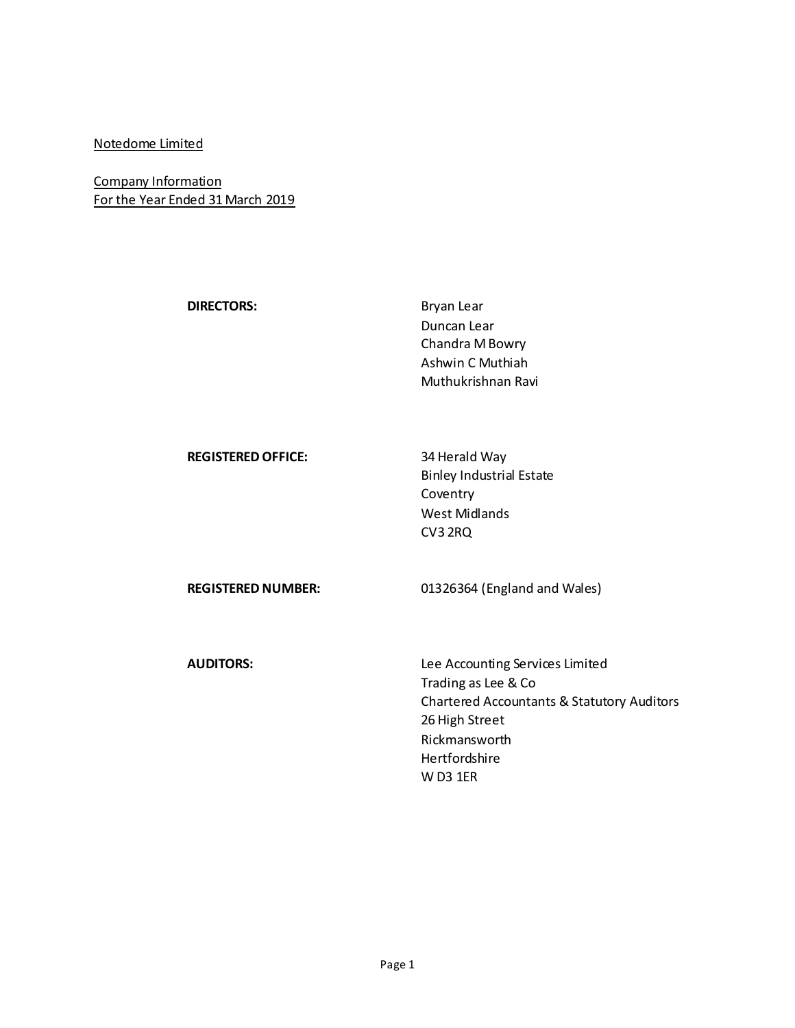Notedome Limited

Company Information
For the Year Ended 31 March 2019

**DIRECTORS:**

Bryan Lear
Duncan Lear
Chandra M Bowry
Ashwin C Muthiah
Muthukrishnan Ravi

**REGISTERED OFFICE:**

34 Herald Way
Binley Industrial Estate
Coventry
West Midlands
CV3 2RQ

**REGISTERED NUMBER:**

01326364 (England and Wales)

**AUDITORS:**

Lee Accounting Services Limited
Trading as Lee & Co
Chartered Accountants & Statutory Auditors
26 High Street
Rickmansworth
Hertfordshire
W D3 1ER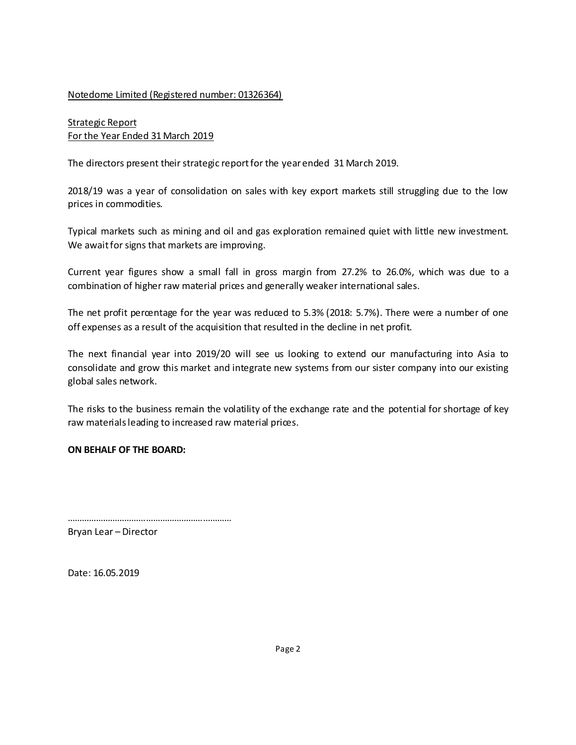Notedome Limited (Registered number: 01326364)

Strategic Report
For the Year Ended 31 March 2019

The directors present their strategic report for the year ended 31 March 2019.

2018/19 was a year of consolidation on sales with key export markets still struggling due to the low prices in commodities.

Typical markets such as mining and oil and gas exploration remained quiet with little new investment. We await for signs that markets are improving.

Current year figures show a small fall in gross margin from 27.2% to 26.0%, which was due to a combination of higher raw material prices and generally weaker international sales.

The net profit percentage for the year was reduced to 5.3% (2018: 5.7%). There were a number of one off expenses as a result of the acquisition that resulted in the decline in net profit.

The next financial year into 2019/20 will see us looking to extend our manufacturing into Asia to consolidate and grow this market and integrate new systems from our sister company into our existing global sales network.

The risks to the business remain the volatility of the exchange rate and the potential for shortage of key raw materials leading to increased raw material prices.

**ON BEHALF OF THE BOARD:**

......................................................................

Bryan Lear – Director

Date: 16.05.2019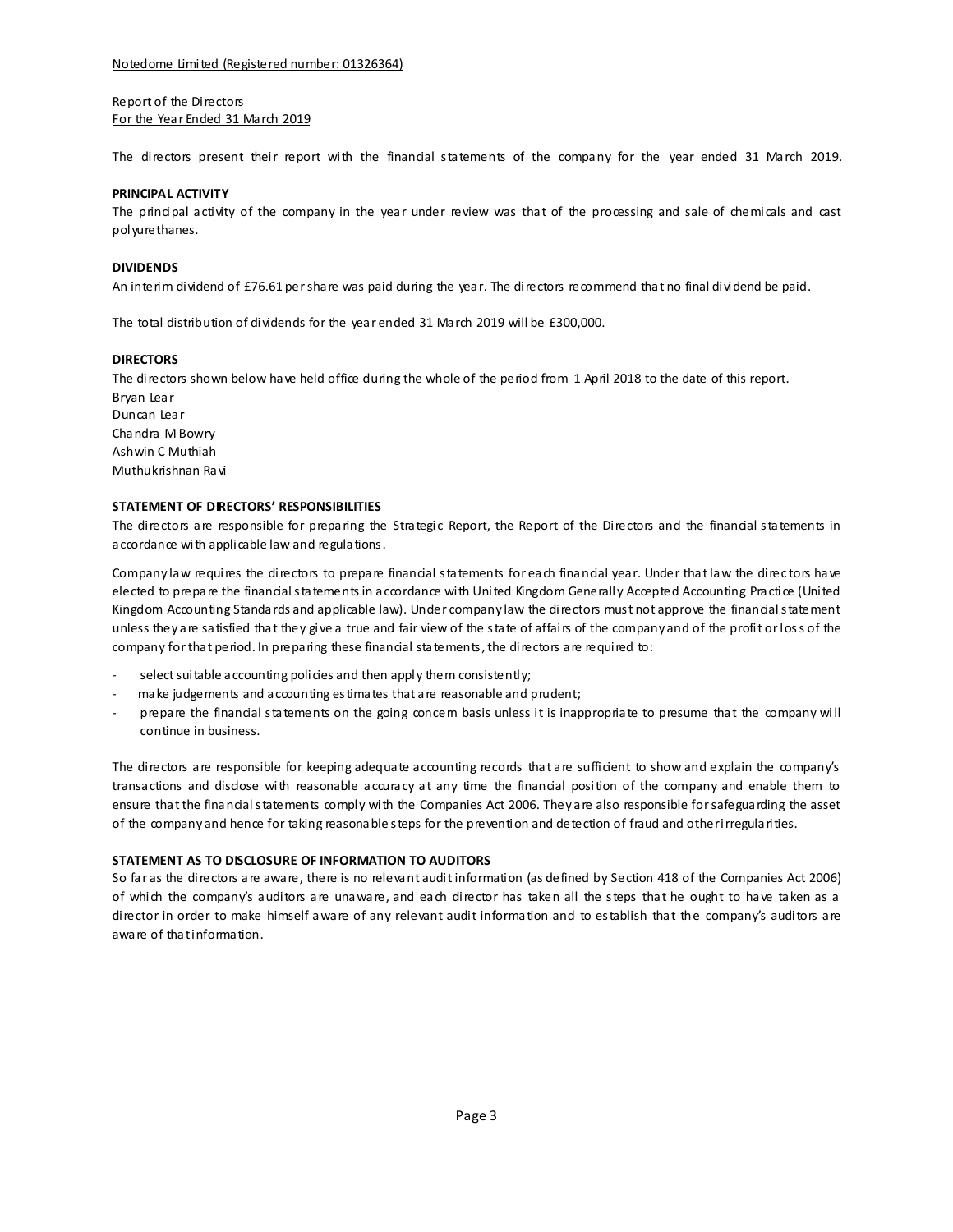Notedome Limited (Registered number: 01326364)

Report of the Directors
For the Year Ended 31 March 2019

The directors present their report with the financial statements of the company for the year ended 31 March 2019.

**PRINCIPAL ACTIVITY**

The principal activity of the company in the year under review was that of the processing and sale of chemicals and cast polyurethanes.

**DIVIDENDS**

An interim dividend of £76.61 per share was paid during the year. The directors recommend that no final dividend be paid.

The total distribution of dividends for the year ended 31 March 2019 will be £300,000.

**DIRECTORS**

The directors shown below have held office during the whole of the period from 1 April 2018 to the date of this report.

Bryan Lear
Duncan Lear
Chandra M Bowry
Ashwin C Muthiah
Muthukrishnan Ravi

**STATEMENT OF DIRECTORS' RESPONSIBILITIES**

The directors are responsible for preparing the Strategic Report, the Report of the Directors and the financial statements in accordance with applicable law and regulations.

Company law requires the directors to prepare financial statements for each financial year. Under that law the directors have elected to prepare the financial statements in accordance with United Kingdom Generally Accepted Accounting Practice (United Kingdom Accounting Standards and applicable law). Under company law the directors must not approve the financial statement unless they are satisfied that they give a true and fair view of the state of affairs of the company and of the profit or loss of the company for that period. In preparing these financial statements, the directors are required to:

- select suitable accounting policies and then apply them consistently;
- make judgements and accounting estimates that are reasonable and prudent;
- prepare the financial statements on the going concern basis unless it is inappropriate to presume that the company will continue in business.

The directors are responsible for keeping adequate accounting records that are sufficient to show and explain the company's transactions and disclose with reasonable accuracy at any time the financial position of the company and enable them to ensure that the financial statements comply with the Companies Act 2006. They are also responsible for safeguarding the asset of the company and hence for taking reasonable steps for the prevention and detection of fraud and other irregularities.

**STATEMENT AS TO DISCLOSURE OF INFORMATION TO AUDITORS**

So far as the directors are aware, there is no relevant audit information (as defined by Section 418 of the Companies Act 2006) of which the company's auditors are unaware, and each director has taken all the steps that he ought to have taken as a director in order to make himself aware of any relevant audit information and to establish that the company's auditors are aware of that information.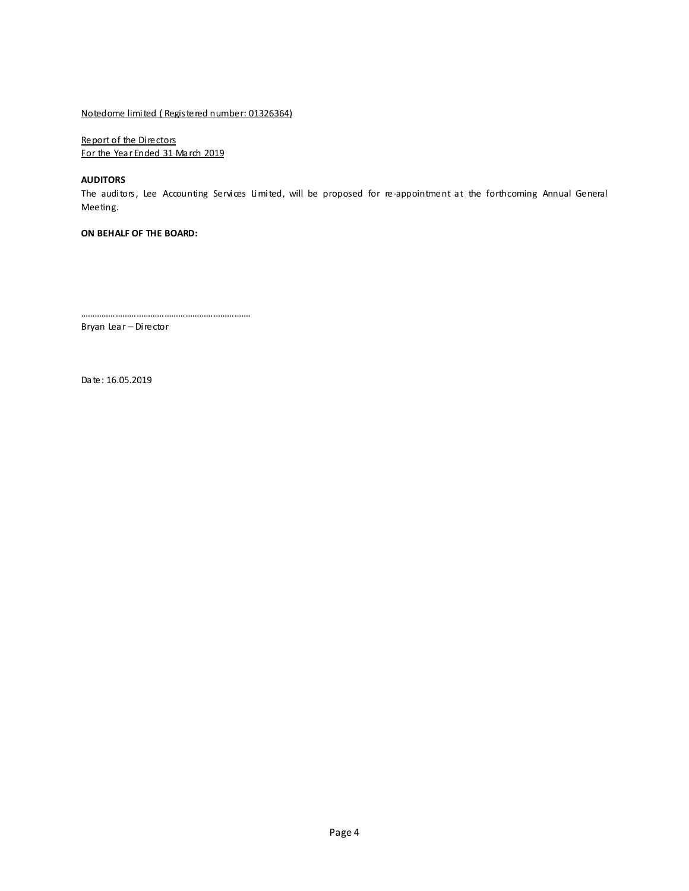Notedome limited ( Registered number: 01326364)

Report of the Directors
For the Year Ended 31 March 2019

**AUDITORS**

The auditors, Lee Accounting Services Limited, will be proposed for re-appointment at the forthcoming Annual General Meeting.

**ON BEHALF OF THE BOARD:**

……………………………………………………………

Bryan Lear – Director

Date: 16.05.2019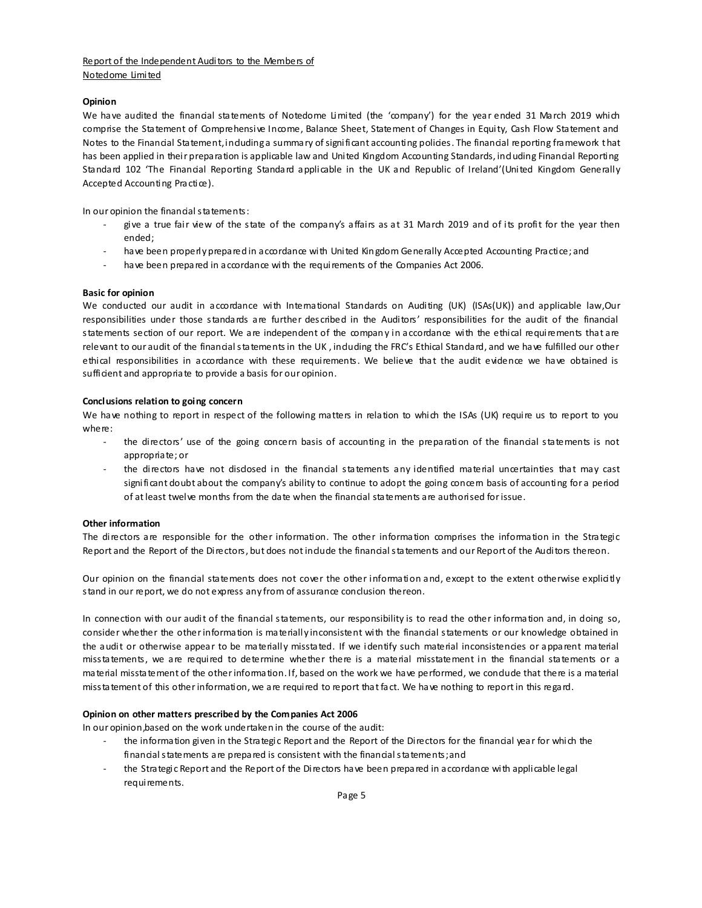Report of the Independent Auditors to the Members of
Notedome Limited

**Opinion**

We have audited the financial statements of Notedome Limited (the 'company') for the year ended 31 March 2019 which comprise the Statement of Comprehensive Income, Balance Sheet, Statement of Changes in Equity, Cash Flow Statement and Notes to the Financial Statement, including a summary of significant accounting policies. The financial reporting framework that has been applied in their preparation is applicable law and United Kingdom Accounting Standards, including Financial Reporting Standard 102 'The Financial Reporting Standard applicable in the UK and Republic of Ireland'(United Kingdom Generally Accepted Accounting Practice).

In our opinion the financial statements:

- give a true fair view of the state of the company's affairs as at 31 March 2019 and of its profit for the year then ended;
- have been properly prepared in accordance with United Kingdom Generally Accepted Accounting Practice; and
- have been prepared in accordance with the requirements of the Companies Act 2006.

**Basic for opinion**

We conducted our audit in accordance with International Standards on Auditing (UK) (ISAs(UK)) and applicable law,Our responsibilities under those standards are further described in the Auditors' responsibilities for the audit of the financial statements section of our report. We are independent of the company in accordance with the ethical requirements that are relevant to our audit of the financial statements in the UK , including the FRC's Ethical Standard, and we have fulfilled our other ethical responsibilities in accordance with these requirements. We believe that the audit evidence we have obtained is sufficient and appropriate to provide a basis for our opinion.

**Conclusions relation to going concern**

We have nothing to report in respect of the following matters in relation to which the ISAs (UK) require us to report to you where:

- the directors' use of the going concern basis of accounting in the preparation of the financial statements is not appropriate; or
- the directors have not disclosed in the financial statements any identified material uncertainties that may cast significant doubt about the company's ability to continue to adopt the going concern basis of accounting for a period of at least twelve months from the date when the financial statements are authorised for issue.

**Other information**

The directors are responsible for the other information. The other information comprises the information in the Strategic Report and the Report of the Directors, but does not include the financial statements and our Report of the Auditors thereon.

Our opinion on the financial statements does not cover the other information and, except to the extent otherwise explicitly stand in our report, we do not express any from of assurance conclusion thereon.

In connection with our audit of the financial statements, our responsibility is to read the other information and, in doing so, consider whether the other information is materially inconsistent with the financial statements or our knowledge obtained in the audit or otherwise appear to be materially misstated. If we identify such material inconsistencies or apparent material misstatements, we are required to determine whether there is a material misstatement in the financial statements or a material misstatement of the other information. If, based on the work we have performed, we conclude that there is a material misstatement of this other information, we are required to report that fact. We have nothing to report in this regard.

**Opinion on other matters prescribed by the Companies Act 2006**

In our opinion,based on the work undertaken in the course of the audit:

- the information given in the Strategic Report and the Report of the Directors for the financial year for which the financial statements are prepared is consistent with the financial statements; and
- the Strategic Report and the Report of the Directors have been prepared in accordance with applicable legal requirements.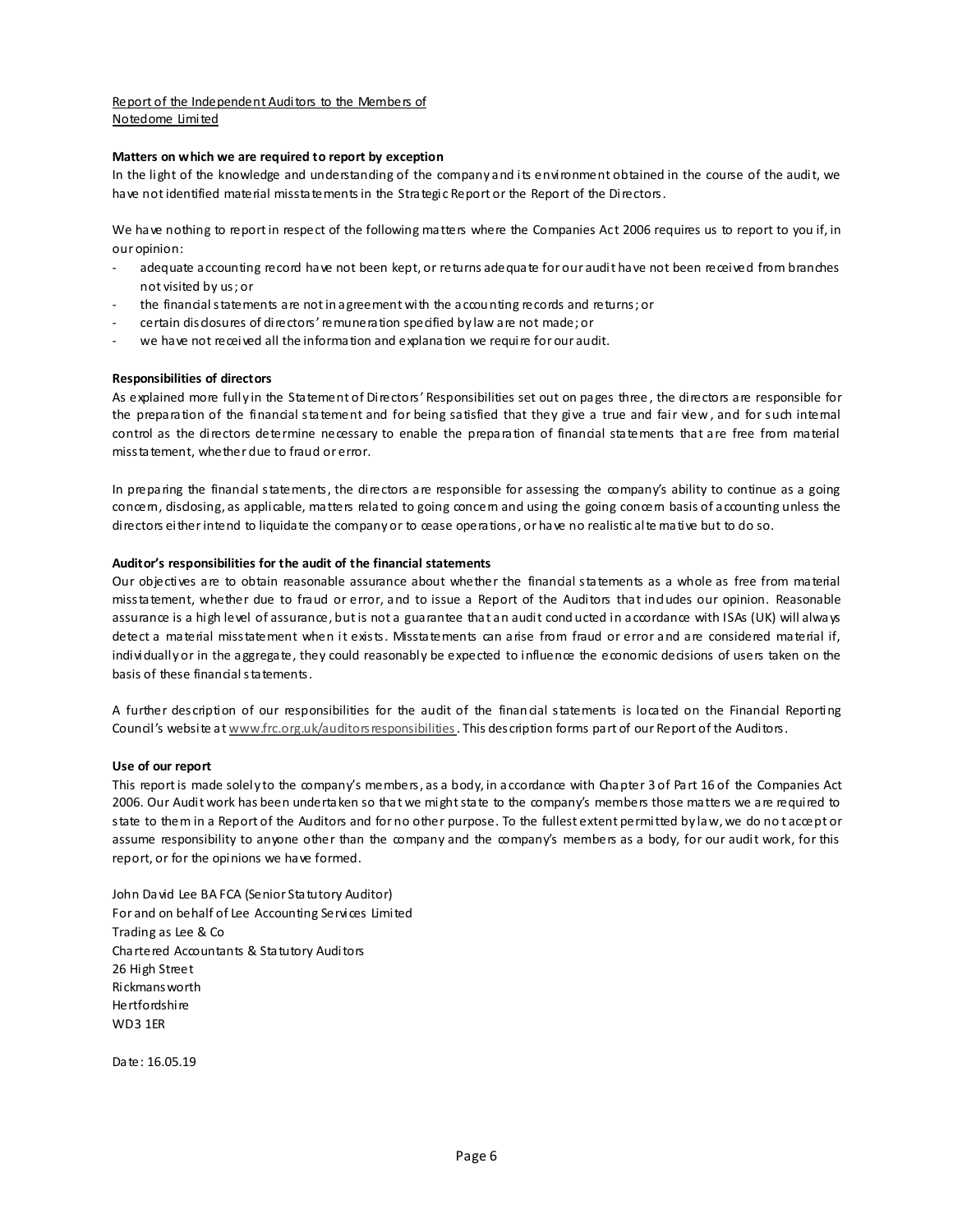Report of the Independent Auditors to the Members of Notedome Limited

**Matters on which we are required to report by exception**

In the light of the knowledge and understanding of the company and its environment obtained in the course of the audit, we have not identified material misstatements in the Strategic Report or the Report of the Directors.

We have nothing to report in respect of the following matters where the Companies Act 2006 requires us to report to you if, in our opinion:

- adequate accounting record have not been kept, or returns adequate for our audit have not been received from branches not visited by us; or
- the financial statements are not in agreement with the accounting records and returns; or
- certain disclosures of directors' remuneration specified by law are not made; or
- we have not received all the information and explanation we require for our audit.

**Responsibilities of directors**

As explained more fully in the Statement of Directors' Responsibilities set out on pages three, the directors are responsible for the preparation of the financial statement and for being satisfied that they give a true and fair view, and for such internal control as the directors determine necessary to enable the preparation of financial statements that are free from material misstatement, whether due to fraud or error.

In preparing the financial statements, the directors are responsible for assessing the company's ability to continue as a going concern, disclosing, as applicable, matters related to going concern and using the going concern basis of accounting unless the directors either intend to liquidate the company or to cease operations, or have no realistic alternative but to do so.

**Auditor's responsibilities for the audit of the financial statements**

Our objectives are to obtain reasonable assurance about whether the financial statements as a whole as free from material misstatement, whether due to fraud or error, and to issue a Report of the Auditors that includes our opinion. Reasonable assurance is a high level of assurance, but is not a guarantee that an audit conducted in accordance with ISAs (UK) will always detect a material misstatement when it exists. Misstatements can arise from fraud or error and are considered material if, individually or in the aggregate, they could reasonably be expected to influence the economic decisions of users taken on the basis of these financial statements.

A further description of our responsibilities for the audit of the financial statements is located on the Financial Reporting Council's website at www.frc.org.uk/auditorsresponsibilities. This description forms part of our Report of the Auditors.

**Use of our report**

This report is made solely to the company's members, as a body, in accordance with Chapter 3 of Part 16 of the Companies Act 2006. Our Audit work has been undertaken so that we might state to the company's members those matters we are required to state to them in a Report of the Auditors and for no other purpose. To the fullest extent permitted by law, we do not accept or assume responsibility to anyone other than the company and the company's members as a body, for our audit work, for this report, or for the opinions we have formed.

John David Lee BA FCA (Senior Statutory Auditor)
For and on behalf of Lee Accounting Services Limited
Trading as Lee & Co
Chartered Accountants & Statutory Auditors
26 High Street
Rickmansworth
Hertfordshire
WD3 1ER

Date: 16.05.19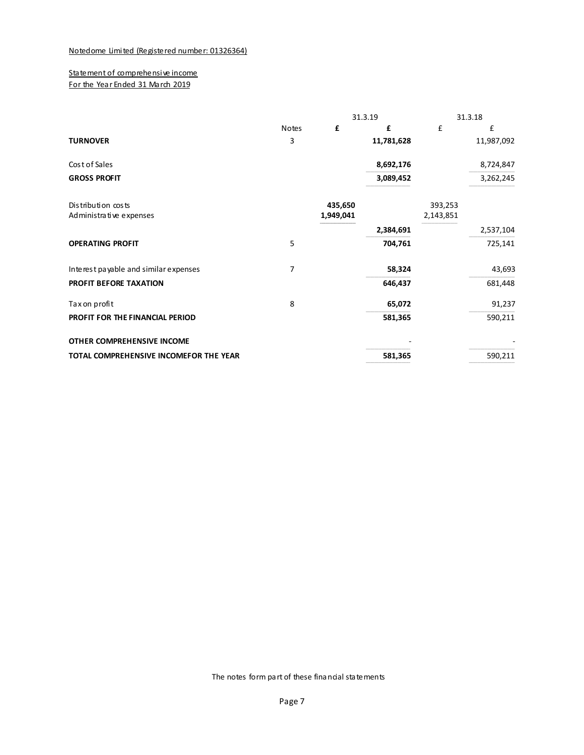Notedome Limited (Registered number: 01326364)

Statement of comprehensive income
For the Year Ended 31 March 2019

| | Notes | 31.3.19 £ | 31.3.19 £ | 31.3.18 £ | 31.3.18 £ |
|---|---|---|---|---|---|
| **TURNOVER** | 3 | | **11,781,628** | | 11,987,092 |
| Cost of Sales | | | **8,692,176** | | 8,724,847 |
| **GROSS PROFIT** | | | **3,089,452** | | 3,262,245 |
| Distribution costs | | **435,650** | | 393,253 | |
| Administrative expenses | | **1,949,041** | | 2,143,851 | |
| | | | **2,384,691** | | 2,537,104 |
| **OPERATING PROFIT** | 5 | | **704,761** | | 725,141 |
| Interest payable and similar expenses | 7 | | **58,324** | | 43,693 |
| **PROFIT BEFORE TAXATION** | | | **646,437** | | 681,448 |
| Tax on profit | 8 | | **65,072** | | 91,237 |
| **PROFIT FOR THE FINANCIAL PERIOD** | | | **581,365** | | 590,211 |
| **OTHER COMPREHENSIVE INCOME** | | | - | | - |
| **TOTAL COMPREHENSIVE INCOMEFOR THE YEAR** | | | **581,365** | | 590,211 |

The notes form part of these financial statements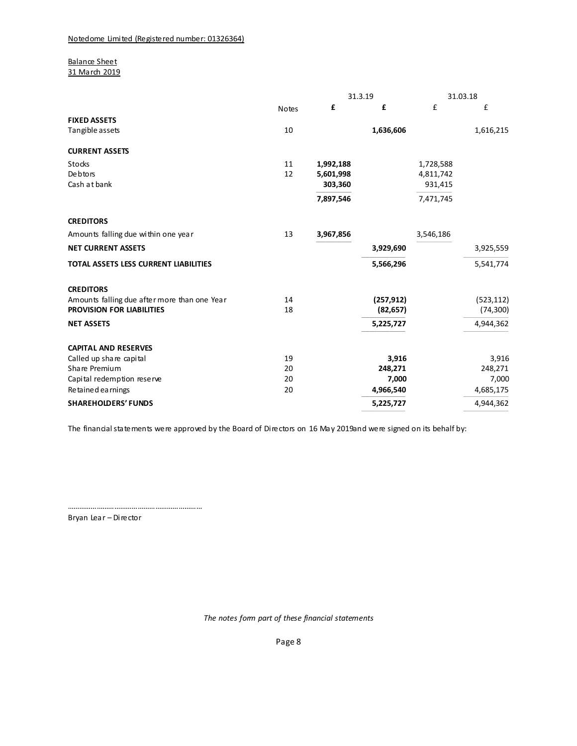Notedome Limited (Registered number: 01326364)

Balance Sheet
31 March 2019

| | Notes | 31.3.19 £ | 31.3.19 £ | 31.03.18 £ | 31.03.18 £ |
|---|---|---|---|---|---|
| **FIXED ASSETS** | | | | | |
| Tangible assets | 10 | | **1,636,606** | | 1,616,215 |
| **CURRENT ASSETS** | | | | | |
| Stocks | 11 | **1,992,188** | | 1,728,588 | |
| Debtors | 12 | **5,601,998** | | 4,811,742 | |
| Cash at bank | | **303,360** | | 931,415 | |
| | | **7,897,546** | | 7,471,745 | |
| **CREDITORS** | | | | | |
| Amounts falling due within one year | 13 | **3,967,856** | | 3,546,186 | |
| **NET CURRENT ASSETS** | | | **3,929,690** | | 3,925,559 |
| **TOTAL ASSETS LESS CURRENT LIABILITIES** | | | **5,566,296** | | 5,541,774 |
| **CREDITORS** | | | | | |
| Amounts falling due after more than one Year | 14 | | **(257,912)** | | (523,112) |
| **PROVISION FOR LIABILITIES** | 18 | | **(82,657)** | | (74,300) |
| **NET ASSETS** | | | **5,225,727** | | 4,944,362 |
| **CAPITAL AND RESERVES** | | | | | |
| Called up share capital | 19 | | **3,916** | | 3,916 |
| Share Premium | 20 | | **248,271** | | 248,271 |
| Capital redemption reserve | 20 | | **7,000** | | 7,000 |
| Retained earnings | 20 | | **4,966,540** | | 4,685,175 |
| **SHAREHOLDERS' FUNDS** | | | **5,225,727** | | 4,944,362 |

The financial statements were approved by the Board of Directors on 16 May 2019and were signed on its behalf by:

………………………………………………………

Bryan Lear – Director

*The notes form part of these financial statements*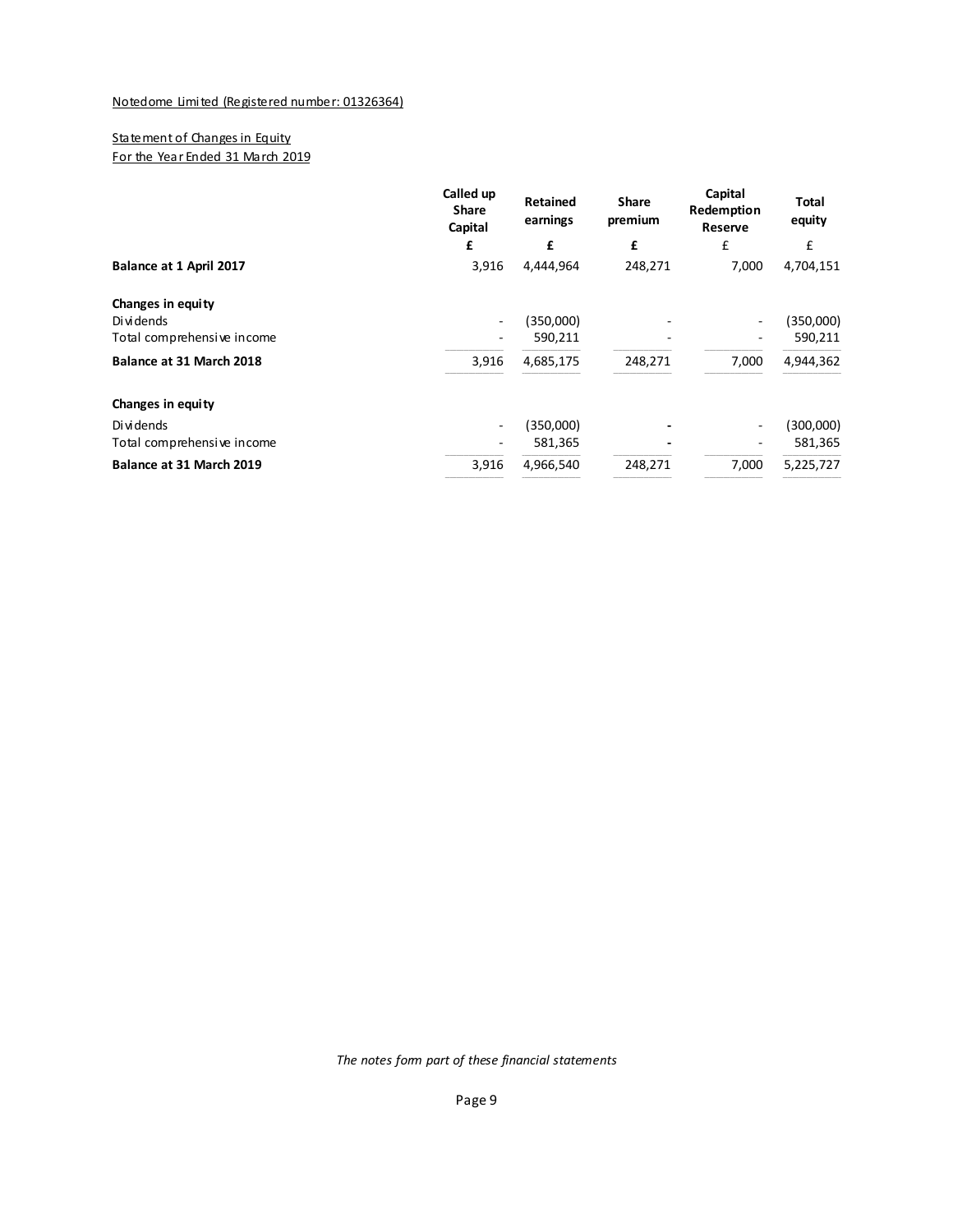Notedome Limited (Registered number: 01326364)

Statement of Changes in Equity
For the Year Ended 31 March 2019

| | Called up Share Capital | Retained earnings | Share premium | Capital Redemption Reserve | Total equity |
|---|---|---|---|---|---|
| | £ | £ | £ | £ | £ |
| **Balance at 1 April 2017** | 3,916 | 4,444,964 | 248,271 | 7,000 | 4,704,151 |
| **Changes in equity** | | | | | |
| Dividends | - | (350,000) | - | - | (350,000) |
| Total comprehensive income | - | 590,211 | - | - | 590,211 |
| **Balance at 31 March 2018** | 3,916 | 4,685,175 | 248,271 | 7,000 | 4,944,362 |
| **Changes in equity** | | | | | |
| Dividends | - | (350,000) | - | - | (300,000) |
| Total comprehensive income | - | 581,365 | - | - | 581,365 |
| **Balance at 31 March 2019** | 3,916 | 4,966,540 | 248,271 | 7,000 | 5,225,727 |

*The notes form part of these financial statements*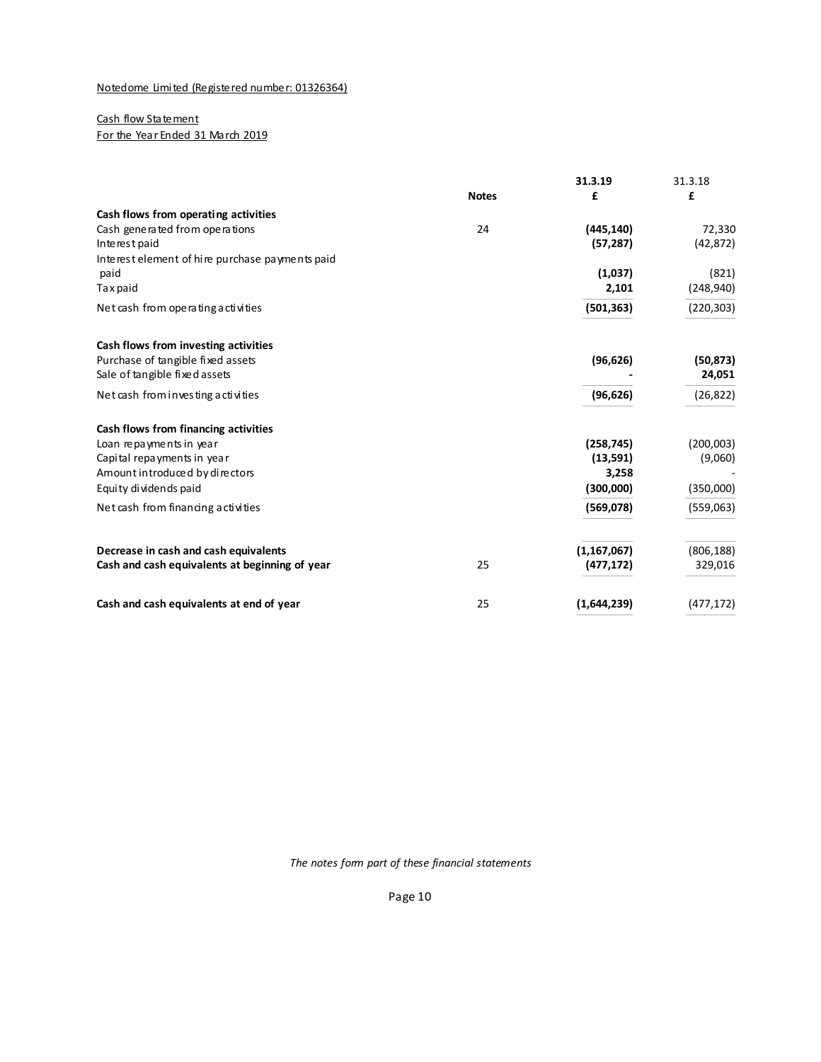Notedome Limited (Registered number: 01326364)

Cash flow Statement
For the Year Ended 31 March 2019

| | Notes | 31.3.19 £ | 31.3.18 £ |
|---|---|---|---|
| **Cash flows from operating activities** | | | |
| Cash generated from operations | 24 | **(445,140)** | 72,330 |
| Interest paid | | **(57,287)** | (42,872) |
| Interest element of hire purchase payments paid paid | | **(1,037)** | (821) |
| Tax paid | | **2,101** | (248,940) |
| Net cash from operating activities | | **(501,363)** | (220,303) |
| | | | |
| **Cash flows from investing activities** | | | |
| Purchase of tangible fixed assets | | **(96,626)** | **(50,873)** |
| Sale of tangible fixed assets | | **-** | **24,051** |
| Net cash from investing activities | | **(96,626)** | (26,822) |
| | | | |
| **Cash flows from financing activities** | | | |
| Loan repayments in year | | **(258,745)** | (200,003) |
| Capital repayments in year | | **(13,591)** | (9,060) |
| Amount introduced by directors | | **3,258** | - |
| Equity dividends paid | | **(300,000)** | (350,000) |
| Net cash from financing activities | | **(569,078)** | (559,063) |
| | | | |
| **Decrease in cash and cash equivalents** | | **(1,167,067)** | (806,188) |
| **Cash and cash equivalents at beginning of year** | 25 | **(477,172)** | 329,016 |
| | | | |
| **Cash and cash equivalents at end of year** | 25 | **(1,644,239)** | (477,172) |

*The notes form part of these financial statements*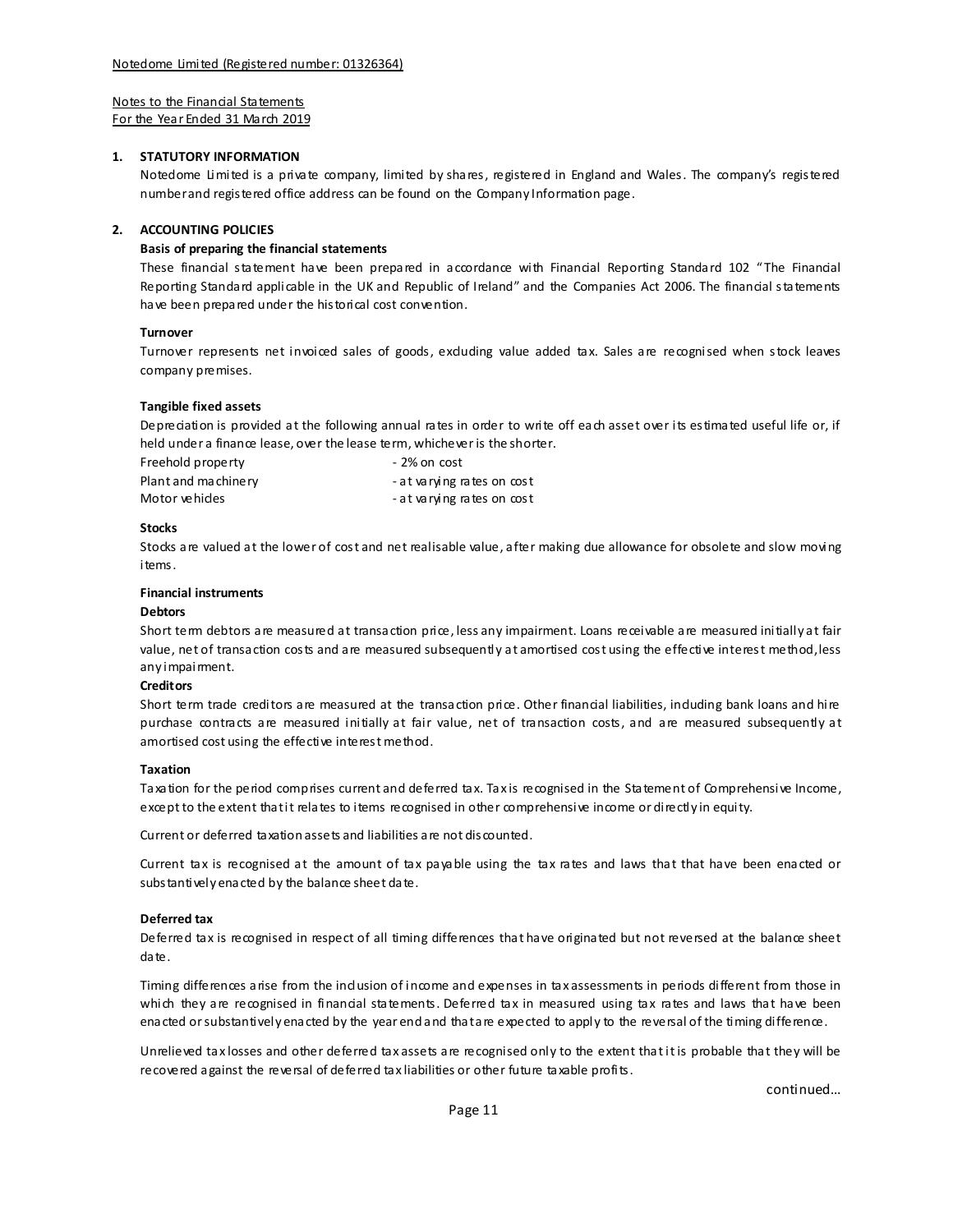Notedome Limited (Registered number: 01326364)

Notes to the Financial Statements
For the Year Ended 31 March 2019

## 1. STATUTORY INFORMATION

Notedome Limited is a private company, limited by shares, registered in England and Wales. The company's registered number and registered office address can be found on the Company Information page.

## 2. ACCOUNTING POLICIES

**Basis of preparing the financial statements**

These financial statement have been prepared in accordance with Financial Reporting Standard 102 "The Financial Reporting Standard applicable in the UK and Republic of Ireland" and the Companies Act 2006. The financial statements have been prepared under the historical cost convention.

**Turnover**

Turnover represents net invoiced sales of goods, excluding value added tax. Sales are recognised when stock leaves company premises.

**Tangible fixed assets**

Depreciation is provided at the following annual rates in order to write off each asset over its estimated useful life or, if held under a finance lease, over the lease term, whichever is the shorter.

| | |
|---|---|
| Freehold property | - 2% on cost |
| Plant and machinery | - at varying rates on cost |
| Motor vehicles | - at varying rates on cost |

**Stocks**

Stocks are valued at the lower of cost and net realisable value, after making due allowance for obsolete and slow moving items.

**Financial instruments**

**Debtors**

Short term debtors are measured at transaction price, less any impairment. Loans receivable are measured initially at fair value, net of transaction costs and are measured subsequently at amortised cost using the effective interest method, less any impairment.

**Creditors**

Short term trade creditors are measured at the transaction price. Other financial liabilities, including bank loans and hire purchase contracts are measured initially at fair value, net of transaction costs, and are measured subsequently at amortised cost using the effective interest method.

**Taxation**

Taxation for the period comprises current and deferred tax. Tax is recognised in the Statement of Comprehensive Income, except to the extent that it relates to items recognised in other comprehensive income or directly in equity.

Current or deferred taxation assets and liabilities are not discounted.

Current tax is recognised at the amount of tax payable using the tax rates and laws that that have been enacted or substantively enacted by the balance sheet date.

**Deferred tax**

Deferred tax is recognised in respect of all timing differences that have originated but not reversed at the balance sheet date.

Timing differences arise from the inclusion of income and expenses in tax assessments in periods different from those in which they are recognised in financial statements. Deferred tax in measured using tax rates and laws that have been enacted or substantively enacted by the year end and that are expected to apply to the reversal of the timing difference.

Unrelieved tax losses and other deferred tax assets are recognised only to the extent that it is probable that they will be recovered against the reversal of deferred tax liabilities or other future taxable profits.

continued...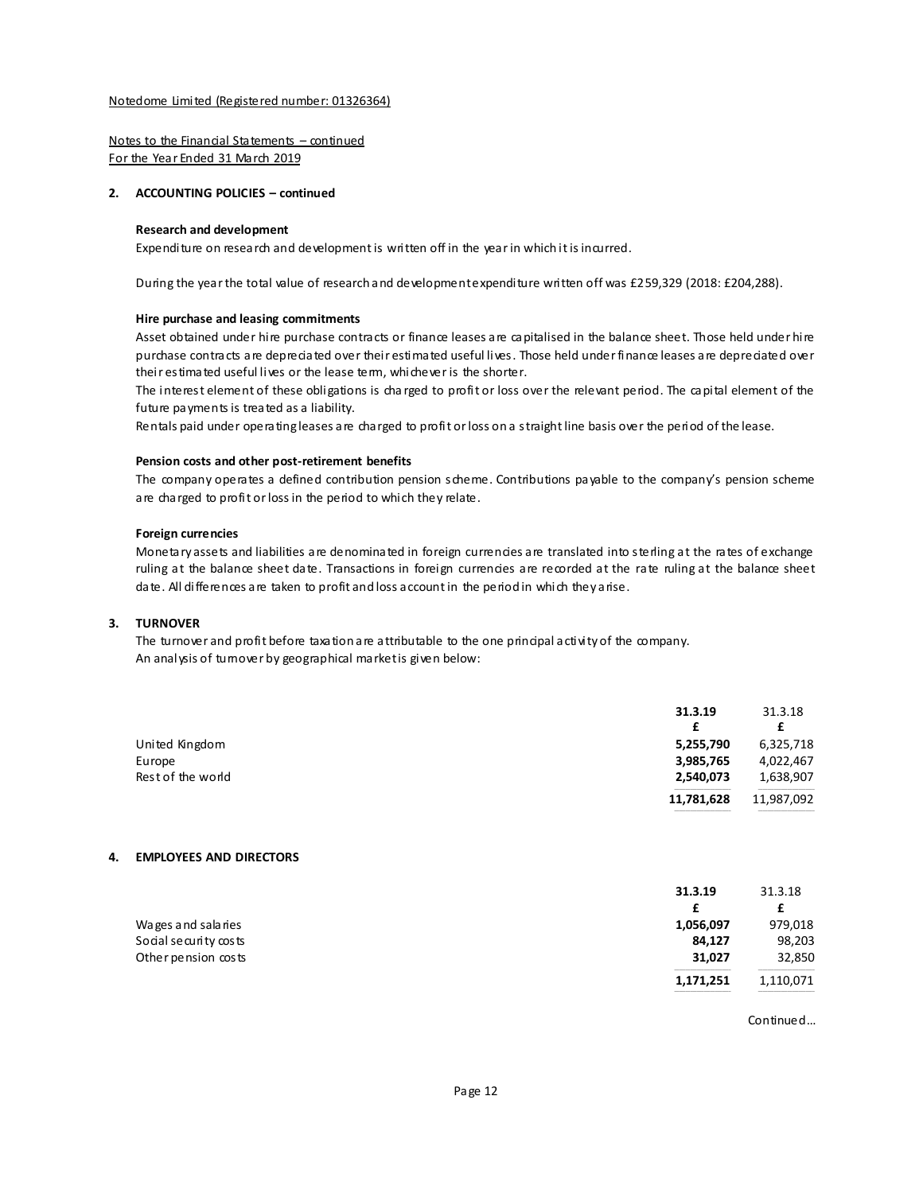Notedome Limited (Registered number: 01326364)

Notes to the Financial Statements – continued
For the Year Ended 31 March 2019

## 2. ACCOUNTING POLICIES – continued

**Research and development**

Expenditure on research and development is written off in the year in which it is incurred.

During the year the total value of research and development expenditure written off was £259,329 (2018: £204,288).

**Hire purchase and leasing commitments**

Asset obtained under hire purchase contracts or finance leases are capitalised in the balance sheet. Those held under hire purchase contracts are depreciated over their estimated useful lives. Those held under finance leases are depreciated over their estimated useful lives or the lease term, whichever is the shorter.

The interest element of these obligations is charged to profit or loss over the relevant period. The capital element of the future payments is treated as a liability.

Rentals paid under operating leases are charged to profit or loss on a straight line basis over the period of the lease.

**Pension costs and other post-retirement benefits**

The company operates a defined contribution pension scheme. Contributions payable to the company's pension scheme are charged to profit or loss in the period to which they relate.

**Foreign currencies**

Monetary assets and liabilities are denominated in foreign currencies are translated into sterling at the rates of exchange ruling at the balance sheet date. Transactions in foreign currencies are recorded at the rate ruling at the balance sheet date. All differences are taken to profit and loss account in the period in which they arise.

## 3. TURNOVER

The turnover and profit before taxation are attributable to the one principal activity of the company.

An analysis of turnover by geographical market is given below:

| | **31.3.19** | 31.3.18 |
|---|---|---|
| | **£** | £ |
| United Kingdom | **5,255,790** | 6,325,718 |
| Europe | **3,985,765** | 4,022,467 |
| Rest of the world | **2,540,073** | 1,638,907 |
| | **11,781,628** | 11,987,092 |

## 4. EMPLOYEES AND DIRECTORS

| | **31.3.19** | 31.3.18 |
|---|---|---|
| | **£** | £ |
| Wages and salaries | **1,056,097** | 979,018 |
| Social security costs | **84,127** | 98,203 |
| Other pension costs | **31,027** | 32,850 |
| | **1,171,251** | 1,110,071 |

Continued...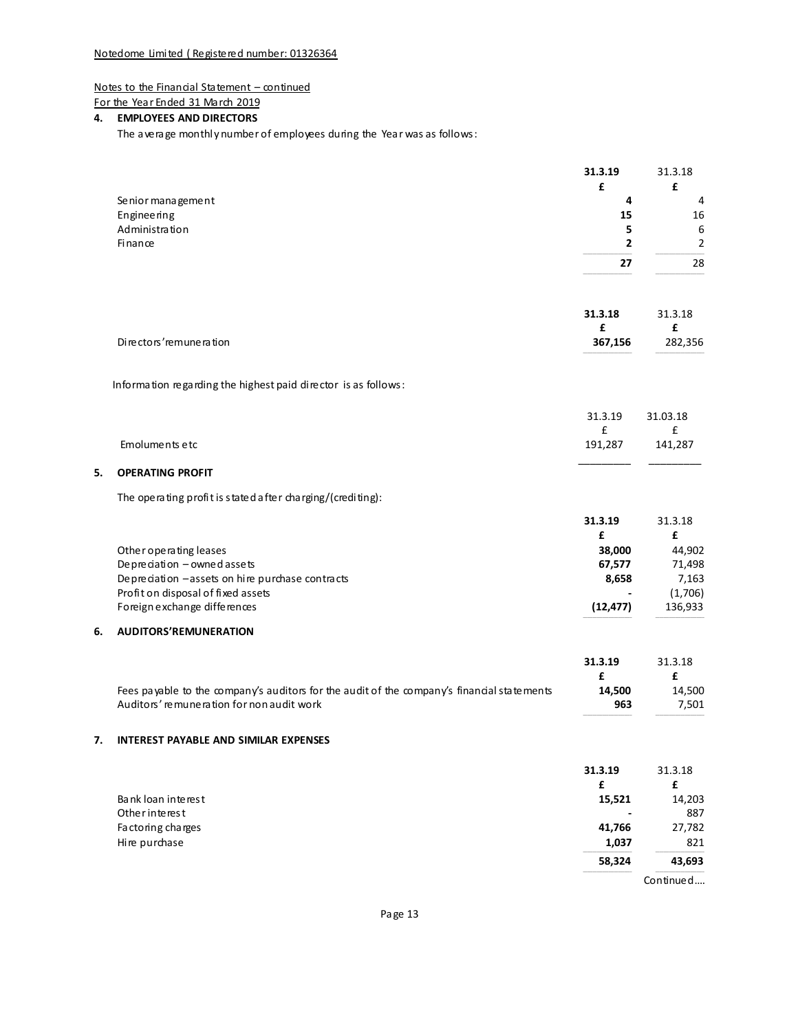Notedome Limited ( Registered number: 01326364

Notes to the Financial Statement – continued
For the Year Ended 31 March 2019

**4. EMPLOYEES AND DIRECTORS**

The average monthly number of employees during the Year was as follows:

| | **31.3.19** | 31.3.18 |
|---|---|---|
| | **£** | £ |
| Senior management | **4** | 4 |
| Engineering | **15** | 16 |
| Administration | **5** | 6 |
| Finance | **2** | 2 |
| | **27** | 28 |

| | **31.3.18** | 31.3.18 |
|---|---|---|
| | **£** | £ |
| Directors' remuneration | **367,156** | 282,356 |

Information regarding the highest paid director is as follows:

| | 31.3.19 | 31.03.18 |
|---|---|---|
| | £ | £ |
| Emoluments etc | 191,287 | 141,287 |

**5. OPERATING PROFIT**

The operating profit is stated after charging/(crediting):

| | **31.3.19** | 31.3.18 |
|---|---|---|
| | **£** | £ |
| Other operating leases | **38,000** | 44,902 |
| Depreciation – owned assets | **67,577** | 71,498 |
| Depreciation – assets on hire purchase contracts | **8,658** | 7,163 |
| Profit on disposal of fixed assets | **-** | (1,706) |
| Foreign exchange differences | **(12,477)** | 136,933 |

**6. AUDITORS'REMUNERATION**

| | **31.3.19** | 31.3.18 |
|---|---|---|
| | **£** | £ |
| Fees payable to the company's auditors for the audit of the company's financial statements | **14,500** | 14,500 |
| Auditors' remuneration for non audit work | **963** | 7,501 |

**7. INTEREST PAYABLE AND SIMILAR EXPENSES**

| | **31.3.19** | 31.3.18 |
|---|---|---|
| | **£** | £ |
| Bank loan interest | **15,521** | 14,203 |
| Other interest | **-** | 887 |
| Factoring charges | **41,766** | 27,782 |
| Hire purchase | **1,037** | 821 |
| | **58,324** | **43,693** |

Continued....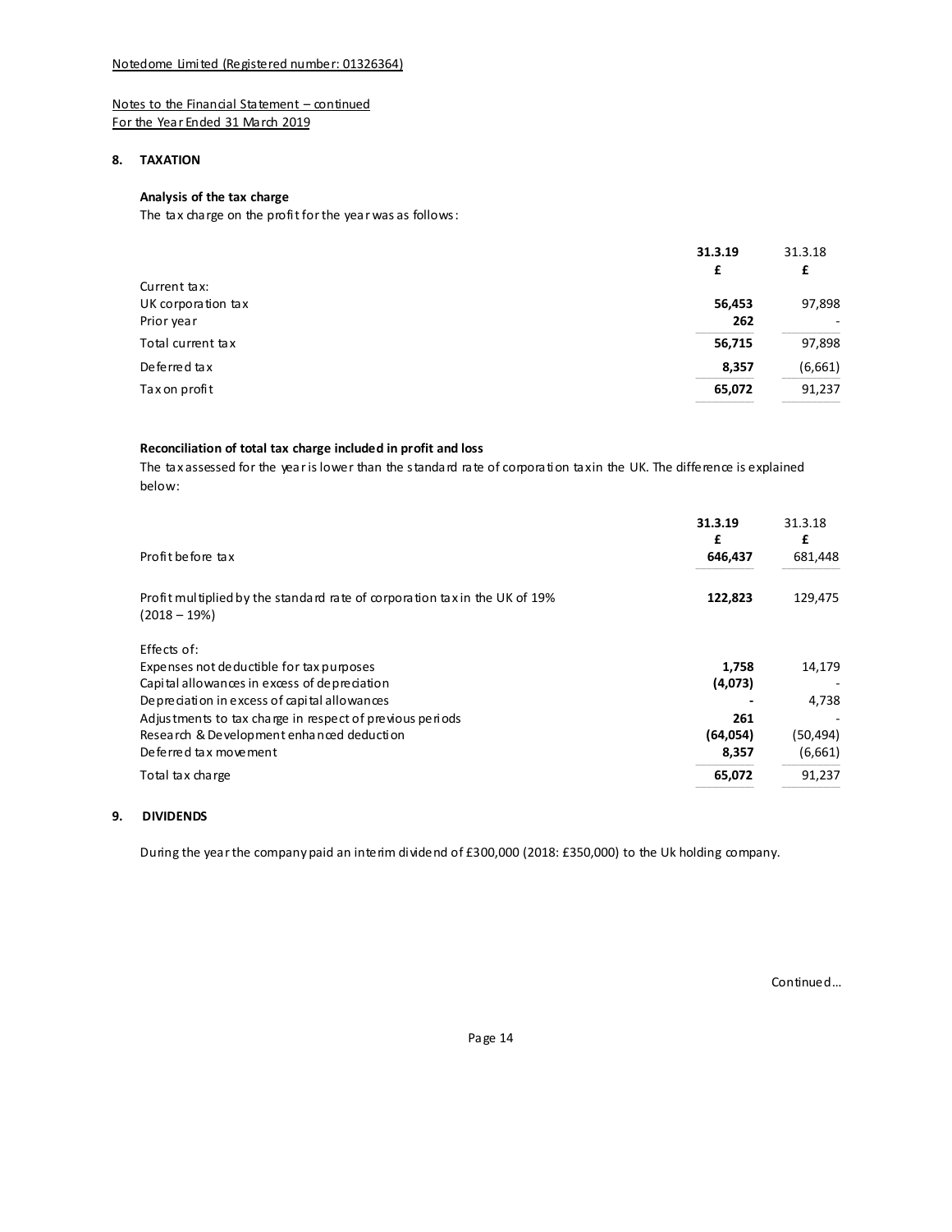Notedome Limited (Registered number: 01326364)

Notes to the Financial Statement – continued
For the Year Ended 31 March 2019

## 8. TAXATION

**Analysis of the tax charge**

The tax charge on the profit for the year was as follows:

| | **31.3.19** | 31.3.18 |
|---|---|---|
| | **£** | £ |
| Current tax: | | |
| UK corporation tax | **56,453** | 97,898 |
| Prior year | **262** | - |
| Total current tax | **56,715** | 97,898 |
| Deferred tax | **8,357** | (6,661) |
| Tax on profit | **65,072** | 91,237 |

**Reconciliation of total tax charge included in profit and loss**

The tax assessed for the year is lower than the standard rate of corporation tax in the UK. The difference is explained below:

| | **31.3.19** | 31.3.18 |
|---|---|---|
| | **£** | £ |
| Profit before tax | **646,437** | 681,448 |
| Profit multiplied by the standard rate of corporation tax in the UK of 19% (2018 – 19%) | **122,823** | 129,475 |
| Effects of: | | |
| Expenses not deductible for tax purposes | **1,758** | 14,179 |
| Capital allowances in excess of depreciation | **(4,073)** | - |
| Depreciation in excess of capital allowances | **-** | 4,738 |
| Adjustments to tax charge in respect of previous periods | **261** | - |
| Research & Development enhanced deduction | **(64,054)** | (50,494) |
| Deferred tax movement | **8,357** | (6,661) |
| Total tax charge | **65,072** | 91,237 |

## 9. DIVIDENDS

During the year the company paid an interim dividend of £300,000 (2018: £350,000) to the Uk holding company.

Continued...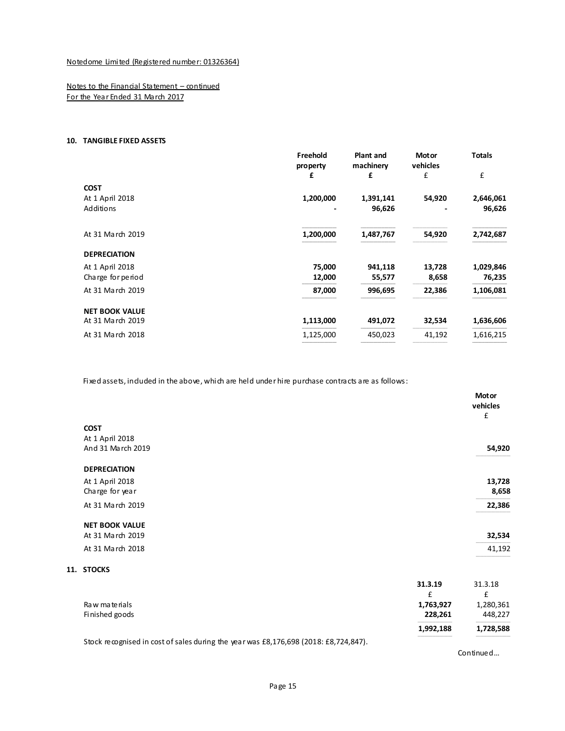Notedome Limited (Registered number: 01326364)

Notes to the Financial Statement – continued
For the Year Ended 31 March 2017

## 10. TANGIBLE FIXED ASSETS

| | Freehold property | Plant and machinery | Motor vehicles | Totals |
|---|---|---|---|---|
| | £ | £ | £ | £ |
| **COST** | | | | |
| At 1 April 2018 | **1,200,000** | **1,391,141** | **54,920** | **2,646,061** |
| Additions | **-** | **96,626** | **-** | **96,626** |
| At 31 March 2019 | **1,200,000** | **1,487,767** | **54,920** | **2,742,687** |
| **DEPRECIATION** | | | | |
| At 1 April 2018 | **75,000** | **941,118** | **13,728** | **1,029,846** |
| Charge for period | **12,000** | **55,577** | **8,658** | **76,235** |
| At 31 March 2019 | **87,000** | **996,695** | **22,386** | **1,106,081** |
| **NET BOOK VALUE** | | | | |
| At 31 March 2019 | **1,113,000** | **491,072** | **32,534** | **1,636,606** |
| At 31 March 2018 | 1,125,000 | 450,023 | 41,192 | 1,616,215 |

Fixed assets, included in the above, which are held under hire purchase contracts are as follows:

| | Motor vehicles |
|---|---|
| | £ |
| **COST** | |
| At 1 April 2018 And 31 March 2019 | **54,920** |
| **DEPRECIATION** | |
| At 1 April 2018 | **13,728** |
| Charge for year | **8,658** |
| At 31 March 2019 | **22,386** |
| **NET BOOK VALUE** | |
| At 31 March 2019 | **32,534** |
| At 31 March 2018 | 41,192 |

## 11. STOCKS

| | 31.3.19 | 31.3.18 |
|---|---|---|
| | £ | £ |
| Raw materials | **1,763,927** | 1,280,361 |
| Finished goods | **228,261** | 448,227 |
| | **1,992,188** | **1,728,588** |

Stock recognised in cost of sales during the year was £8,176,698 (2018: £8,724,847).

Continued...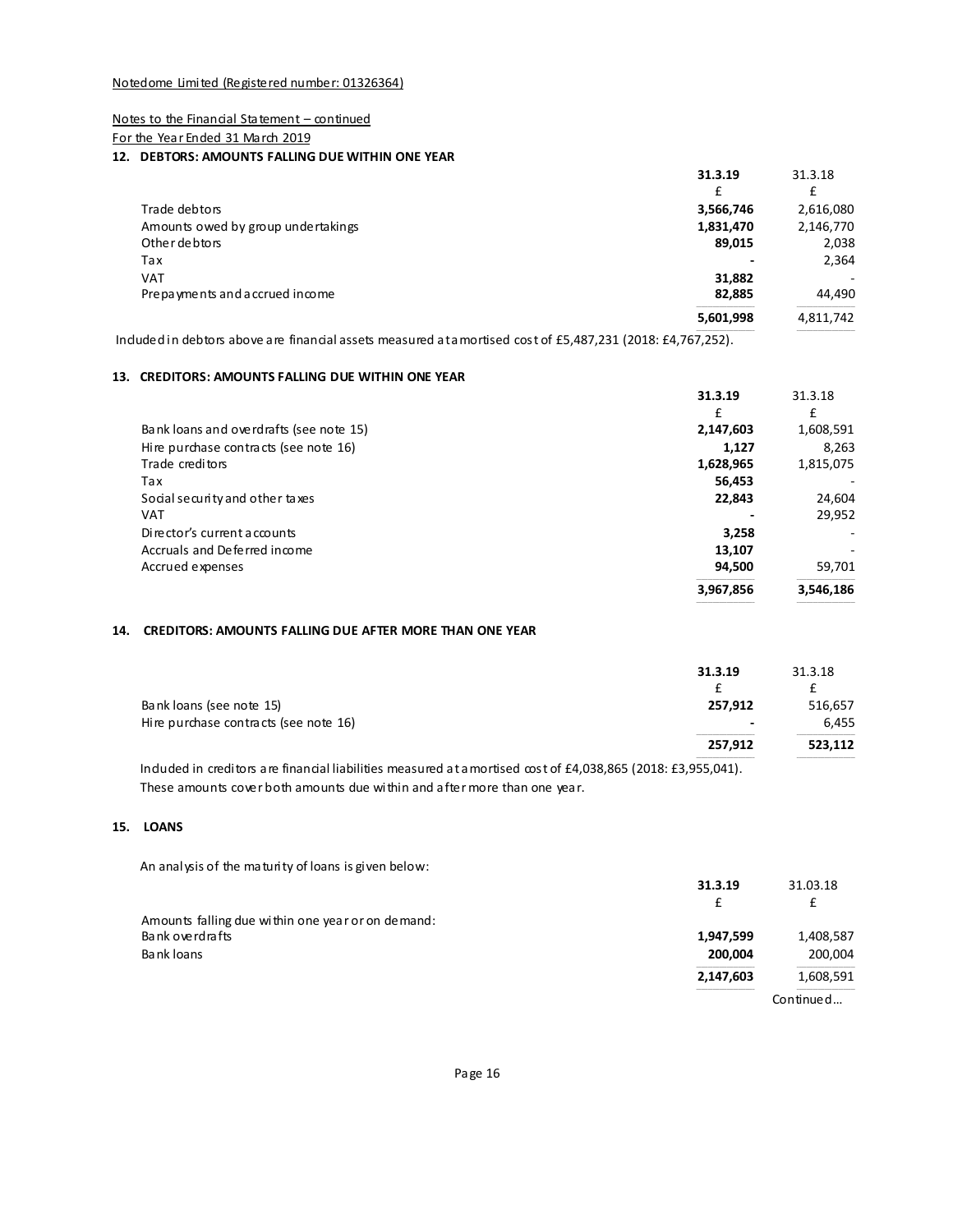Notedome Limited (Registered number: 01326364)

Notes to the Financial Statement – continued

For the Year Ended 31 March 2019

### 12. DEBTORS: AMOUNTS FALLING DUE WITHIN ONE YEAR

| | 31.3.19 | 31.3.18 |
|---|---|---|
| | £ | £ |
| Trade debtors | **3,566,746** | 2,616,080 |
| Amounts owed by group undertakings | **1,831,470** | 2,146,770 |
| Other debtors | **89,015** | 2,038 |
| Tax | **-** | 2,364 |
| VAT | **31,882** | - |
| Prepayments and accrued income | **82,885** | 44,490 |
| | **5,601,998** | 4,811,742 |

Included in debtors above are financial assets measured at amortised cost of £5,487,231 (2018: £4,767,252).

### 13. CREDITORS: AMOUNTS FALLING DUE WITHIN ONE YEAR

| | 31.3.19 | 31.3.18 |
|---|---|---|
| | £ | £ |
| Bank loans and overdrafts (see note 15) | **2,147,603** | 1,608,591 |
| Hire purchase contracts (see note 16) | **1,127** | 8,263 |
| Trade creditors | **1,628,965** | 1,815,075 |
| Tax | **56,453** | - |
| Social security and other taxes | **22,843** | 24,604 |
| VAT | **-** | 29,952 |
| Director's current accounts | **3,258** | - |
| Accruals and Deferred income | **13,107** | - |
| Accrued expenses | **94,500** | 59,701 |
| | **3,967,856** | **3,546,186** |

### 14. CREDITORS: AMOUNTS FALLING DUE AFTER MORE THAN ONE YEAR

| | 31.3.19 | 31.3.18 |
|---|---|---|
| | £ | £ |
| Bank loans (see note 15) | **257,912** | 516,657 |
| Hire purchase contracts (see note 16) | **-** | 6,455 |
| | **257,912** | **523,112** |

Included in creditors are financial liabilities measured at amortised cost of £4,038,865 (2018: £3,955,041). These amounts cover both amounts due within and after more than one year.

### 15. LOANS

An analysis of the maturity of loans is given below:

| | 31.3.19 | 31.03.18 |
|---|---|---|
| | £ | £ |
| Amounts falling due within one year or on demand: | | |
| Bank overdrafts | **1,947,599** | 1,408,587 |
| Bank loans | **200,004** | 200,004 |
| | **2,147,603** | 1,608,591 |

Continued...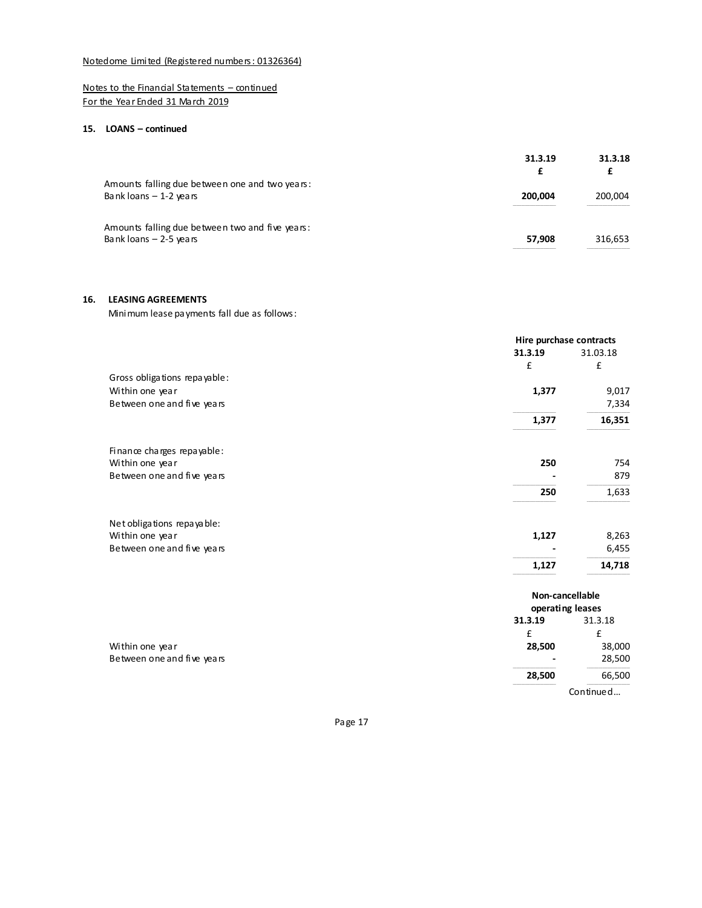Notedome Limited (Registered numbers: 01326364)

Notes to the Financial Statements – continued
For the Year Ended 31 March 2019

**15. LOANS – continued**

| | 31.3.19 | 31.3.18 |
|---|---|---|
| | £ | £ |
| Amounts falling due between one and two years: | | |
| Bank loans – 1-2 years | **200,004** | 200,004 |
| | | |
| Amounts falling due between two and five years: | | |
| Bank loans – 2-5 years | **57,908** | 316,653 |

**16. LEASING AGREEMENTS**

Minimum lease payments fall due as follows:

| | Hire purchase contracts | |
|---|---|---|
| | 31.3.19 | 31.03.18 |
| | £ | £ |
| Gross obligations repayable: | | |
| Within one year | **1,377** | 9,017 |
| Between one and five years | | 7,334 |
| | **1,377** | **16,351** |
| | | |
| Finance charges repayable: | | |
| Within one year | **250** | 754 |
| Between one and five years | **-** | 879 |
| | **250** | 1,633 |
| | | |
| Net obligations repayable: | | |
| Within one year | **1,127** | 8,263 |
| Between one and five years | **-** | 6,455 |
| | **1,127** | **14,718** |

| | Non-cancellable operating leases | |
|---|---|---|
| | 31.3.19 | 31.3.18 |
| | £ | £ |
| Within one year | **28,500** | 38,000 |
| Between one and five years | **-** | 28,500 |
| | **28,500** | 66,500 |

Continued...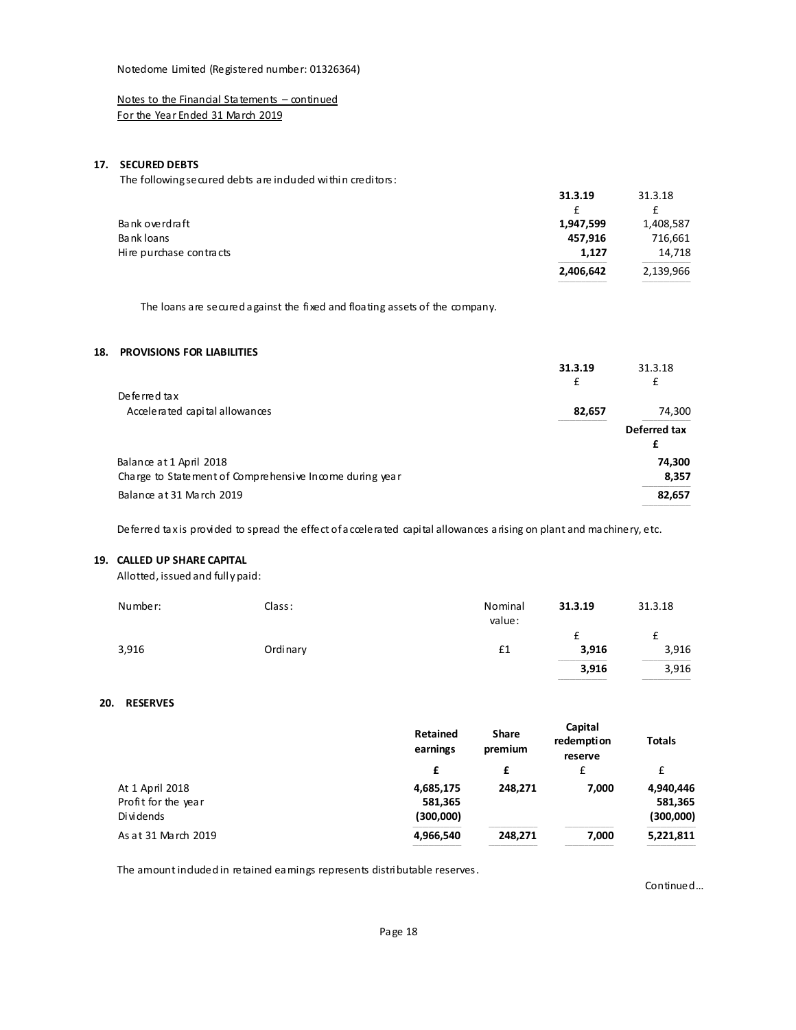Notedome Limited (Registered number: 01326364)

Notes to the Financial Statements – continued
For the Year Ended 31 March 2019

## 17. SECURED DEBTS

The following secured debts are included within creditors:

| | 31.3.19 | 31.3.18 |
|---|---|---|
| | £ | £ |
| Bank overdraft | 1,947,599 | 1,408,587 |
| Bank loans | 457,916 | 716,661 |
| Hire purchase contracts | 1,127 | 14,718 |
| | 2,406,642 | 2,139,966 |

The loans are secured against the fixed and floating assets of the company.

## 18. PROVISIONS FOR LIABILITIES

| | 31.3.19 | 31.3.18 |
|---|---|---|
| | £ | £ |
| Deferred tax | | |
| Accelerated capital allowances | 82,657 | 74,300 |

| | Deferred tax |
|---|---|
| | £ |
| Balance at 1 April 2018 | 74,300 |
| Charge to Statement of Comprehensive Income during year | 8,357 |
| Balance at 31 March 2019 | 82,657 |

Deferred tax is provided to spread the effect of accelerated capital allowances arising on plant and machinery, etc.

## 19. CALLED UP SHARE CAPITAL

Allotted, issued and fully paid:

| Number: | Class: | Nominal value: | 31.3.19 | 31.3.18 |
|---|---|---|---|---|
| | | | £ | £ |
| 3,916 | Ordinary | £1 | 3,916 | 3,916 |
| | | | 3,916 | 3,916 |

## 20. RESERVES

| | Retained earnings | Share premium | Capital redemption reserve | Totals |
|---|---|---|---|---|
| | £ | £ | £ | £ |
| At 1 April 2018 | 4,685,175 | 248,271 | 7,000 | 4,940,446 |
| Profit for the year | 581,365 | | | 581,365 |
| Dividends | (300,000) | | | (300,000) |
| As at 31 March 2019 | 4,966,540 | 248,271 | 7,000 | 5,221,811 |

The amount included in retained earnings represents distributable reserves.

Continued...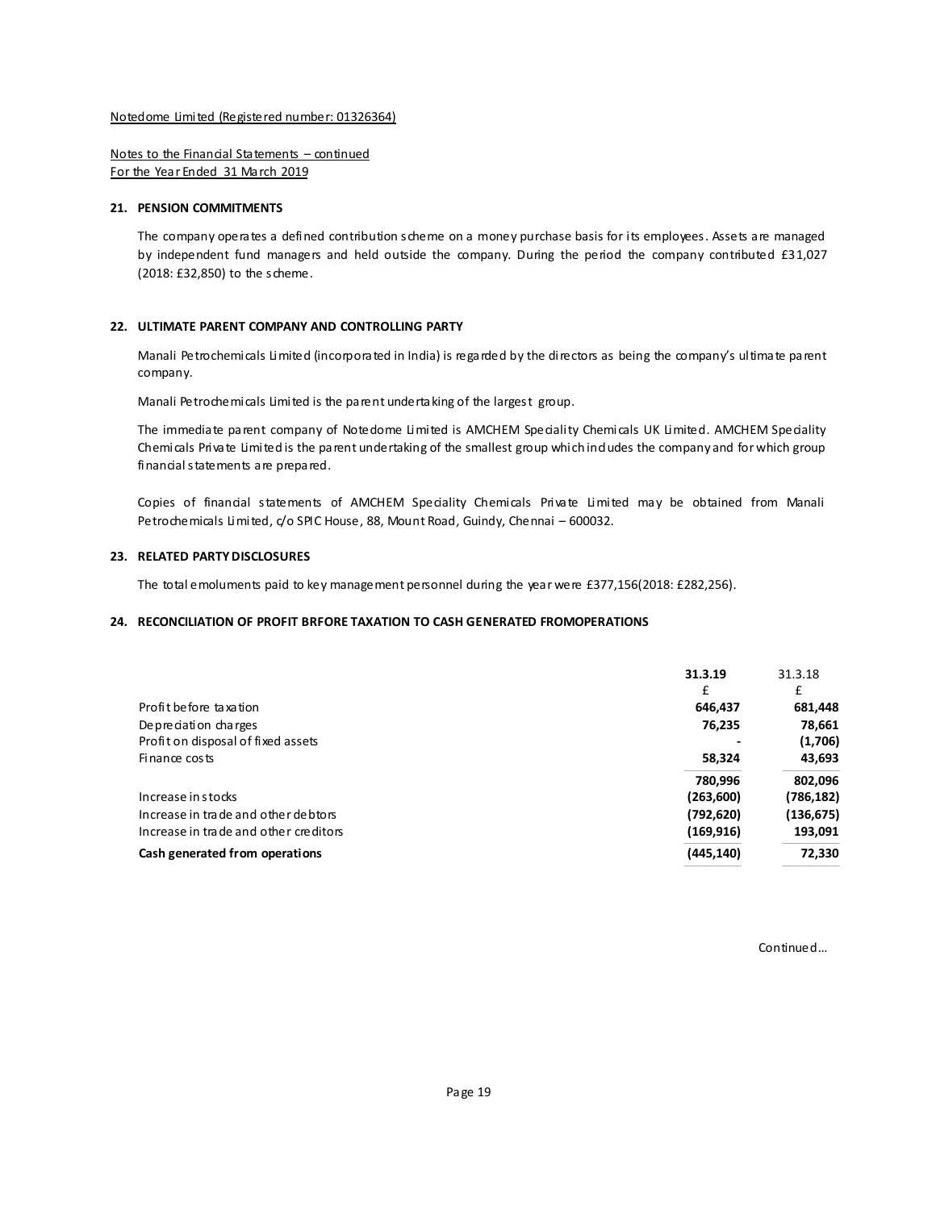Notedome Limited (Registered number: 01326364)

Notes to the Financial Statements – continued
For the Year Ended 31 March 2019

## 21. PENSION COMMITMENTS

The company operates a defined contribution scheme on a money purchase basis for its employees. Assets are managed by independent fund managers and held outside the company. During the period the company contributed £31,027 (2018: £32,850) to the scheme.

## 22. ULTIMATE PARENT COMPANY AND CONTROLLING PARTY

Manali Petrochemicals Limited (incorporated in India) is regarded by the directors as being the company's ultimate parent company.

Manali Petrochemicals Limited is the parent undertaking of the largest group.

The immediate parent company of Notedome Limited is AMCHEM Speciality Chemicals UK Limited. AMCHEM Speciality Chemicals Private Limited is the parent undertaking of the smallest group which includes the company and for which group financial statements are prepared.

Copies of financial statements of AMCHEM Speciality Chemicals Private Limited may be obtained from Manali Petrochemicals Limited, c/o SPIC House, 88, Mount Road, Guindy, Chennai – 600032.

## 23. RELATED PARTY DISCLOSURES

The total emoluments paid to key management personnel during the year were £377,156(2018: £282,256).

## 24. RECONCILIATION OF PROFIT BRFORE TAXATION TO CASH GENERATED FROMOPERATIONS

| | **31.3.19** | 31.3.18 |
|---|---|---|
| | £ | £ |
| Profit before taxation | **646,437** | **681,448** |
| Depreciation charges | **76,235** | **78,661** |
| Profit on disposal of fixed assets | **-** | **(1,706)** |
| Finance costs | **58,324** | **43,693** |
| | **780,996** | **802,096** |
| Increase in stocks | **(263,600)** | **(786,182)** |
| Increase in trade and other debtors | **(792,620)** | **(136,675)** |
| Increase in trade and other creditors | **(169,916)** | **193,091** |
| **Cash generated from operations** | **(445,140)** | **72,330** |

Continued...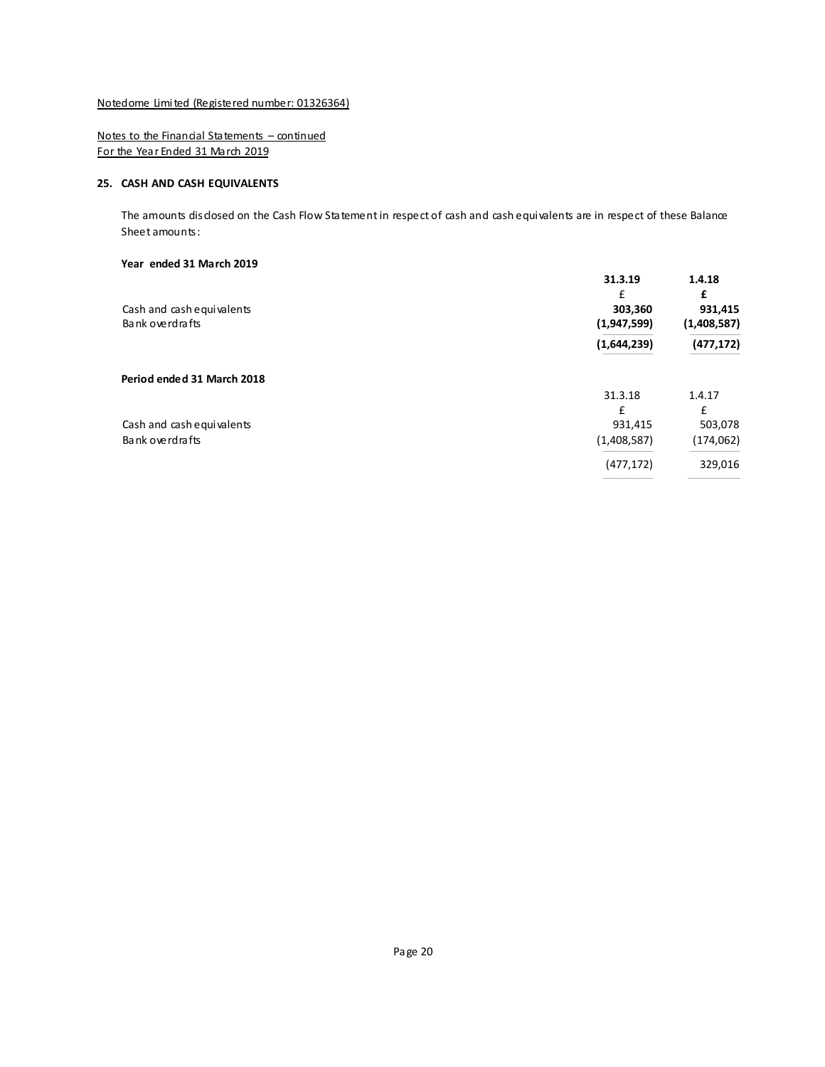Notedome Limited (Registered number: 01326364)

Notes to the Financial Statements – continued
For the Year Ended 31 March 2019

## 25. CASH AND CASH EQUIVALENTS

The amounts disclosed on the Cash Flow Statement in respect of cash and cash equivalents are in respect of these Balance Sheet amounts:

**Year ended 31 March 2019**

| | **31.3.19** | **1.4.18** |
|---|---|---|
| | £ | **£** |
| Cash and cash equivalents | **303,360** | **931,415** |
| Bank overdrafts | **(1,947,599)** | **(1,408,587)** |
| | **(1,644,239)** | **(477,172)** |

**Period ended 31 March 2018**

| | 31.3.18 | 1.4.17 |
|---|---|---|
| | £ | £ |
| Cash and cash equivalents | 931,415 | 503,078 |
| Bank overdrafts | (1,408,587) | (174,062) |
| | (477,172) | 329,016 |